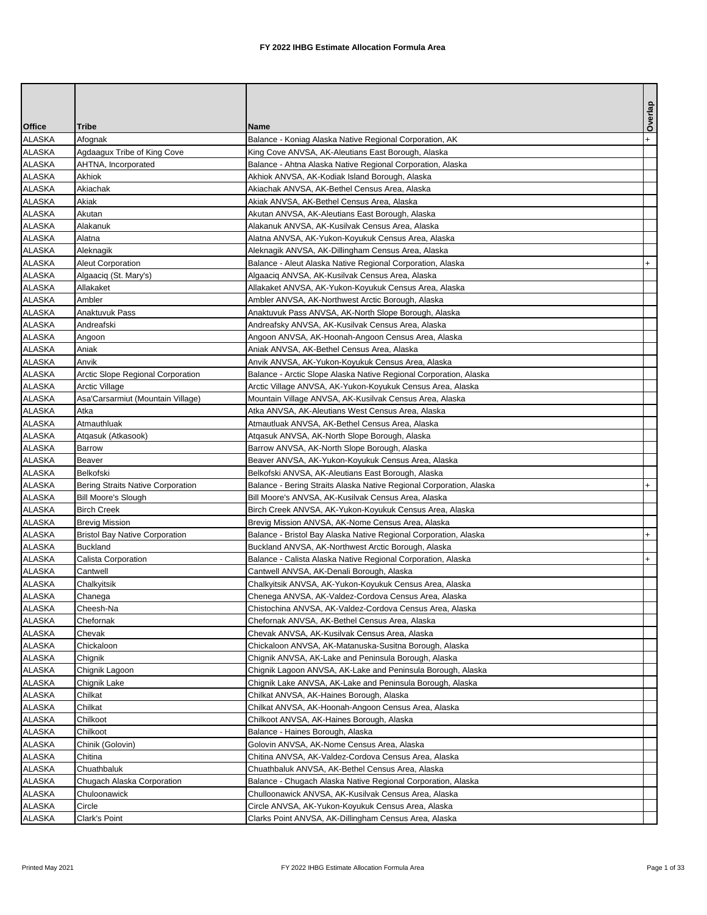# FY 2022 IHBG Estimate Allocation Formula Area

| Office | Tribe | Name | Overlap |
|---|---|---|---|
| ALASKA | Afognak | Balance - Koniag Alaska Native Regional Corporation, AK | + |
| ALASKA | Agdaagux Tribe of King Cove | King Cove ANVSA, AK-Aleutians East Borough, Alaska | |
| ALASKA | AHTNA, Incorporated | Balance - Ahtna Alaska Native Regional Corporation, Alaska | |
| ALASKA | Akhiok | Akhiok ANVSA, AK-Kodiak Island Borough, Alaska | |
| ALASKA | Akiachak | Akiachak ANVSA, AK-Bethel Census Area, Alaska | |
| ALASKA | Akiak | Akiak ANVSA, AK-Bethel Census Area, Alaska | |
| ALASKA | Akutan | Akutan ANVSA, AK-Aleutians East Borough, Alaska | |
| ALASKA | Alakanuk | Alakanuk ANVSA, AK-Kusilvak Census Area, Alaska | |
| ALASKA | Alatna | Alatna ANVSA, AK-Yukon-Koyukuk Census Area, Alaska | |
| ALASKA | Aleknagik | Aleknagik ANVSA, AK-Dillingham Census Area, Alaska | |
| ALASKA | Aleut Corporation | Balance - Aleut Alaska Native Regional Corporation, Alaska | + |
| ALASKA | Algaaciq (St. Mary's) | Algaaciq ANVSA, AK-Kusilvak Census Area, Alaska | |
| ALASKA | Allakaket | Allakaket ANVSA, AK-Yukon-Koyukuk Census Area, Alaska | |
| ALASKA | Ambler | Ambler ANVSA, AK-Northwest Arctic Borough, Alaska | |
| ALASKA | Anaktuvuk Pass | Anaktuvuk Pass ANVSA, AK-North Slope Borough, Alaska | |
| ALASKA | Andreafski | Andreafsky ANVSA, AK-Kusilvak Census Area, Alaska | |
| ALASKA | Angoon | Angoon ANVSA, AK-Hoonah-Angoon Census Area, Alaska | |
| ALASKA | Aniak | Aniak ANVSA, AK-Bethel Census Area, Alaska | |
| ALASKA | Anvik | Anvik ANVSA, AK-Yukon-Koyukuk Census Area, Alaska | |
| ALASKA | Arctic Slope Regional Corporation | Balance - Arctic Slope Alaska Native Regional Corporation, Alaska | |
| ALASKA | Arctic Village | Arctic Village ANVSA, AK-Yukon-Koyukuk Census Area, Alaska | |
| ALASKA | Asa'Carsarmiut (Mountain Village) | Mountain Village ANVSA, AK-Kusilvak Census Area, Alaska | |
| ALASKA | Atka | Atka ANVSA, AK-Aleutians West Census Area, Alaska | |
| ALASKA | Atmauthluak | Atmautluak ANVSA, AK-Bethel Census Area, Alaska | |
| ALASKA | Atqasuk (Atkasook) | Atqasuk ANVSA, AK-North Slope Borough, Alaska | |
| ALASKA | Barrow | Barrow ANVSA, AK-North Slope Borough, Alaska | |
| ALASKA | Beaver | Beaver ANVSA, AK-Yukon-Koyukuk Census Area, Alaska | |
| ALASKA | Belkofski | Belkofski ANVSA, AK-Aleutians East Borough, Alaska | |
| ALASKA | Bering Straits Native Corporation | Balance - Bering Straits Alaska Native Regional Corporation, Alaska | + |
| ALASKA | Bill Moore's Slough | Bill Moore's ANVSA, AK-Kusilvak Census Area, Alaska | |
| ALASKA | Birch Creek | Birch Creek ANVSA, AK-Yukon-Koyukuk Census Area, Alaska | |
| ALASKA | Brevig Mission | Brevig Mission ANVSA, AK-Nome Census Area, Alaska | |
| ALASKA | Bristol Bay Native Corporation | Balance - Bristol Bay Alaska Native Regional Corporation, Alaska | + |
| ALASKA | Buckland | Buckland ANVSA, AK-Northwest Arctic Borough, Alaska | |
| ALASKA | Calista Corporation | Balance - Calista Alaska Native Regional Corporation, Alaska | + |
| ALASKA | Cantwell | Cantwell ANVSA, AK-Denali Borough, Alaska | |
| ALASKA | Chalkyitsik | Chalkyitsik ANVSA, AK-Yukon-Koyukuk Census Area, Alaska | |
| ALASKA | Chanega | Chenega ANVSA, AK-Valdez-Cordova Census Area, Alaska | |
| ALASKA | Cheesh-Na | Chistochina ANVSA, AK-Valdez-Cordova Census Area, Alaska | |
| ALASKA | Chefornak | Chefornak ANVSA, AK-Bethel Census Area, Alaska | |
| ALASKA | Chevak | Chevak ANVSA, AK-Kusilvak Census Area, Alaska | |
| ALASKA | Chickaloon | Chickaloon ANVSA, AK-Matanuska-Susitna Borough, Alaska | |
| ALASKA | Chignik | Chignik ANVSA, AK-Lake and Peninsula Borough, Alaska | |
| ALASKA | Chignik Lagoon | Chignik Lagoon ANVSA, AK-Lake and Peninsula Borough, Alaska | |
| ALASKA | Chignik Lake | Chignik Lake ANVSA, AK-Lake and Peninsula Borough, Alaska | |
| ALASKA | Chilkat | Chilkat ANVSA, AK-Haines Borough, Alaska | |
| ALASKA | Chilkat | Chilkat ANVSA, AK-Hoonah-Angoon Census Area, Alaska | |
| ALASKA | Chilkoot | Chilkoot ANVSA, AK-Haines Borough, Alaska | |
| ALASKA | Chilkoot | Balance - Haines Borough, Alaska | |
| ALASKA | Chinik (Golovin) | Golovin ANVSA, AK-Nome Census Area, Alaska | |
| ALASKA | Chitina | Chitina ANVSA, AK-Valdez-Cordova Census Area, Alaska | |
| ALASKA | Chuathbaluk | Chuathbaluk ANVSA, AK-Bethel Census Area, Alaska | |
| ALASKA | Chugach Alaska Corporation | Balance - Chugach Alaska Native Regional Corporation, Alaska | |
| ALASKA | Chuloonawick | Chulloonawick ANVSA, AK-Kusilvak Census Area, Alaska | |
| ALASKA | Circle | Circle ANVSA, AK-Yukon-Koyukuk Census Area, Alaska | |
| ALASKA | Clark's Point | Clarks Point ANVSA, AK-Dillingham Census Area, Alaska | |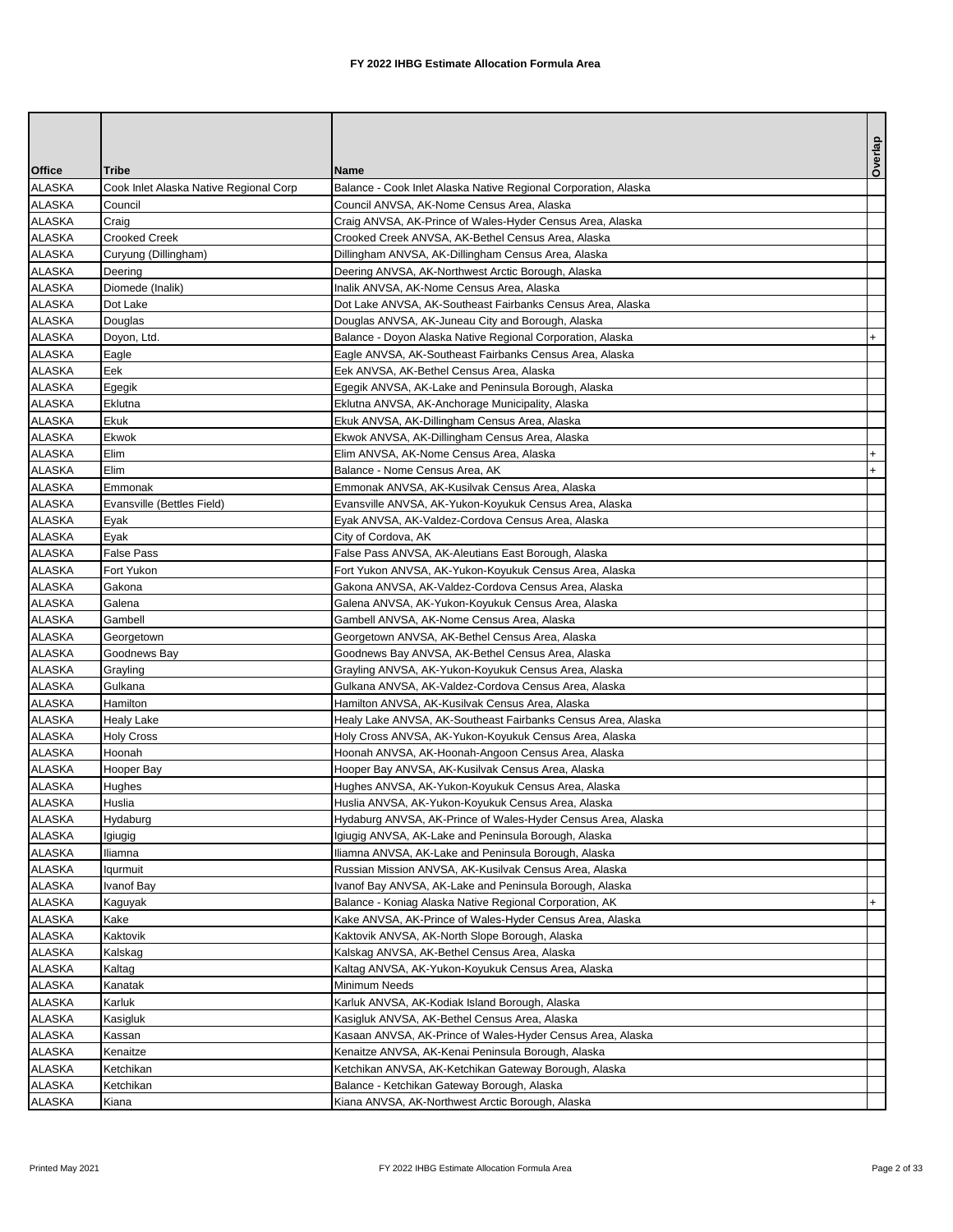# FY 2022 IHBG Estimate Allocation Formula Area

| Office | Tribe | Name | Overlap |
|---|---|---|---|
| ALASKA | Cook Inlet Alaska Native Regional Corp | Balance - Cook Inlet Alaska Native Regional Corporation, Alaska | |
| ALASKA | Council | Council ANVSA, AK-Nome Census Area, Alaska | |
| ALASKA | Craig | Craig ANVSA, AK-Prince of Wales-Hyder Census Area, Alaska | |
| ALASKA | Crooked Creek | Crooked Creek ANVSA, AK-Bethel Census Area, Alaska | |
| ALASKA | Curyung (Dillingham) | Dillingham ANVSA, AK-Dillingham Census Area, Alaska | |
| ALASKA | Deering | Deering ANVSA, AK-Northwest Arctic Borough, Alaska | |
| ALASKA | Diomede (Inalik) | Inalik ANVSA, AK-Nome Census Area, Alaska | |
| ALASKA | Dot Lake | Dot Lake ANVSA, AK-Southeast Fairbanks Census Area, Alaska | |
| ALASKA | Douglas | Douglas ANVSA, AK-Juneau City and Borough, Alaska | |
| ALASKA | Doyon, Ltd. | Balance - Doyon Alaska Native Regional Corporation, Alaska | + |
| ALASKA | Eagle | Eagle ANVSA, AK-Southeast Fairbanks Census Area, Alaska | |
| ALASKA | Eek | Eek ANVSA, AK-Bethel Census Area, Alaska | |
| ALASKA | Egegik | Egegik ANVSA, AK-Lake and Peninsula Borough, Alaska | |
| ALASKA | Eklutna | Eklutna ANVSA, AK-Anchorage Municipality, Alaska | |
| ALASKA | Ekuk | Ekuk ANVSA, AK-Dillingham Census Area, Alaska | |
| ALASKA | Ekwok | Ekwok ANVSA, AK-Dillingham Census Area, Alaska | |
| ALASKA | Elim | Elim ANVSA, AK-Nome Census Area, Alaska | + |
| ALASKA | Elim | Balance - Nome Census Area, AK | + |
| ALASKA | Emmonak | Emmonak ANVSA, AK-Kusilvak Census Area, Alaska | |
| ALASKA | Evansville (Bettles Field) | Evansville ANVSA, AK-Yukon-Koyukuk Census Area, Alaska | |
| ALASKA | Eyak | Eyak ANVSA, AK-Valdez-Cordova Census Area, Alaska | |
| ALASKA | Eyak | City of Cordova, AK | |
| ALASKA | False Pass | False Pass ANVSA, AK-Aleutians East Borough, Alaska | |
| ALASKA | Fort Yukon | Fort Yukon ANVSA, AK-Yukon-Koyukuk Census Area, Alaska | |
| ALASKA | Gakona | Gakona ANVSA, AK-Valdez-Cordova Census Area, Alaska | |
| ALASKA | Galena | Galena ANVSA, AK-Yukon-Koyukuk Census Area, Alaska | |
| ALASKA | Gambell | Gambell ANVSA, AK-Nome Census Area, Alaska | |
| ALASKA | Georgetown | Georgetown ANVSA, AK-Bethel Census Area, Alaska | |
| ALASKA | Goodnews Bay | Goodnews Bay ANVSA, AK-Bethel Census Area, Alaska | |
| ALASKA | Grayling | Grayling ANVSA, AK-Yukon-Koyukuk Census Area, Alaska | |
| ALASKA | Gulkana | Gulkana ANVSA, AK-Valdez-Cordova Census Area, Alaska | |
| ALASKA | Hamilton | Hamilton ANVSA, AK-Kusilvak Census Area, Alaska | |
| ALASKA | Healy Lake | Healy Lake ANVSA, AK-Southeast Fairbanks Census Area, Alaska | |
| ALASKA | Holy Cross | Holy Cross ANVSA, AK-Yukon-Koyukuk Census Area, Alaska | |
| ALASKA | Hoonah | Hoonah ANVSA, AK-Hoonah-Angoon Census Area, Alaska | |
| ALASKA | Hooper Bay | Hooper Bay ANVSA, AK-Kusilvak Census Area, Alaska | |
| ALASKA | Hughes | Hughes ANVSA, AK-Yukon-Koyukuk Census Area, Alaska | |
| ALASKA | Huslia | Huslia ANVSA, AK-Yukon-Koyukuk Census Area, Alaska | |
| ALASKA | Hydaburg | Hydaburg ANVSA, AK-Prince of Wales-Hyder Census Area, Alaska | |
| ALASKA | Igiugig | Igiugig ANVSA, AK-Lake and Peninsula Borough, Alaska | |
| ALASKA | Iliamna | Iliamna ANVSA, AK-Lake and Peninsula Borough, Alaska | |
| ALASKA | Iqurmuit | Russian Mission ANVSA, AK-Kusilvak Census Area, Alaska | |
| ALASKA | Ivanof Bay | Ivanof Bay ANVSA, AK-Lake and Peninsula Borough, Alaska | |
| ALASKA | Kaguyak | Balance - Koniag Alaska Native Regional Corporation, AK | + |
| ALASKA | Kake | Kake ANVSA, AK-Prince of Wales-Hyder Census Area, Alaska | |
| ALASKA | Kaktovik | Kaktovik ANVSA, AK-North Slope Borough, Alaska | |
| ALASKA | Kalskag | Kalskag ANVSA, AK-Bethel Census Area, Alaska | |
| ALASKA | Kaltag | Kaltag ANVSA, AK-Yukon-Koyukuk Census Area, Alaska | |
| ALASKA | Kanatak | Minimum Needs | |
| ALASKA | Karluk | Karluk ANVSA, AK-Kodiak Island Borough, Alaska | |
| ALASKA | Kasigluk | Kasigluk ANVSA, AK-Bethel Census Area, Alaska | |
| ALASKA | Kassan | Kasaan ANVSA, AK-Prince of Wales-Hyder Census Area, Alaska | |
| ALASKA | Kenaitze | Kenaitze ANVSA, AK-Kenai Peninsula Borough, Alaska | |
| ALASKA | Ketchikan | Ketchikan ANVSA, AK-Ketchikan Gateway Borough, Alaska | |
| ALASKA | Ketchikan | Balance - Ketchikan Gateway Borough, Alaska | |
| ALASKA | Kiana | Kiana ANVSA, AK-Northwest Arctic Borough, Alaska | |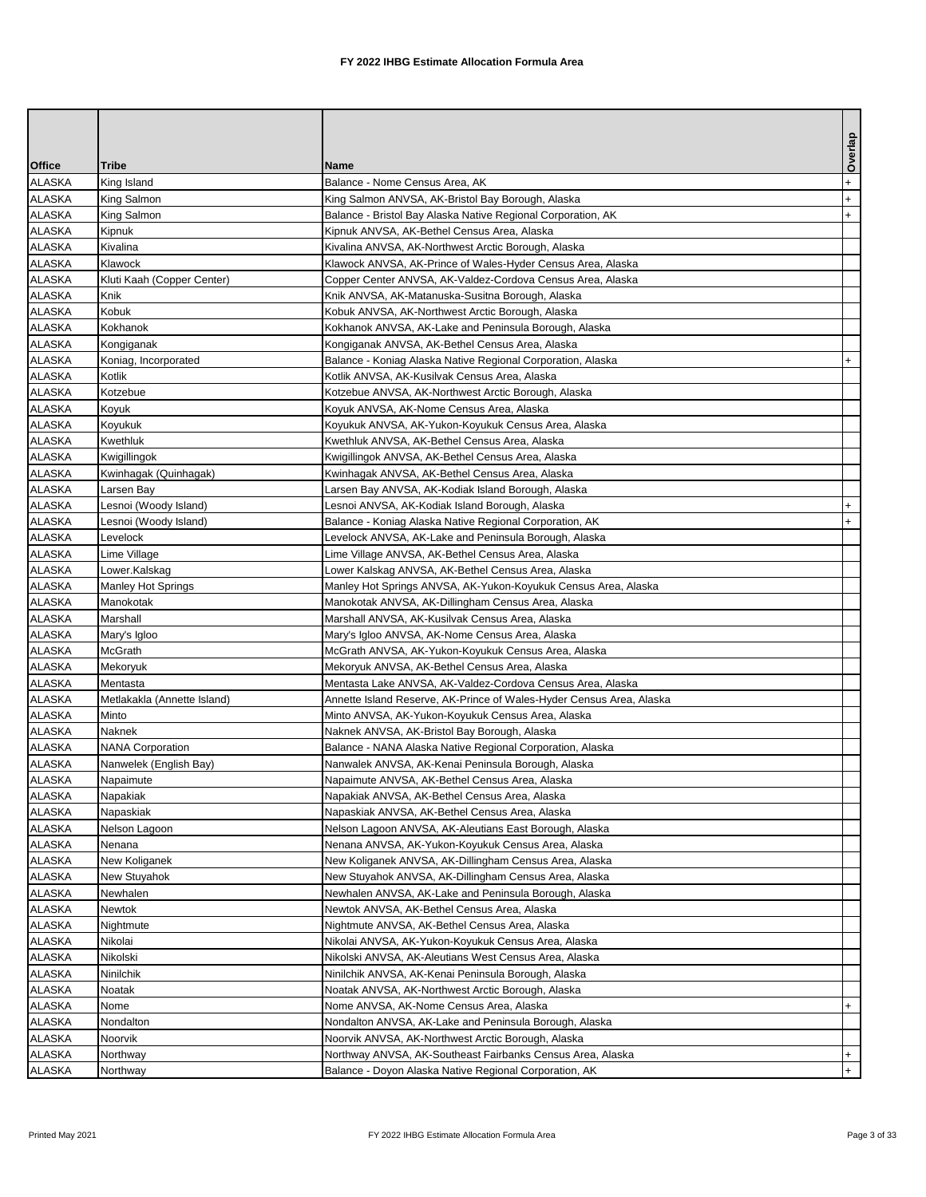# FY 2022 IHBG Estimate Allocation Formula Area

| Office | Tribe | Name | Overlap |
|---|---|---|---|
| ALASKA | King Island | Balance - Nome Census Area, AK | + |
| ALASKA | King Salmon | King Salmon ANVSA, AK-Bristol Bay Borough, Alaska | + |
| ALASKA | King Salmon | Balance - Bristol Bay Alaska Native Regional Corporation, AK | + |
| ALASKA | Kipnuk | Kipnuk ANVSA, AK-Bethel Census Area, Alaska | |
| ALASKA | Kivalina | Kivalina ANVSA, AK-Northwest Arctic Borough, Alaska | |
| ALASKA | Klawock | Klawock ANVSA, AK-Prince of Wales-Hyder Census Area, Alaska | |
| ALASKA | Kluti Kaah (Copper Center) | Copper Center ANVSA, AK-Valdez-Cordova Census Area, Alaska | |
| ALASKA | Knik | Knik ANVSA, AK-Matanuska-Susitna Borough, Alaska | |
| ALASKA | Kobuk | Kobuk ANVSA, AK-Northwest Arctic Borough, Alaska | |
| ALASKA | Kokhanok | Kokhanok ANVSA, AK-Lake and Peninsula Borough, Alaska | |
| ALASKA | Kongiganak | Kongiganak ANVSA, AK-Bethel Census Area, Alaska | |
| ALASKA | Koniag, Incorporated | Balance - Koniag Alaska Native Regional Corporation, Alaska | + |
| ALASKA | Kotlik | Kotlik ANVSA, AK-Kusilvak Census Area, Alaska | |
| ALASKA | Kotzebue | Kotzebue ANVSA, AK-Northwest Arctic Borough, Alaska | |
| ALASKA | Koyuk | Koyuk ANVSA, AK-Nome Census Area, Alaska | |
| ALASKA | Koyukuk | Koyukuk ANVSA, AK-Yukon-Koyukuk Census Area, Alaska | |
| ALASKA | Kwethluk | Kwethluk ANVSA, AK-Bethel Census Area, Alaska | |
| ALASKA | Kwigillingok | Kwigillingok ANVSA, AK-Bethel Census Area, Alaska | |
| ALASKA | Kwinhagak (Quinhagak) | Kwinhagak ANVSA, AK-Bethel Census Area, Alaska | |
| ALASKA | Larsen Bay | Larsen Bay ANVSA, AK-Kodiak Island Borough, Alaska | |
| ALASKA | Lesnoi (Woody Island) | Lesnoi ANVSA, AK-Kodiak Island Borough, Alaska | + |
| ALASKA | Lesnoi (Woody Island) | Balance - Koniag Alaska Native Regional Corporation, AK | + |
| ALASKA | Levelock | Levelock ANVSA, AK-Lake and Peninsula Borough, Alaska | |
| ALASKA | Lime Village | Lime Village ANVSA, AK-Bethel Census Area, Alaska | |
| ALASKA | Lower.Kalskag | Lower Kalskag ANVSA, AK-Bethel Census Area, Alaska | |
| ALASKA | Manley Hot Springs | Manley Hot Springs ANVSA, AK-Yukon-Koyukuk Census Area, Alaska | |
| ALASKA | Manokotak | Manokotak ANVSA, AK-Dillingham Census Area, Alaska | |
| ALASKA | Marshall | Marshall ANVSA, AK-Kusilvak Census Area, Alaska | |
| ALASKA | Mary's Igloo | Mary's Igloo ANVSA, AK-Nome Census Area, Alaska | |
| ALASKA | McGrath | McGrath ANVSA, AK-Yukon-Koyukuk Census Area, Alaska | |
| ALASKA | Mekoryuk | Mekoryuk ANVSA, AK-Bethel Census Area, Alaska | |
| ALASKA | Mentasta | Mentasta Lake ANVSA, AK-Valdez-Cordova Census Area, Alaska | |
| ALASKA | Metlakakla (Annette Island) | Annette Island Reserve, AK-Prince of Wales-Hyder Census Area, Alaska | |
| ALASKA | Minto | Minto ANVSA, AK-Yukon-Koyukuk Census Area, Alaska | |
| ALASKA | Naknek | Naknek ANVSA, AK-Bristol Bay Borough, Alaska | |
| ALASKA | NANA Corporation | Balance - NANA Alaska Native Regional Corporation, Alaska | |
| ALASKA | Nanwelek (English Bay) | Nanwalek ANVSA, AK-Kenai Peninsula Borough, Alaska | |
| ALASKA | Napaimute | Napaimute ANVSA, AK-Bethel Census Area, Alaska | |
| ALASKA | Napakiak | Napakiak ANVSA, AK-Bethel Census Area, Alaska | |
| ALASKA | Napaskiak | Napaskiak ANVSA, AK-Bethel Census Area, Alaska | |
| ALASKA | Nelson Lagoon | Nelson Lagoon ANVSA, AK-Aleutians East Borough, Alaska | |
| ALASKA | Nenana | Nenana ANVSA, AK-Yukon-Koyukuk Census Area, Alaska | |
| ALASKA | New Koliganek | New Koliganek ANVSA, AK-Dillingham Census Area, Alaska | |
| ALASKA | New Stuyahok | New Stuyahok ANVSA, AK-Dillingham Census Area, Alaska | |
| ALASKA | Newhalen | Newhalen ANVSA, AK-Lake and Peninsula Borough, Alaska | |
| ALASKA | Newtok | Newtok ANVSA, AK-Bethel Census Area, Alaska | |
| ALASKA | Nightmute | Nightmute ANVSA, AK-Bethel Census Area, Alaska | |
| ALASKA | Nikolai | Nikolai ANVSA, AK-Yukon-Koyukuk Census Area, Alaska | |
| ALASKA | Nikolski | Nikolski ANVSA, AK-Aleutians West Census Area, Alaska | |
| ALASKA | Ninilchik | Ninilchik ANVSA, AK-Kenai Peninsula Borough, Alaska | |
| ALASKA | Noatak | Noatak ANVSA, AK-Northwest Arctic Borough, Alaska | |
| ALASKA | Nome | Nome ANVSA, AK-Nome Census Area, Alaska | + |
| ALASKA | Nondalton | Nondalton ANVSA, AK-Lake and Peninsula Borough, Alaska | |
| ALASKA | Noorvik | Noorvik ANVSA, AK-Northwest Arctic Borough, Alaska | |
| ALASKA | Northway | Northway ANVSA, AK-Southeast Fairbanks Census Area, Alaska | + |
| ALASKA | Northway | Balance - Doyon Alaska Native Regional Corporation, AK | + |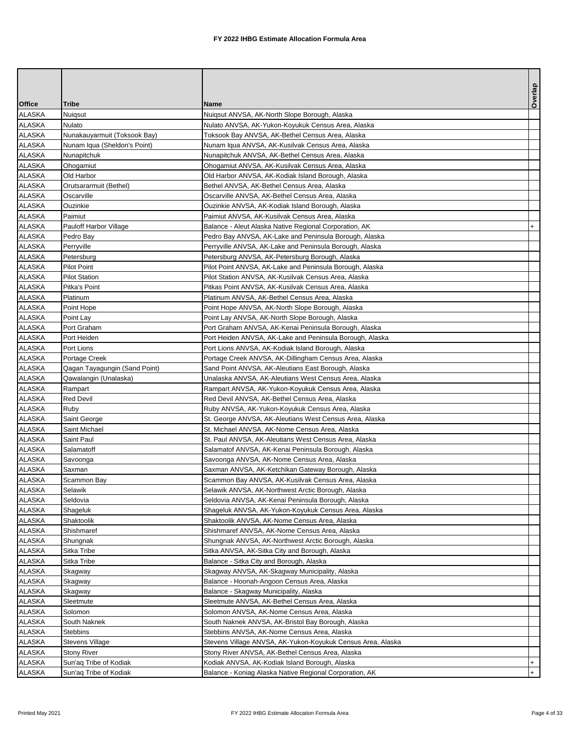# FY 2022 IHBG Estimate Allocation Formula Area

| Office | Tribe | Name | Overlap |
|---|---|---|---|
| ALASKA | Nuiqsut | Nuiqsut ANVSA, AK-North Slope Borough, Alaska | |
| ALASKA | Nulato | Nulato ANVSA, AK-Yukon-Koyukuk Census Area, Alaska | |
| ALASKA | Nunakauyarmuit (Toksook Bay) | Toksook Bay ANVSA, AK-Bethel Census Area, Alaska | |
| ALASKA | Nunam Iqua (Sheldon's Point) | Nunam Iqua ANVSA, AK-Kusilvak Census Area, Alaska | |
| ALASKA | Nunapitchuk | Nunapitchuk ANVSA, AK-Bethel Census Area, Alaska | |
| ALASKA | Ohogamiut | Ohogamiut ANVSA, AK-Kusilvak Census Area, Alaska | |
| ALASKA | Old Harbor | Old Harbor ANVSA, AK-Kodiak Island Borough, Alaska | |
| ALASKA | Orutsararmuit (Bethel) | Bethel ANVSA, AK-Bethel Census Area, Alaska | |
| ALASKA | Oscarville | Oscarville ANVSA, AK-Bethel Census Area, Alaska | |
| ALASKA | Ouzinkie | Ouzinkie ANVSA, AK-Kodiak Island Borough, Alaska | |
| ALASKA | Paimiut | Paimiut ANVSA, AK-Kusilvak Census Area, Alaska | |
| ALASKA | Pauloff Harbor Village | Balance - Aleut Alaska Native Regional Corporation, AK | + |
| ALASKA | Pedro Bay | Pedro Bay ANVSA, AK-Lake and Peninsula Borough, Alaska | |
| ALASKA | Perryville | Perryville ANVSA, AK-Lake and Peninsula Borough, Alaska | |
| ALASKA | Petersburg | Petersburg ANVSA, AK-Petersburg Borough, Alaska | |
| ALASKA | Pilot Point | Pilot Point ANVSA, AK-Lake and Peninsula Borough, Alaska | |
| ALASKA | Pilot Station | Pilot Station ANVSA, AK-Kusilvak Census Area, Alaska | |
| ALASKA | Pitka's Point | Pitkas Point ANVSA, AK-Kusilvak Census Area, Alaska | |
| ALASKA | Platinum | Platinum ANVSA, AK-Bethel Census Area, Alaska | |
| ALASKA | Point Hope | Point Hope ANVSA, AK-North Slope Borough, Alaska | |
| ALASKA | Point Lay | Point Lay ANVSA, AK-North Slope Borough, Alaska | |
| ALASKA | Port Graham | Port Graham ANVSA, AK-Kenai Peninsula Borough, Alaska | |
| ALASKA | Port Heiden | Port Heiden ANVSA, AK-Lake and Peninsula Borough, Alaska | |
| ALASKA | Port Lions | Port Lions ANVSA, AK-Kodiak Island Borough, Alaska | |
| ALASKA | Portage Creek | Portage Creek ANVSA, AK-Dillingham Census Area, Alaska | |
| ALASKA | Qagan Tayagungin (Sand Point) | Sand Point ANVSA, AK-Aleutians East Borough, Alaska | |
| ALASKA | Qawalangin (Unalaska) | Unalaska ANVSA, AK-Aleutians West Census Area, Alaska | |
| ALASKA | Rampart | Rampart ANVSA, AK-Yukon-Koyukuk Census Area, Alaska | |
| ALASKA | Red Devil | Red Devil ANVSA, AK-Bethel Census Area, Alaska | |
| ALASKA | Ruby | Ruby ANVSA, AK-Yukon-Koyukuk Census Area, Alaska | |
| ALASKA | Saint George | St. George ANVSA, AK-Aleutians West Census Area, Alaska | |
| ALASKA | Saint Michael | St. Michael ANVSA, AK-Nome Census Area, Alaska | |
| ALASKA | Saint Paul | St. Paul ANVSA, AK-Aleutians West Census Area, Alaska | |
| ALASKA | Salamatoff | Salamatof ANVSA, AK-Kenai Peninsula Borough, Alaska | |
| ALASKA | Savoonga | Savoonga ANVSA, AK-Nome Census Area, Alaska | |
| ALASKA | Saxman | Saxman ANVSA, AK-Ketchikan Gateway Borough, Alaska | |
| ALASKA | Scammon Bay | Scammon Bay ANVSA, AK-Kusilvak Census Area, Alaska | |
| ALASKA | Selawik | Selawik ANVSA, AK-Northwest Arctic Borough, Alaska | |
| ALASKA | Seldovia | Seldovia ANVSA, AK-Kenai Peninsula Borough, Alaska | |
| ALASKA | Shageluk | Shageluk ANVSA, AK-Yukon-Koyukuk Census Area, Alaska | |
| ALASKA | Shaktoolik | Shaktoolik ANVSA, AK-Nome Census Area, Alaska | |
| ALASKA | Shishmaref | Shishmaref ANVSA, AK-Nome Census Area, Alaska | |
| ALASKA | Shungnak | Shungnak ANVSA, AK-Northwest Arctic Borough, Alaska | |
| ALASKA | Sitka Tribe | Sitka ANVSA, AK-Sitka City and Borough, Alaska | |
| ALASKA | Sitka Tribe | Balance - Sitka City and Borough, Alaska | |
| ALASKA | Skagway | Skagway ANVSA, AK-Skagway Municipality, Alaska | |
| ALASKA | Skagway | Balance - Hoonah-Angoon Census Area, Alaska | |
| ALASKA | Skagway | Balance - Skagway Municipality, Alaska | |
| ALASKA | Sleetmute | Sleetmute ANVSA, AK-Bethel Census Area, Alaska | |
| ALASKA | Solomon | Solomon ANVSA, AK-Nome Census Area, Alaska | |
| ALASKA | South Naknek | South Naknek ANVSA, AK-Bristol Bay Borough, Alaska | |
| ALASKA | Stebbins | Stebbins ANVSA, AK-Nome Census Area, Alaska | |
| ALASKA | Stevens Village | Stevens Village ANVSA, AK-Yukon-Koyukuk Census Area, Alaska | |
| ALASKA | Stony River | Stony River ANVSA, AK-Bethel Census Area, Alaska | |
| ALASKA | Sun'aq Tribe of Kodiak | Kodiak ANVSA, AK-Kodiak Island Borough, Alaska | + |
| ALASKA | Sun'aq Tribe of Kodiak | Balance - Koniag Alaska Native Regional Corporation, AK | + |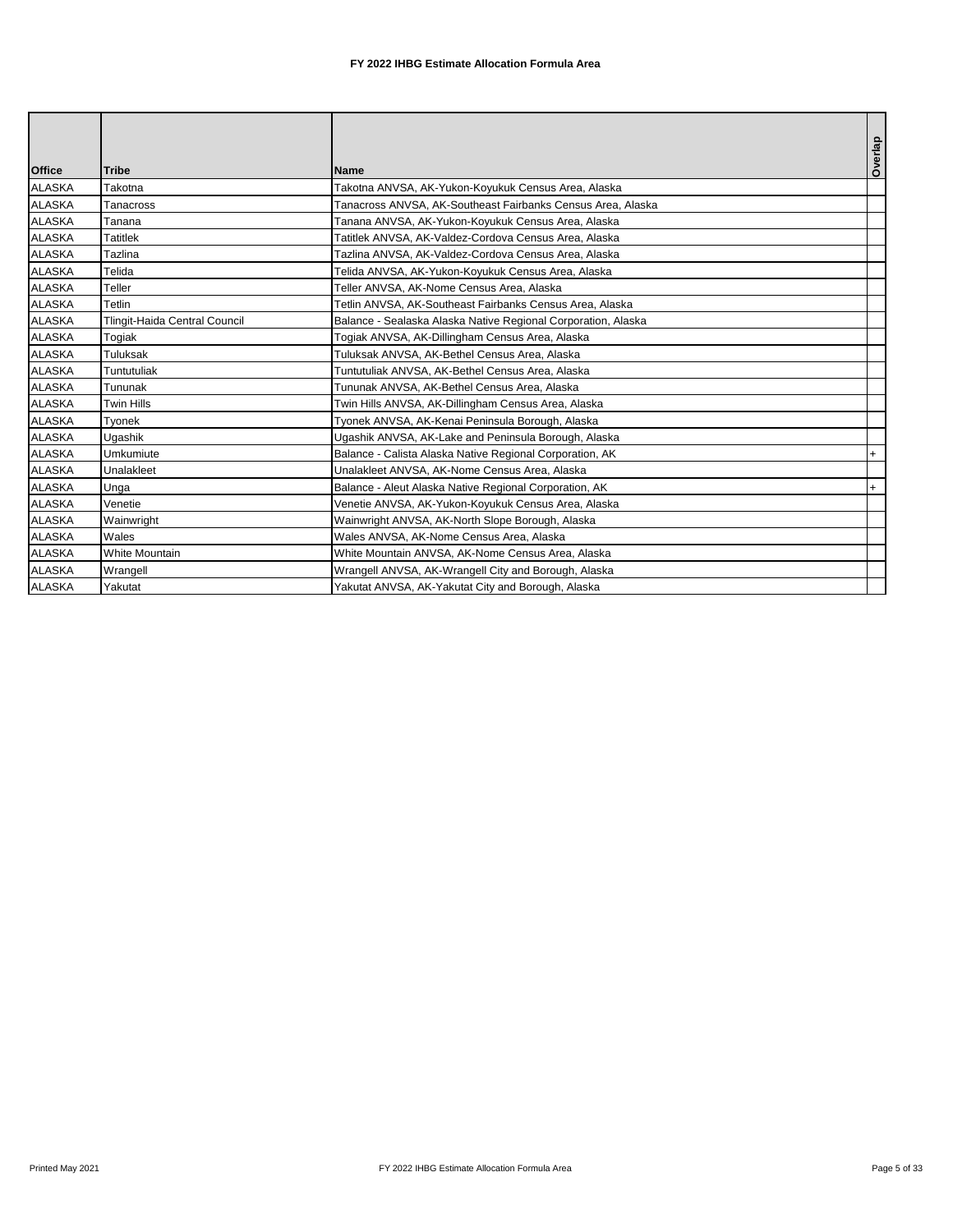# FY 2022 IHBG Estimate Allocation Formula Area

| Office | Tribe | Name | Overlap |
|---|---|---|---|
| ALASKA | Takotna | Takotna ANVSA, AK-Yukon-Koyukuk Census Area, Alaska | |
| ALASKA | Tanacross | Tanacross ANVSA, AK-Southeast Fairbanks Census Area, Alaska | |
| ALASKA | Tanana | Tanana ANVSA, AK-Yukon-Koyukuk Census Area, Alaska | |
| ALASKA | Tatitlek | Tatitlek ANVSA, AK-Valdez-Cordova Census Area, Alaska | |
| ALASKA | Tazlina | Tazlina ANVSA, AK-Valdez-Cordova Census Area, Alaska | |
| ALASKA | Telida | Telida ANVSA, AK-Yukon-Koyukuk Census Area, Alaska | |
| ALASKA | Teller | Teller ANVSA, AK-Nome Census Area, Alaska | |
| ALASKA | Tetlin | Tetlin ANVSA, AK-Southeast Fairbanks Census Area, Alaska | |
| ALASKA | Tlingit-Haida Central Council | Balance - Sealaska Alaska Native Regional Corporation, Alaska | |
| ALASKA | Togiak | Togiak ANVSA, AK-Dillingham Census Area, Alaska | |
| ALASKA | Tuluksak | Tuluksak ANVSA, AK-Bethel Census Area, Alaska | |
| ALASKA | Tuntutuliak | Tuntutuliak ANVSA, AK-Bethel Census Area, Alaska | |
| ALASKA | Tununak | Tununak ANVSA, AK-Bethel Census Area, Alaska | |
| ALASKA | Twin Hills | Twin Hills ANVSA, AK-Dillingham Census Area, Alaska | |
| ALASKA | Tyonek | Tyonek ANVSA, AK-Kenai Peninsula Borough, Alaska | |
| ALASKA | Ugashik | Ugashik ANVSA, AK-Lake and Peninsula Borough, Alaska | |
| ALASKA | Umkumiute | Balance - Calista Alaska Native Regional Corporation, AK | + |
| ALASKA | Unalakleet | Unalakleet ANVSA, AK-Nome Census Area, Alaska | |
| ALASKA | Unga | Balance - Aleut Alaska Native Regional Corporation, AK | + |
| ALASKA | Venetie | Venetie ANVSA, AK-Yukon-Koyukuk Census Area, Alaska | |
| ALASKA | Wainwright | Wainwright ANVSA, AK-North Slope Borough, Alaska | |
| ALASKA | Wales | Wales ANVSA, AK-Nome Census Area, Alaska | |
| ALASKA | White Mountain | White Mountain ANVSA, AK-Nome Census Area, Alaska | |
| ALASKA | Wrangell | Wrangell ANVSA, AK-Wrangell City and Borough, Alaska | |
| ALASKA | Yakutat | Yakutat ANVSA, AK-Yakutat City and Borough, Alaska | |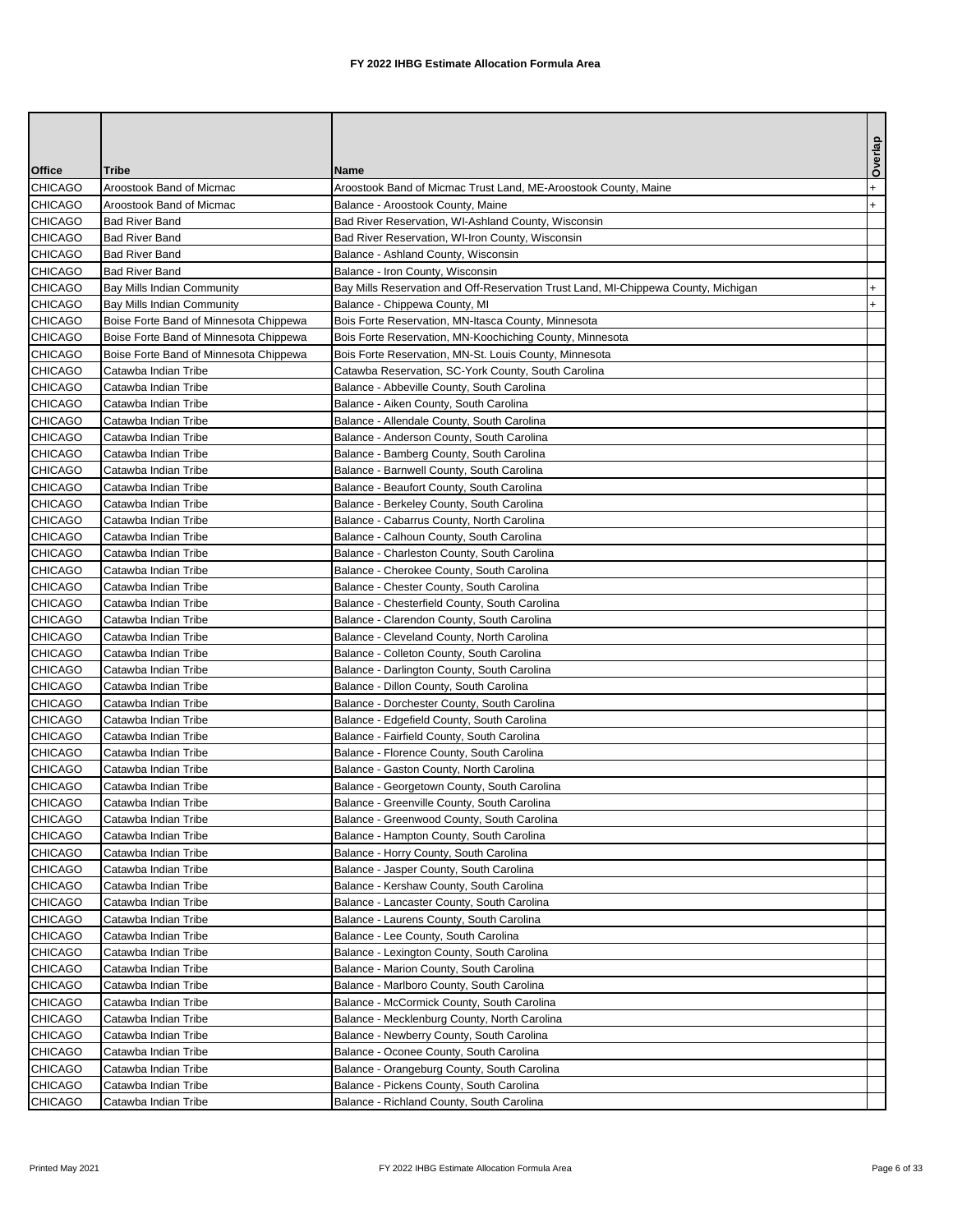# FY 2022 IHBG Estimate Allocation Formula Area

| Office | Tribe | Name | Overlap |
|---|---|---|---|
| CHICAGO | Aroostook Band of Micmac | Aroostook Band of Micmac Trust Land, ME-Aroostook County, Maine | + |
| CHICAGO | Aroostook Band of Micmac | Balance - Aroostook County, Maine | + |
| CHICAGO | Bad River Band | Bad River Reservation, WI-Ashland County, Wisconsin | |
| CHICAGO | Bad River Band | Bad River Reservation, WI-Iron County, Wisconsin | |
| CHICAGO | Bad River Band | Balance - Ashland County, Wisconsin | |
| CHICAGO | Bad River Band | Balance - Iron County, Wisconsin | |
| CHICAGO | Bay Mills Indian Community | Bay Mills Reservation and Off-Reservation Trust Land, MI-Chippewa County, Michigan | + |
| CHICAGO | Bay Mills Indian Community | Balance - Chippewa County, MI | + |
| CHICAGO | Boise Forte Band of Minnesota Chippewa | Bois Forte Reservation, MN-Itasca County, Minnesota | |
| CHICAGO | Boise Forte Band of Minnesota Chippewa | Bois Forte Reservation, MN-Koochiching County, Minnesota | |
| CHICAGO | Boise Forte Band of Minnesota Chippewa | Bois Forte Reservation, MN-St. Louis County, Minnesota | |
| CHICAGO | Catawba Indian Tribe | Catawba Reservation, SC-York County, South Carolina | |
| CHICAGO | Catawba Indian Tribe | Balance - Abbeville County, South Carolina | |
| CHICAGO | Catawba Indian Tribe | Balance - Aiken County, South Carolina | |
| CHICAGO | Catawba Indian Tribe | Balance - Allendale County, South Carolina | |
| CHICAGO | Catawba Indian Tribe | Balance - Anderson County, South Carolina | |
| CHICAGO | Catawba Indian Tribe | Balance - Bamberg County, South Carolina | |
| CHICAGO | Catawba Indian Tribe | Balance - Barnwell County, South Carolina | |
| CHICAGO | Catawba Indian Tribe | Balance - Beaufort County, South Carolina | |
| CHICAGO | Catawba Indian Tribe | Balance - Berkeley County, South Carolina | |
| CHICAGO | Catawba Indian Tribe | Balance - Cabarrus County, North Carolina | |
| CHICAGO | Catawba Indian Tribe | Balance - Calhoun County, South Carolina | |
| CHICAGO | Catawba Indian Tribe | Balance - Charleston County, South Carolina | |
| CHICAGO | Catawba Indian Tribe | Balance - Cherokee County, South Carolina | |
| CHICAGO | Catawba Indian Tribe | Balance - Chester County, South Carolina | |
| CHICAGO | Catawba Indian Tribe | Balance - Chesterfield County, South Carolina | |
| CHICAGO | Catawba Indian Tribe | Balance - Clarendon County, South Carolina | |
| CHICAGO | Catawba Indian Tribe | Balance - Cleveland County, North Carolina | |
| CHICAGO | Catawba Indian Tribe | Balance - Colleton County, South Carolina | |
| CHICAGO | Catawba Indian Tribe | Balance - Darlington County, South Carolina | |
| CHICAGO | Catawba Indian Tribe | Balance - Dillon County, South Carolina | |
| CHICAGO | Catawba Indian Tribe | Balance - Dorchester County, South Carolina | |
| CHICAGO | Catawba Indian Tribe | Balance - Edgefield County, South Carolina | |
| CHICAGO | Catawba Indian Tribe | Balance - Fairfield County, South Carolina | |
| CHICAGO | Catawba Indian Tribe | Balance - Florence County, South Carolina | |
| CHICAGO | Catawba Indian Tribe | Balance - Gaston County, North Carolina | |
| CHICAGO | Catawba Indian Tribe | Balance - Georgetown County, South Carolina | |
| CHICAGO | Catawba Indian Tribe | Balance - Greenville County, South Carolina | |
| CHICAGO | Catawba Indian Tribe | Balance - Greenwood County, South Carolina | |
| CHICAGO | Catawba Indian Tribe | Balance - Hampton County, South Carolina | |
| CHICAGO | Catawba Indian Tribe | Balance - Horry County, South Carolina | |
| CHICAGO | Catawba Indian Tribe | Balance - Jasper County, South Carolina | |
| CHICAGO | Catawba Indian Tribe | Balance - Kershaw County, South Carolina | |
| CHICAGO | Catawba Indian Tribe | Balance - Lancaster County, South Carolina | |
| CHICAGO | Catawba Indian Tribe | Balance - Laurens County, South Carolina | |
| CHICAGO | Catawba Indian Tribe | Balance - Lee County, South Carolina | |
| CHICAGO | Catawba Indian Tribe | Balance - Lexington County, South Carolina | |
| CHICAGO | Catawba Indian Tribe | Balance - Marion County, South Carolina | |
| CHICAGO | Catawba Indian Tribe | Balance - Marlboro County, South Carolina | |
| CHICAGO | Catawba Indian Tribe | Balance - McCormick County, South Carolina | |
| CHICAGO | Catawba Indian Tribe | Balance - Mecklenburg County, North Carolina | |
| CHICAGO | Catawba Indian Tribe | Balance - Newberry County, South Carolina | |
| CHICAGO | Catawba Indian Tribe | Balance - Oconee County, South Carolina | |
| CHICAGO | Catawba Indian Tribe | Balance - Orangeburg County, South Carolina | |
| CHICAGO | Catawba Indian Tribe | Balance - Pickens County, South Carolina | |
| CHICAGO | Catawba Indian Tribe | Balance - Richland County, South Carolina | |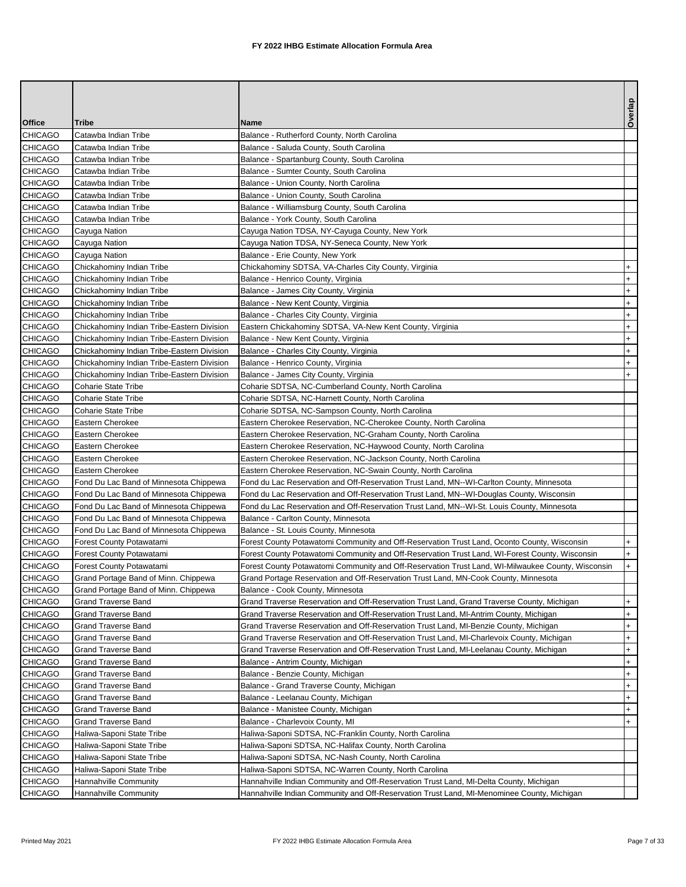# FY 2022 IHBG Estimate Allocation Formula Area

| Office | Tribe | Name | Overlap |
|---|---|---|---|
| CHICAGO | Catawba Indian Tribe | Balance - Rutherford County, North Carolina | |
| CHICAGO | Catawba Indian Tribe | Balance - Saluda County, South Carolina | |
| CHICAGO | Catawba Indian Tribe | Balance - Spartanburg County, South Carolina | |
| CHICAGO | Catawba Indian Tribe | Balance - Sumter County, South Carolina | |
| CHICAGO | Catawba Indian Tribe | Balance - Union County, North Carolina | |
| CHICAGO | Catawba Indian Tribe | Balance - Union County, South Carolina | |
| CHICAGO | Catawba Indian Tribe | Balance - Williamsburg County, South Carolina | |
| CHICAGO | Catawba Indian Tribe | Balance - York County, South Carolina | |
| CHICAGO | Cayuga Nation | Cayuga Nation TDSA, NY-Cayuga County, New York | |
| CHICAGO | Cayuga Nation | Cayuga Nation TDSA, NY-Seneca County, New York | |
| CHICAGO | Cayuga Nation | Balance - Erie County, New York | |
| CHICAGO | Chickahominy Indian Tribe | Chickahominy SDTSA, VA-Charles City County, Virginia | + |
| CHICAGO | Chickahominy Indian Tribe | Balance - Henrico County, Virginia | + |
| CHICAGO | Chickahominy Indian Tribe | Balance - James City County, Virginia | + |
| CHICAGO | Chickahominy Indian Tribe | Balance - New Kent County, Virginia | + |
| CHICAGO | Chickahominy Indian Tribe | Balance - Charles City County, Virginia | + |
| CHICAGO | Chickahominy Indian Tribe-Eastern Division | Eastern Chickahominy SDTSA, VA-New Kent County, Virginia | + |
| CHICAGO | Chickahominy Indian Tribe-Eastern Division | Balance - New Kent County, Virginia | + |
| CHICAGO | Chickahominy Indian Tribe-Eastern Division | Balance - Charles City County, Virginia | + |
| CHICAGO | Chickahominy Indian Tribe-Eastern Division | Balance - Henrico County, Virginia | + |
| CHICAGO | Chickahominy Indian Tribe-Eastern Division | Balance - James City County, Virginia | + |
| CHICAGO | Coharie State Tribe | Coharie SDTSA, NC-Cumberland County, North Carolina | |
| CHICAGO | Coharie State Tribe | Coharie SDTSA, NC-Harnett County, North Carolina | |
| CHICAGO | Coharie State Tribe | Coharie SDTSA, NC-Sampson County, North Carolina | |
| CHICAGO | Eastern Cherokee | Eastern Cherokee Reservation, NC-Cherokee County, North Carolina | |
| CHICAGO | Eastern Cherokee | Eastern Cherokee Reservation, NC-Graham County, North Carolina | |
| CHICAGO | Eastern Cherokee | Eastern Cherokee Reservation, NC-Haywood County, North Carolina | |
| CHICAGO | Eastern Cherokee | Eastern Cherokee Reservation, NC-Jackson County, North Carolina | |
| CHICAGO | Eastern Cherokee | Eastern Cherokee Reservation, NC-Swain County, North Carolina | |
| CHICAGO | Fond Du Lac Band of Minnesota Chippewa | Fond du Lac Reservation and Off-Reservation Trust Land, MN--WI-Carlton County, Minnesota | |
| CHICAGO | Fond Du Lac Band of Minnesota Chippewa | Fond du Lac Reservation and Off-Reservation Trust Land, MN--WI-Douglas County, Wisconsin | |
| CHICAGO | Fond Du Lac Band of Minnesota Chippewa | Fond du Lac Reservation and Off-Reservation Trust Land, MN--WI-St. Louis County, Minnesota | |
| CHICAGO | Fond Du Lac Band of Minnesota Chippewa | Balance - Carlton County, Minnesota | |
| CHICAGO | Fond Du Lac Band of Minnesota Chippewa | Balance - St. Louis County, Minnesota | |
| CHICAGO | Forest County Potawatami | Forest County Potawatomi Community and Off-Reservation Trust Land, Oconto County, Wisconsin | + |
| CHICAGO | Forest County Potawatami | Forest County Potawatomi Community and Off-Reservation Trust Land, WI-Forest County, Wisconsin | + |
| CHICAGO | Forest County Potawatami | Forest County Potawatomi Community and Off-Reservation Trust Land, WI-Milwaukee County, Wisconsin | + |
| CHICAGO | Grand Portage Band of Minn. Chippewa | Grand Portage Reservation and Off-Reservation Trust Land, MN-Cook County, Minnesota | |
| CHICAGO | Grand Portage Band of Minn. Chippewa | Balance - Cook County, Minnesota | |
| CHICAGO | Grand Traverse Band | Grand Traverse Reservation and Off-Reservation Trust Land, Grand Traverse County, Michigan | + |
| CHICAGO | Grand Traverse Band | Grand Traverse Reservation and Off-Reservation Trust Land, MI-Antrim County, Michigan | + |
| CHICAGO | Grand Traverse Band | Grand Traverse Reservation and Off-Reservation Trust Land, MI-Benzie County, Michigan | + |
| CHICAGO | Grand Traverse Band | Grand Traverse Reservation and Off-Reservation Trust Land, MI-Charlevoix County, Michigan | + |
| CHICAGO | Grand Traverse Band | Grand Traverse Reservation and Off-Reservation Trust Land, MI-Leelanau County, Michigan | + |
| CHICAGO | Grand Traverse Band | Balance - Antrim County, Michigan | + |
| CHICAGO | Grand Traverse Band | Balance - Benzie County, Michigan | + |
| CHICAGO | Grand Traverse Band | Balance - Grand Traverse County, Michigan | + |
| CHICAGO | Grand Traverse Band | Balance - Leelanau County, Michigan | + |
| CHICAGO | Grand Traverse Band | Balance - Manistee County, Michigan | + |
| CHICAGO | Grand Traverse Band | Balance - Charlevoix County, MI | + |
| CHICAGO | Haliwa-Saponi State Tribe | Haliwa-Saponi SDTSA, NC-Franklin County, North Carolina | |
| CHICAGO | Haliwa-Saponi State Tribe | Haliwa-Saponi SDTSA, NC-Halifax County, North Carolina | |
| CHICAGO | Haliwa-Saponi State Tribe | Haliwa-Saponi SDTSA, NC-Nash County, North Carolina | |
| CHICAGO | Haliwa-Saponi State Tribe | Haliwa-Saponi SDTSA, NC-Warren County, North Carolina | |
| CHICAGO | Hannahville Community | Hannahville Indian Community and Off-Reservation Trust Land, MI-Delta County, Michigan | |
| CHICAGO | Hannahville Community | Hannahville Indian Community and Off-Reservation Trust Land, MI-Menominee County, Michigan | |

Printed May 2021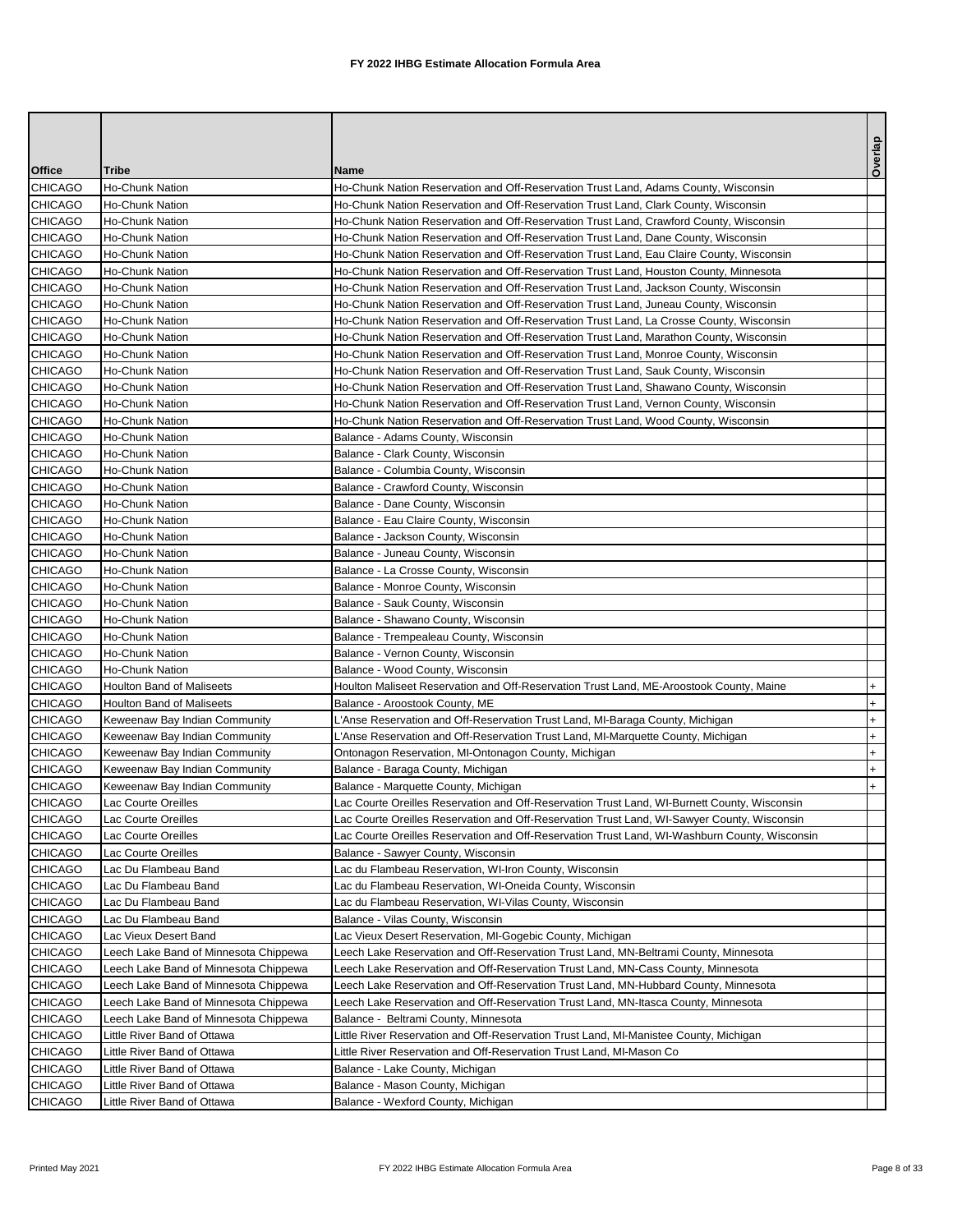# FY 2022 IHBG Estimate Allocation Formula Area

| Office | Tribe | Name | Overlap |
|---|---|---|---|
| CHICAGO | Ho-Chunk Nation | Ho-Chunk Nation Reservation and Off-Reservation Trust Land, Adams County, Wisconsin | |
| CHICAGO | Ho-Chunk Nation | Ho-Chunk Nation Reservation and Off-Reservation Trust Land, Clark County, Wisconsin | |
| CHICAGO | Ho-Chunk Nation | Ho-Chunk Nation Reservation and Off-Reservation Trust Land, Crawford County, Wisconsin | |
| CHICAGO | Ho-Chunk Nation | Ho-Chunk Nation Reservation and Off-Reservation Trust Land, Dane County, Wisconsin | |
| CHICAGO | Ho-Chunk Nation | Ho-Chunk Nation Reservation and Off-Reservation Trust Land, Eau Claire County, Wisconsin | |
| CHICAGO | Ho-Chunk Nation | Ho-Chunk Nation Reservation and Off-Reservation Trust Land, Houston County, Minnesota | |
| CHICAGO | Ho-Chunk Nation | Ho-Chunk Nation Reservation and Off-Reservation Trust Land, Jackson County, Wisconsin | |
| CHICAGO | Ho-Chunk Nation | Ho-Chunk Nation Reservation and Off-Reservation Trust Land, Juneau County, Wisconsin | |
| CHICAGO | Ho-Chunk Nation | Ho-Chunk Nation Reservation and Off-Reservation Trust Land, La Crosse County, Wisconsin | |
| CHICAGO | Ho-Chunk Nation | Ho-Chunk Nation Reservation and Off-Reservation Trust Land, Marathon County, Wisconsin | |
| CHICAGO | Ho-Chunk Nation | Ho-Chunk Nation Reservation and Off-Reservation Trust Land, Monroe County, Wisconsin | |
| CHICAGO | Ho-Chunk Nation | Ho-Chunk Nation Reservation and Off-Reservation Trust Land, Sauk County, Wisconsin | |
| CHICAGO | Ho-Chunk Nation | Ho-Chunk Nation Reservation and Off-Reservation Trust Land, Shawano County, Wisconsin | |
| CHICAGO | Ho-Chunk Nation | Ho-Chunk Nation Reservation and Off-Reservation Trust Land, Vernon County, Wisconsin | |
| CHICAGO | Ho-Chunk Nation | Ho-Chunk Nation Reservation and Off-Reservation Trust Land, Wood County, Wisconsin | |
| CHICAGO | Ho-Chunk Nation | Balance - Adams County, Wisconsin | |
| CHICAGO | Ho-Chunk Nation | Balance - Clark County, Wisconsin | |
| CHICAGO | Ho-Chunk Nation | Balance - Columbia County, Wisconsin | |
| CHICAGO | Ho-Chunk Nation | Balance - Crawford County, Wisconsin | |
| CHICAGO | Ho-Chunk Nation | Balance - Dane County, Wisconsin | |
| CHICAGO | Ho-Chunk Nation | Balance - Eau Claire County, Wisconsin | |
| CHICAGO | Ho-Chunk Nation | Balance - Jackson County, Wisconsin | |
| CHICAGO | Ho-Chunk Nation | Balance - Juneau County, Wisconsin | |
| CHICAGO | Ho-Chunk Nation | Balance - La Crosse County, Wisconsin | |
| CHICAGO | Ho-Chunk Nation | Balance - Monroe County, Wisconsin | |
| CHICAGO | Ho-Chunk Nation | Balance - Sauk County, Wisconsin | |
| CHICAGO | Ho-Chunk Nation | Balance - Shawano County, Wisconsin | |
| CHICAGO | Ho-Chunk Nation | Balance - Trempealeau County, Wisconsin | |
| CHICAGO | Ho-Chunk Nation | Balance - Vernon County, Wisconsin | |
| CHICAGO | Ho-Chunk Nation | Balance - Wood County, Wisconsin | |
| CHICAGO | Houlton Band of Maliseets | Houlton Maliseet Reservation and Off-Reservation Trust Land, ME-Aroostook County, Maine | + |
| CHICAGO | Houlton Band of Maliseets | Balance - Aroostook County, ME | + |
| CHICAGO | Keweenaw Bay Indian Community | L'Anse Reservation and Off-Reservation Trust Land, MI-Baraga County, Michigan | + |
| CHICAGO | Keweenaw Bay Indian Community | L'Anse Reservation and Off-Reservation Trust Land, MI-Marquette County, Michigan | + |
| CHICAGO | Keweenaw Bay Indian Community | Ontonagon Reservation, MI-Ontonagon County, Michigan | + |
| CHICAGO | Keweenaw Bay Indian Community | Balance - Baraga County, Michigan | + |
| CHICAGO | Keweenaw Bay Indian Community | Balance - Marquette County, Michigan | + |
| CHICAGO | Lac Courte Oreilles | Lac Courte Oreilles Reservation and Off-Reservation Trust Land, WI-Burnett County, Wisconsin | |
| CHICAGO | Lac Courte Oreilles | Lac Courte Oreilles Reservation and Off-Reservation Trust Land, WI-Sawyer County, Wisconsin | |
| CHICAGO | Lac Courte Oreilles | Lac Courte Oreilles Reservation and Off-Reservation Trust Land, WI-Washburn County, Wisconsin | |
| CHICAGO | Lac Courte Oreilles | Balance - Sawyer County, Wisconsin | |
| CHICAGO | Lac Du Flambeau Band | Lac du Flambeau Reservation, WI-Iron County, Wisconsin | |
| CHICAGO | Lac Du Flambeau Band | Lac du Flambeau Reservation, WI-Oneida County, Wisconsin | |
| CHICAGO | Lac Du Flambeau Band | Lac du Flambeau Reservation, WI-Vilas County, Wisconsin | |
| CHICAGO | Lac Du Flambeau Band | Balance - Vilas County, Wisconsin | |
| CHICAGO | Lac Vieux Desert Band | Lac Vieux Desert Reservation, MI-Gogebic County, Michigan | |
| CHICAGO | Leech Lake Band of Minnesota Chippewa | Leech Lake Reservation and Off-Reservation Trust Land, MN-Beltrami County, Minnesota | |
| CHICAGO | Leech Lake Band of Minnesota Chippewa | Leech Lake Reservation and Off-Reservation Trust Land, MN-Cass County, Minnesota | |
| CHICAGO | Leech Lake Band of Minnesota Chippewa | Leech Lake Reservation and Off-Reservation Trust Land, MN-Hubbard County, Minnesota | |
| CHICAGO | Leech Lake Band of Minnesota Chippewa | Leech Lake Reservation and Off-Reservation Trust Land, MN-Itasca County, Minnesota | |
| CHICAGO | Leech Lake Band of Minnesota Chippewa | Balance - Beltrami County, Minnesota | |
| CHICAGO | Little River Band of Ottawa | Little River Reservation and Off-Reservation Trust Land, MI-Manistee County, Michigan | |
| CHICAGO | Little River Band of Ottawa | Little River Reservation and Off-Reservation Trust Land, MI-Mason Co | |
| CHICAGO | Little River Band of Ottawa | Balance - Lake County, Michigan | |
| CHICAGO | Little River Band of Ottawa | Balance - Mason County, Michigan | |
| CHICAGO | Little River Band of Ottawa | Balance - Wexford County, Michigan | |

Printed May 2021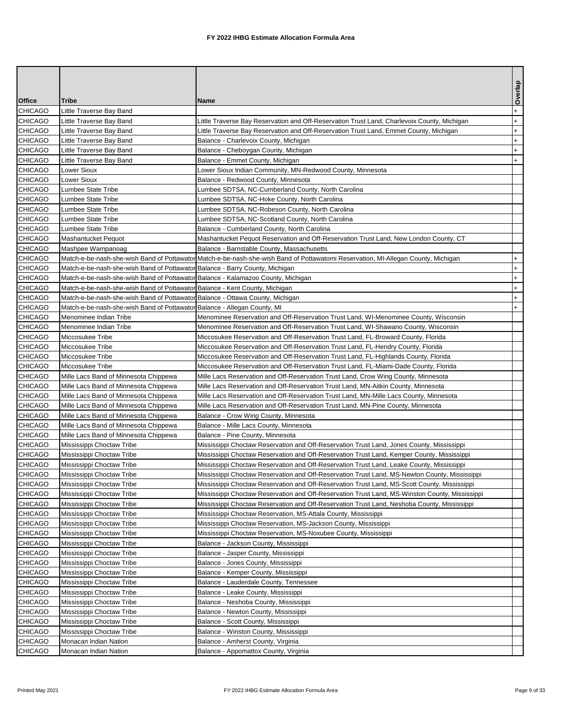# FY 2022 IHBG Estimate Allocation Formula Area

| Office | Tribe | Name | Overlap |
|---|---|---|---|
| CHICAGO | Little Traverse Bay Band | | + |
| CHICAGO | Little Traverse Bay Band | Little Traverse Bay Reservation and Off-Reservation Trust Land, Charlevoix County, Michigan | + |
| CHICAGO | Little Traverse Bay Band | Little Traverse Bay Reservation and Off-Reservation Trust Land, Emmet County, Michigan | + |
| CHICAGO | Little Traverse Bay Band | Balance - Charlevoix County, Michigan | + |
| CHICAGO | Little Traverse Bay Band | Balance - Cheboygan County, Michigan | + |
| CHICAGO | Little Traverse Bay Band | Balance - Emmet County, Michigan | + |
| CHICAGO | Lower Sioux | Lower Sioux Indian Community, MN-Redwood County, Minnesota | |
| CHICAGO | Lower Sioux | Balance - Redwood County, Minnesota | |
| CHICAGO | Lumbee State Tribe | Lumbee SDTSA, NC-Cumberland County, North Carolina | |
| CHICAGO | Lumbee State Tribe | Lumbee SDTSA, NC-Hoke County, North Carolina | |
| CHICAGO | Lumbee State Tribe | Lumbee SDTSA, NC-Robeson County, North Carolina | |
| CHICAGO | Lumbee State Tribe | Lumbee SDTSA, NC-Scotland County, North Carolina | |
| CHICAGO | Lumbee State Tribe | Balance - Cumberland County, North Carolina | |
| CHICAGO | Mashantucket Pequot | Mashantucket Pequot Reservation and Off-Reservation Trust Land, New London County, CT | |
| CHICAGO | Mashpee Wampanoag | Balance - Barnstable County, Massachusetts | |
| CHICAGO | Match-e-be-nash-she-wish Band of Pottawatomi | Match-e-be-nash-she-wish Band of Pottawatomi Reservation, MI-Allegan County, Michigan | + |
| CHICAGO | Match-e-be-nash-she-wish Band of Pottawatomi | Balance - Barry County, Michigan | + |
| CHICAGO | Match-e-be-nash-she-wish Band of Pottawatomi | Balance - Kalamazoo County, Michigan | + |
| CHICAGO | Match-e-be-nash-she-wish Band of Pottawatomi | Balance - Kent County, Michigan | + |
| CHICAGO | Match-e-be-nash-she-wish Band of Pottawatomi | Balance - Ottawa County, Michigan | + |
| CHICAGO | Match-e-be-nash-she-wish Band of Pottawatomi | Balance - Allegan County, MI | + |
| CHICAGO | Menominee Indian Tribe | Menominee Reservation and Off-Reservation Trust Land, WI-Menominee County, Wisconsin | |
| CHICAGO | Menominee Indian Tribe | Menominee Reservation and Off-Reservation Trust Land, WI-Shawano County, Wisconsin | |
| CHICAGO | Miccosukee Tribe | Miccosukee Reservation and Off-Reservation Trust Land, FL-Broward County, Florida | |
| CHICAGO | Miccosukee Tribe | Miccosukee Reservation and Off-Reservation Trust Land, FL-Hendry County, Florida | |
| CHICAGO | Miccosukee Tribe | Miccosukee Reservation and Off-Reservation Trust Land, FL-Highlands County, Florida | |
| CHICAGO | Miccosukee Tribe | Miccosukee Reservation and Off-Reservation Trust Land, FL-Miami-Dade County, Florida | |
| CHICAGO | Mille Lacs Band of Minnesota Chippewa | Mille Lacs Reservation and Off-Reservation Trust Land, Crow Wing County, Minnesota | |
| CHICAGO | Mille Lacs Band of Minnesota Chippewa | Mille Lacs Reservation and Off-Reservation Trust Land, MN-Aitkin County, Minnesota | |
| CHICAGO | Mille Lacs Band of Minnesota Chippewa | Mille Lacs Reservation and Off-Reservation Trust Land, MN-Mille Lacs County, Minnesota | |
| CHICAGO | Mille Lacs Band of Minnesota Chippewa | Mille Lacs Reservation and Off-Reservation Trust Land, MN-Pine County, Minnesota | |
| CHICAGO | Mille Lacs Band of Minnesota Chippewa | Balance - Crow Wing County, Minnesota | |
| CHICAGO | Mille Lacs Band of Minnesota Chippewa | Balance - Mille Lacs County, Minnesota | |
| CHICAGO | Mille Lacs Band of Minnesota Chippewa | Balance - Pine County, Minnesota | |
| CHICAGO | Mississippi Choctaw Tribe | Mississippi Choctaw Reservation and Off-Reservation Trust Land, Jones County, Mississippi | |
| CHICAGO | Mississippi Choctaw Tribe | Mississippi Choctaw Reservation and Off-Reservation Trust Land, Kemper County, Mississippi | |
| CHICAGO | Mississippi Choctaw Tribe | Mississippi Choctaw Reservation and Off-Reservation Trust Land, Leake County, Mississippi | |
| CHICAGO | Mississippi Choctaw Tribe | Mississippi Choctaw Reservation and Off-Reservation Trust Land, MS-Newton County, Mississippi | |
| CHICAGO | Mississippi Choctaw Tribe | Mississippi Choctaw Reservation and Off-Reservation Trust Land, MS-Scott County, Mississippi | |
| CHICAGO | Mississippi Choctaw Tribe | Mississippi Choctaw Reservation and Off-Reservation Trust Land, MS-Winston County, Mississippi | |
| CHICAGO | Mississippi Choctaw Tribe | Mississippi Choctaw Reservation and Off-Reservation Trust Land, Neshoba County, Mississippi | |
| CHICAGO | Mississippi Choctaw Tribe | Mississippi Choctaw Reservation, MS-Attala County, Mississippi | |
| CHICAGO | Mississippi Choctaw Tribe | Mississippi Choctaw Reservation, MS-Jackson County, Mississippi | |
| CHICAGO | Mississippi Choctaw Tribe | Mississippi Choctaw Reservation, MS-Noxubee County, Mississippi | |
| CHICAGO | Mississippi Choctaw Tribe | Balance - Jackson County, Mississippi | |
| CHICAGO | Mississippi Choctaw Tribe | Balance - Jasper County, Mississippi | |
| CHICAGO | Mississippi Choctaw Tribe | Balance - Jones County, Mississippi | |
| CHICAGO | Mississippi Choctaw Tribe | Balance - Kemper County, Mississippi | |
| CHICAGO | Mississippi Choctaw Tribe | Balance - Lauderdale County, Tennessee | |
| CHICAGO | Mississippi Choctaw Tribe | Balance - Leake County, Mississippi | |
| CHICAGO | Mississippi Choctaw Tribe | Balance - Neshoba County, Mississippi | |
| CHICAGO | Mississippi Choctaw Tribe | Balance - Newton County, Mississippi | |
| CHICAGO | Mississippi Choctaw Tribe | Balance - Scott County, Mississippi | |
| CHICAGO | Mississippi Choctaw Tribe | Balance - Winston County, Mississippi | |
| CHICAGO | Monacan Indian Nation | Balance - Amherst County, Virginia | |
| CHICAGO | Monacan Indian Nation | Balance - Appomattox County, Virginia | |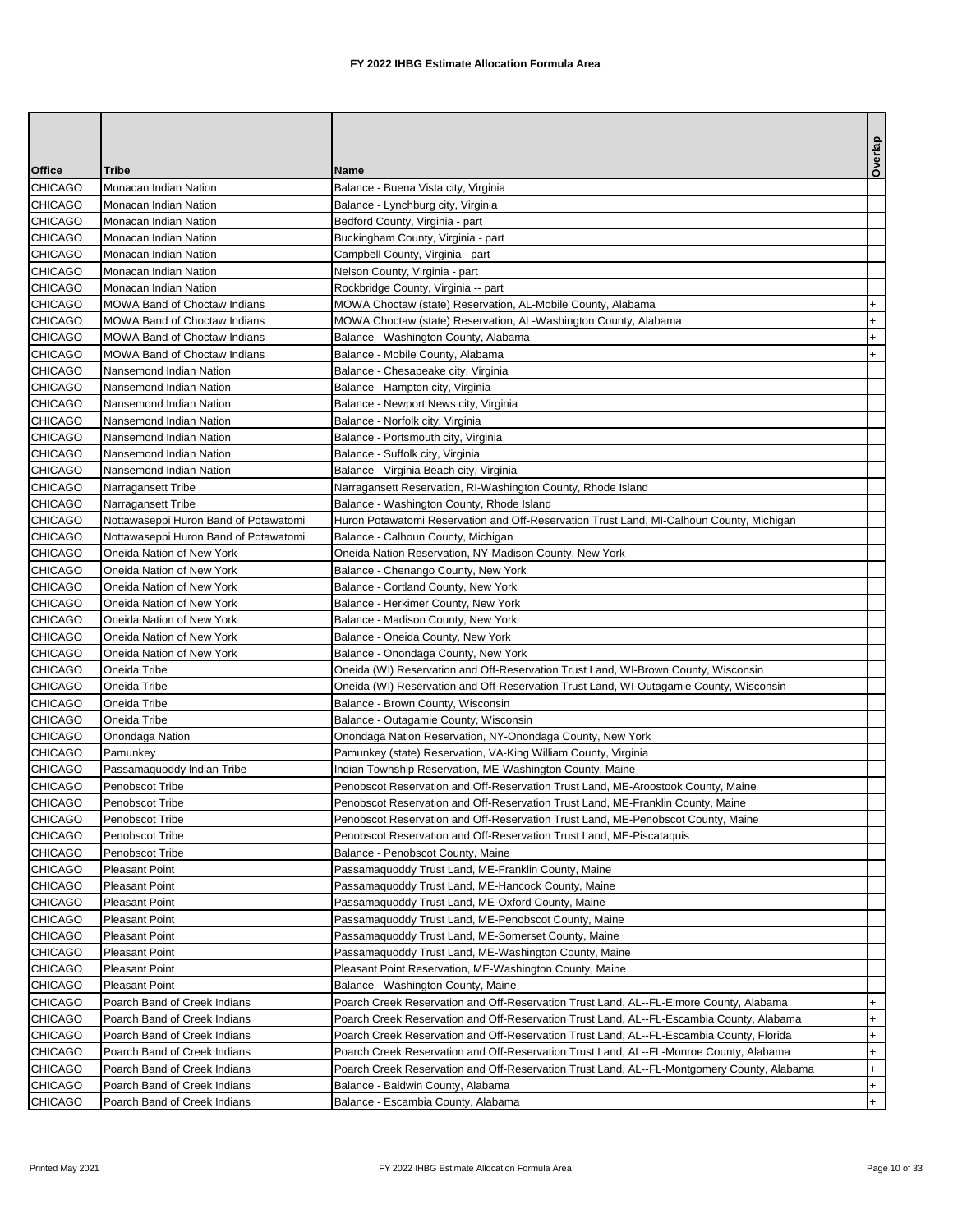# FY 2022 IHBG Estimate Allocation Formula Area

| Office | Tribe | Name | Overlap |
|---|---|---|---|
| CHICAGO | Monacan Indian Nation | Balance - Buena Vista city, Virginia | |
| CHICAGO | Monacan Indian Nation | Balance - Lynchburg city, Virginia | |
| CHICAGO | Monacan Indian Nation | Bedford County, Virginia - part | |
| CHICAGO | Monacan Indian Nation | Buckingham County, Virginia - part | |
| CHICAGO | Monacan Indian Nation | Campbell County, Virginia - part | |
| CHICAGO | Monacan Indian Nation | Nelson County, Virginia - part | |
| CHICAGO | Monacan Indian Nation | Rockbridge County, Virginia -- part | |
| CHICAGO | MOWA Band of Choctaw Indians | MOWA Choctaw (state) Reservation, AL-Mobile County, Alabama | + |
| CHICAGO | MOWA Band of Choctaw Indians | MOWA Choctaw (state) Reservation, AL-Washington County, Alabama | + |
| CHICAGO | MOWA Band of Choctaw Indians | Balance - Washington County, Alabama | + |
| CHICAGO | MOWA Band of Choctaw Indians | Balance - Mobile County, Alabama | + |
| CHICAGO | Nansemond Indian Nation | Balance - Chesapeake city, Virginia | |
| CHICAGO | Nansemond Indian Nation | Balance - Hampton city, Virginia | |
| CHICAGO | Nansemond Indian Nation | Balance - Newport News city, Virginia | |
| CHICAGO | Nansemond Indian Nation | Balance - Norfolk city, Virginia | |
| CHICAGO | Nansemond Indian Nation | Balance - Portsmouth city, Virginia | |
| CHICAGO | Nansemond Indian Nation | Balance - Suffolk city, Virginia | |
| CHICAGO | Nansemond Indian Nation | Balance - Virginia Beach city, Virginia | |
| CHICAGO | Narragansett Tribe | Narragansett Reservation, RI-Washington County, Rhode Island | |
| CHICAGO | Narragansett Tribe | Balance - Washington County, Rhode Island | |
| CHICAGO | Nottawaseppi Huron Band of Potawatomi | Huron Potawatomi Reservation and Off-Reservation Trust Land, MI-Calhoun County, Michigan | |
| CHICAGO | Nottawaseppi Huron Band of Potawatomi | Balance - Calhoun County, Michigan | |
| CHICAGO | Oneida Nation of New York | Oneida Nation Reservation, NY-Madison County, New York | |
| CHICAGO | Oneida Nation of New York | Balance - Chenango County, New York | |
| CHICAGO | Oneida Nation of New York | Balance - Cortland County, New York | |
| CHICAGO | Oneida Nation of New York | Balance - Herkimer County, New York | |
| CHICAGO | Oneida Nation of New York | Balance - Madison County, New York | |
| CHICAGO | Oneida Nation of New York | Balance - Oneida County, New York | |
| CHICAGO | Oneida Nation of New York | Balance - Onondaga County, New York | |
| CHICAGO | Oneida Tribe | Oneida (WI) Reservation and Off-Reservation Trust Land, WI-Brown County, Wisconsin | |
| CHICAGO | Oneida Tribe | Oneida (WI) Reservation and Off-Reservation Trust Land, WI-Outagamie County, Wisconsin | |
| CHICAGO | Oneida Tribe | Balance - Brown County, Wisconsin | |
| CHICAGO | Oneida Tribe | Balance - Outagamie County, Wisconsin | |
| CHICAGO | Onondaga Nation | Onondaga Nation Reservation, NY-Onondaga County, New York | |
| CHICAGO | Pamunkey | Pamunkey (state) Reservation, VA-King William County, Virginia | |
| CHICAGO | Passamaquoddy Indian Tribe | Indian Township Reservation, ME-Washington County, Maine | |
| CHICAGO | Penobscot Tribe | Penobscot Reservation and Off-Reservation Trust Land, ME-Aroostook County, Maine | |
| CHICAGO | Penobscot Tribe | Penobscot Reservation and Off-Reservation Trust Land, ME-Franklin County, Maine | |
| CHICAGO | Penobscot Tribe | Penobscot Reservation and Off-Reservation Trust Land, ME-Penobscot County, Maine | |
| CHICAGO | Penobscot Tribe | Penobscot Reservation and Off-Reservation Trust Land, ME-Piscataquis | |
| CHICAGO | Penobscot Tribe | Balance - Penobscot County, Maine | |
| CHICAGO | Pleasant Point | Passamaquoddy Trust Land, ME-Franklin County, Maine | |
| CHICAGO | Pleasant Point | Passamaquoddy Trust Land, ME-Hancock County, Maine | |
| CHICAGO | Pleasant Point | Passamaquoddy Trust Land, ME-Oxford County, Maine | |
| CHICAGO | Pleasant Point | Passamaquoddy Trust Land, ME-Penobscot County, Maine | |
| CHICAGO | Pleasant Point | Passamaquoddy Trust Land, ME-Somerset County, Maine | |
| CHICAGO | Pleasant Point | Passamaquoddy Trust Land, ME-Washington County, Maine | |
| CHICAGO | Pleasant Point | Pleasant Point Reservation, ME-Washington County, Maine | |
| CHICAGO | Pleasant Point | Balance - Washington County, Maine | |
| CHICAGO | Poarch Band of Creek Indians | Poarch Creek Reservation and Off-Reservation Trust Land, AL--FL-Elmore County, Alabama | + |
| CHICAGO | Poarch Band of Creek Indians | Poarch Creek Reservation and Off-Reservation Trust Land, AL--FL-Escambia County, Alabama | + |
| CHICAGO | Poarch Band of Creek Indians | Poarch Creek Reservation and Off-Reservation Trust Land, AL--FL-Escambia County, Florida | + |
| CHICAGO | Poarch Band of Creek Indians | Poarch Creek Reservation and Off-Reservation Trust Land, AL--FL-Monroe County, Alabama | + |
| CHICAGO | Poarch Band of Creek Indians | Poarch Creek Reservation and Off-Reservation Trust Land, AL--FL-Montgomery County, Alabama | + |
| CHICAGO | Poarch Band of Creek Indians | Balance - Baldwin County, Alabama | + |
| CHICAGO | Poarch Band of Creek Indians | Balance - Escambia County, Alabama | + |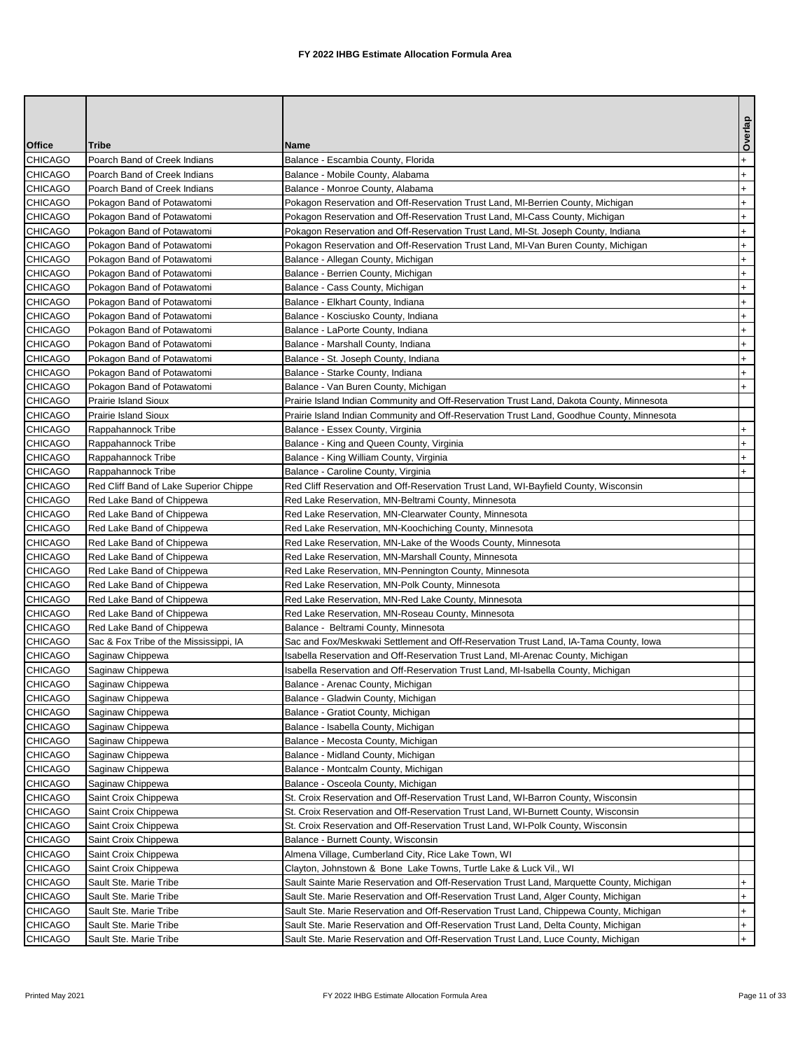# FY 2022 IHBG Estimate Allocation Formula Area

| Office | Tribe | Name | Overlap |
|---|---|---|---|
| CHICAGO | Poarch Band of Creek Indians | Balance - Escambia County, Florida | + |
| CHICAGO | Poarch Band of Creek Indians | Balance - Mobile County, Alabama | + |
| CHICAGO | Poarch Band of Creek Indians | Balance - Monroe County, Alabama | + |
| CHICAGO | Pokagon Band of Potawatomi | Pokagon Reservation and Off-Reservation Trust Land, MI-Berrien County, Michigan | + |
| CHICAGO | Pokagon Band of Potawatomi | Pokagon Reservation and Off-Reservation Trust Land, MI-Cass County, Michigan | + |
| CHICAGO | Pokagon Band of Potawatomi | Pokagon Reservation and Off-Reservation Trust Land, MI-St. Joseph County, Indiana | + |
| CHICAGO | Pokagon Band of Potawatomi | Pokagon Reservation and Off-Reservation Trust Land, MI-Van Buren County, Michigan | + |
| CHICAGO | Pokagon Band of Potawatomi | Balance - Allegan County, Michigan | + |
| CHICAGO | Pokagon Band of Potawatomi | Balance - Berrien County, Michigan | + |
| CHICAGO | Pokagon Band of Potawatomi | Balance - Cass County, Michigan | + |
| CHICAGO | Pokagon Band of Potawatomi | Balance - Elkhart County, Indiana | + |
| CHICAGO | Pokagon Band of Potawatomi | Balance - Kosciusko County, Indiana | + |
| CHICAGO | Pokagon Band of Potawatomi | Balance - LaPorte County, Indiana | + |
| CHICAGO | Pokagon Band of Potawatomi | Balance - Marshall County, Indiana | + |
| CHICAGO | Pokagon Band of Potawatomi | Balance - St. Joseph County, Indiana | + |
| CHICAGO | Pokagon Band of Potawatomi | Balance - Starke County, Indiana | + |
| CHICAGO | Pokagon Band of Potawatomi | Balance - Van Buren County, Michigan | + |
| CHICAGO | Prairie Island Sioux | Prairie Island Indian Community and Off-Reservation Trust Land, Dakota County, Minnesota | |
| CHICAGO | Prairie Island Sioux | Prairie Island Indian Community and Off-Reservation Trust Land, Goodhue County, Minnesota | |
| CHICAGO | Rappahannock Tribe | Balance - Essex County, Virginia | + |
| CHICAGO | Rappahannock Tribe | Balance - King and Queen County, Virginia | + |
| CHICAGO | Rappahannock Tribe | Balance - King William County, Virginia | + |
| CHICAGO | Rappahannock Tribe | Balance - Caroline County, Virginia | + |
| CHICAGO | Red Cliff Band of Lake Superior Chippe | Red Cliff Reservation and Off-Reservation Trust Land, WI-Bayfield County, Wisconsin | |
| CHICAGO | Red Lake Band of Chippewa | Red Lake Reservation, MN-Beltrami County, Minnesota | |
| CHICAGO | Red Lake Band of Chippewa | Red Lake Reservation, MN-Clearwater County, Minnesota | |
| CHICAGO | Red Lake Band of Chippewa | Red Lake Reservation, MN-Koochiching County, Minnesota | |
| CHICAGO | Red Lake Band of Chippewa | Red Lake Reservation, MN-Lake of the Woods County, Minnesota | |
| CHICAGO | Red Lake Band of Chippewa | Red Lake Reservation, MN-Marshall County, Minnesota | |
| CHICAGO | Red Lake Band of Chippewa | Red Lake Reservation, MN-Pennington County, Minnesota | |
| CHICAGO | Red Lake Band of Chippewa | Red Lake Reservation, MN-Polk County, Minnesota | |
| CHICAGO | Red Lake Band of Chippewa | Red Lake Reservation, MN-Red Lake County, Minnesota | |
| CHICAGO | Red Lake Band of Chippewa | Red Lake Reservation, MN-Roseau County, Minnesota | |
| CHICAGO | Red Lake Band of Chippewa | Balance - Beltrami County, Minnesota | |
| CHICAGO | Sac & Fox Tribe of the Mississippi, IA | Sac and Fox/Meskwaki Settlement and Off-Reservation Trust Land, IA-Tama County, Iowa | |
| CHICAGO | Saginaw Chippewa | Isabella Reservation and Off-Reservation Trust Land, MI-Arenac County, Michigan | |
| CHICAGO | Saginaw Chippewa | Isabella Reservation and Off-Reservation Trust Land, MI-Isabella County, Michigan | |
| CHICAGO | Saginaw Chippewa | Balance - Arenac County, Michigan | |
| CHICAGO | Saginaw Chippewa | Balance - Gladwin County, Michigan | |
| CHICAGO | Saginaw Chippewa | Balance - Gratiot County, Michigan | |
| CHICAGO | Saginaw Chippewa | Balance - Isabella County, Michigan | |
| CHICAGO | Saginaw Chippewa | Balance - Mecosta County, Michigan | |
| CHICAGO | Saginaw Chippewa | Balance - Midland County, Michigan | |
| CHICAGO | Saginaw Chippewa | Balance - Montcalm County, Michigan | |
| CHICAGO | Saginaw Chippewa | Balance - Osceola County, Michigan | |
| CHICAGO | Saint Croix Chippewa | St. Croix Reservation and Off-Reservation Trust Land, WI-Barron County, Wisconsin | |
| CHICAGO | Saint Croix Chippewa | St. Croix Reservation and Off-Reservation Trust Land, WI-Burnett County, Wisconsin | |
| CHICAGO | Saint Croix Chippewa | St. Croix Reservation and Off-Reservation Trust Land, WI-Polk County, Wisconsin | |
| CHICAGO | Saint Croix Chippewa | Balance - Burnett County, Wisconsin | |
| CHICAGO | Saint Croix Chippewa | Almena Village, Cumberland City, Rice Lake Town, WI | |
| CHICAGO | Saint Croix Chippewa | Clayton, Johnstown & Bone Lake Towns, Turtle Lake & Luck Vil., WI | |
| CHICAGO | Sault Ste. Marie Tribe | Sault Sainte Marie Reservation and Off-Reservation Trust Land, Marquette County, Michigan | + |
| CHICAGO | Sault Ste. Marie Tribe | Sault Ste. Marie Reservation and Off-Reservation Trust Land, Alger County, Michigan | + |
| CHICAGO | Sault Ste. Marie Tribe | Sault Ste. Marie Reservation and Off-Reservation Trust Land, Chippewa County, Michigan | + |
| CHICAGO | Sault Ste. Marie Tribe | Sault Ste. Marie Reservation and Off-Reservation Trust Land, Delta County, Michigan | + |
| CHICAGO | Sault Ste. Marie Tribe | Sault Ste. Marie Reservation and Off-Reservation Trust Land, Luce County, Michigan | + |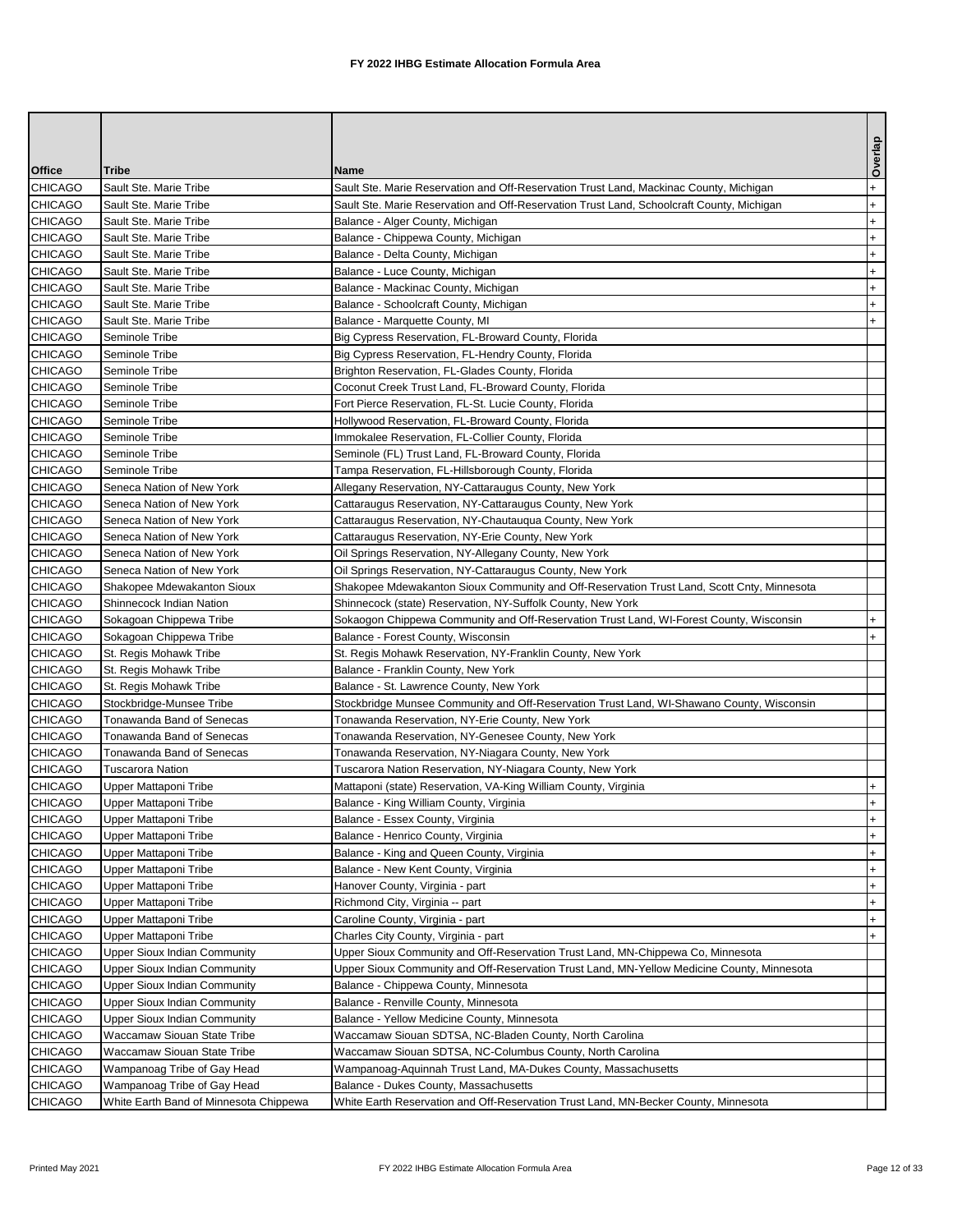# FY 2022 IHBG Estimate Allocation Formula Area

| Office | Tribe | Name | Overlap |
|---|---|---|---|
| CHICAGO | Sault Ste. Marie Tribe | Sault Ste. Marie Reservation and Off-Reservation Trust Land, Mackinac County, Michigan | + |
| CHICAGO | Sault Ste. Marie Tribe | Sault Ste. Marie Reservation and Off-Reservation Trust Land, Schoolcraft County, Michigan | + |
| CHICAGO | Sault Ste. Marie Tribe | Balance - Alger County, Michigan | + |
| CHICAGO | Sault Ste. Marie Tribe | Balance - Chippewa County, Michigan | + |
| CHICAGO | Sault Ste. Marie Tribe | Balance - Delta County, Michigan | + |
| CHICAGO | Sault Ste. Marie Tribe | Balance - Luce County, Michigan | + |
| CHICAGO | Sault Ste. Marie Tribe | Balance - Mackinac County, Michigan | + |
| CHICAGO | Sault Ste. Marie Tribe | Balance - Schoolcraft County, Michigan | + |
| CHICAGO | Sault Ste. Marie Tribe | Balance - Marquette County, MI | + |
| CHICAGO | Seminole Tribe | Big Cypress Reservation, FL-Broward County, Florida | |
| CHICAGO | Seminole Tribe | Big Cypress Reservation, FL-Hendry County, Florida | |
| CHICAGO | Seminole Tribe | Brighton Reservation, FL-Glades County, Florida | |
| CHICAGO | Seminole Tribe | Coconut Creek Trust Land, FL-Broward County, Florida | |
| CHICAGO | Seminole Tribe | Fort Pierce Reservation, FL-St. Lucie County, Florida | |
| CHICAGO | Seminole Tribe | Hollywood Reservation, FL-Broward County, Florida | |
| CHICAGO | Seminole Tribe | Immokalee Reservation, FL-Collier County, Florida | |
| CHICAGO | Seminole Tribe | Seminole (FL) Trust Land, FL-Broward County, Florida | |
| CHICAGO | Seminole Tribe | Tampa Reservation, FL-Hillsborough County, Florida | |
| CHICAGO | Seneca Nation of New York | Allegany Reservation, NY-Cattaraugus County, New York | |
| CHICAGO | Seneca Nation of New York | Cattaraugus Reservation, NY-Cattaraugus County, New York | |
| CHICAGO | Seneca Nation of New York | Cattaraugus Reservation, NY-Chautauqua County, New York | |
| CHICAGO | Seneca Nation of New York | Cattaraugus Reservation, NY-Erie County, New York | |
| CHICAGO | Seneca Nation of New York | Oil Springs Reservation, NY-Allegany County, New York | |
| CHICAGO | Seneca Nation of New York | Oil Springs Reservation, NY-Cattaraugus County, New York | |
| CHICAGO | Shakopee Mdewakanton Sioux | Shakopee Mdewakanton Sioux Community and Off-Reservation Trust Land, Scott Cnty, Minnesota | |
| CHICAGO | Shinnecock Indian Nation | Shinnecock (state) Reservation, NY-Suffolk County, New York | |
| CHICAGO | Sokagoan Chippewa Tribe | Sokaogon Chippewa Community and Off-Reservation Trust Land, WI-Forest County, Wisconsin | + |
| CHICAGO | Sokagoan Chippewa Tribe | Balance - Forest County, Wisconsin | + |
| CHICAGO | St. Regis Mohawk Tribe | St. Regis Mohawk Reservation, NY-Franklin County, New York | |
| CHICAGO | St. Regis Mohawk Tribe | Balance - Franklin County, New York | |
| CHICAGO | St. Regis Mohawk Tribe | Balance - St. Lawrence County, New York | |
| CHICAGO | Stockbridge-Munsee Tribe | Stockbridge Munsee Community and Off-Reservation Trust Land, WI-Shawano County, Wisconsin | |
| CHICAGO | Tonawanda Band of Senecas | Tonawanda Reservation, NY-Erie County, New York | |
| CHICAGO | Tonawanda Band of Senecas | Tonawanda Reservation, NY-Genesee County, New York | |
| CHICAGO | Tonawanda Band of Senecas | Tonawanda Reservation, NY-Niagara County, New York | |
| CHICAGO | Tuscarora Nation | Tuscarora Nation Reservation, NY-Niagara County, New York | |
| CHICAGO | Upper Mattaponi Tribe | Mattaponi (state) Reservation, VA-King William County, Virginia | + |
| CHICAGO | Upper Mattaponi Tribe | Balance - King William County, Virginia | + |
| CHICAGO | Upper Mattaponi Tribe | Balance - Essex County, Virginia | + |
| CHICAGO | Upper Mattaponi Tribe | Balance - Henrico County, Virginia | + |
| CHICAGO | Upper Mattaponi Tribe | Balance - King and Queen County, Virginia | + |
| CHICAGO | Upper Mattaponi Tribe | Balance - New Kent County, Virginia | + |
| CHICAGO | Upper Mattaponi Tribe | Hanover County, Virginia - part | + |
| CHICAGO | Upper Mattaponi Tribe | Richmond City, Virginia -- part | + |
| CHICAGO | Upper Mattaponi Tribe | Caroline County, Virginia - part | + |
| CHICAGO | Upper Mattaponi Tribe | Charles City County, Virginia - part | + |
| CHICAGO | Upper Sioux Indian Community | Upper Sioux Community and Off-Reservation Trust Land, MN-Chippewa Co, Minnesota | |
| CHICAGO | Upper Sioux Indian Community | Upper Sioux Community and Off-Reservation Trust Land, MN-Yellow Medicine County, Minnesota | |
| CHICAGO | Upper Sioux Indian Community | Balance - Chippewa County, Minnesota | |
| CHICAGO | Upper Sioux Indian Community | Balance - Renville County, Minnesota | |
| CHICAGO | Upper Sioux Indian Community | Balance - Yellow Medicine County, Minnesota | |
| CHICAGO | Waccamaw Siouan State Tribe | Waccamaw Siouan SDTSA, NC-Bladen County, North Carolina | |
| CHICAGO | Waccamaw Siouan State Tribe | Waccamaw Siouan SDTSA, NC-Columbus County, North Carolina | |
| CHICAGO | Wampanoag Tribe of Gay Head | Wampanoag-Aquinnah Trust Land, MA-Dukes County, Massachusetts | |
| CHICAGO | Wampanoag Tribe of Gay Head | Balance - Dukes County, Massachusetts | |
| CHICAGO | White Earth Band of Minnesota Chippewa | White Earth Reservation and Off-Reservation Trust Land, MN-Becker County, Minnesota | |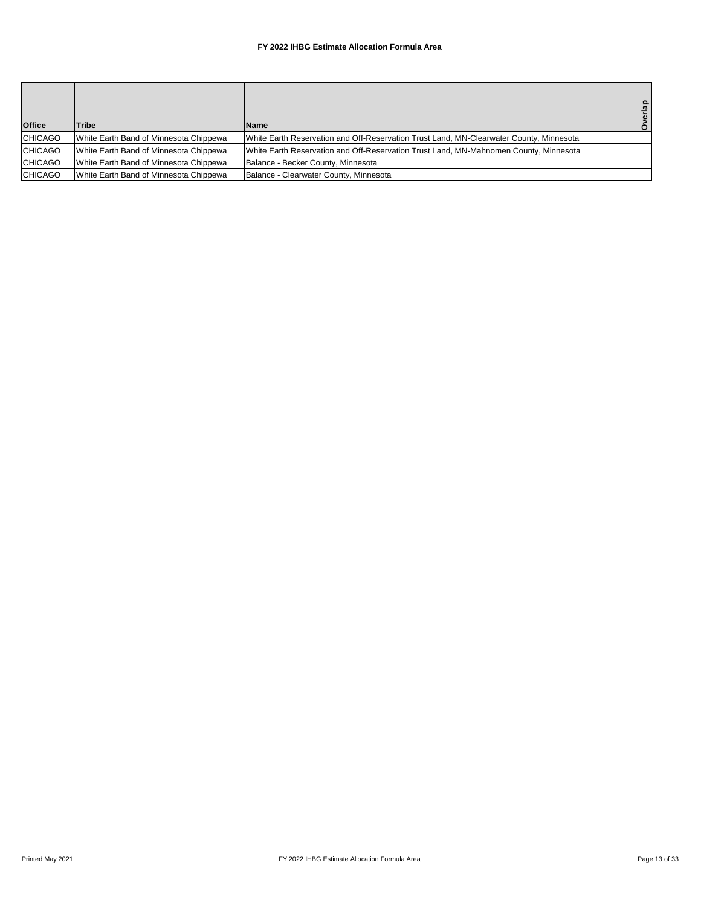**FY 2022 IHBG Estimate Allocation Formula Area**

| Office | Tribe | Name | Overlap |
|---|---|---|---|
| CHICAGO | White Earth Band of Minnesota Chippewa | White Earth Reservation and Off-Reservation Trust Land, MN-Clearwater County, Minnesota | |
| CHICAGO | White Earth Band of Minnesota Chippewa | White Earth Reservation and Off-Reservation Trust Land, MN-Mahnomen County, Minnesota | |
| CHICAGO | White Earth Band of Minnesota Chippewa | Balance - Becker County, Minnesota | |
| CHICAGO | White Earth Band of Minnesota Chippewa | Balance - Clearwater County, Minnesota | |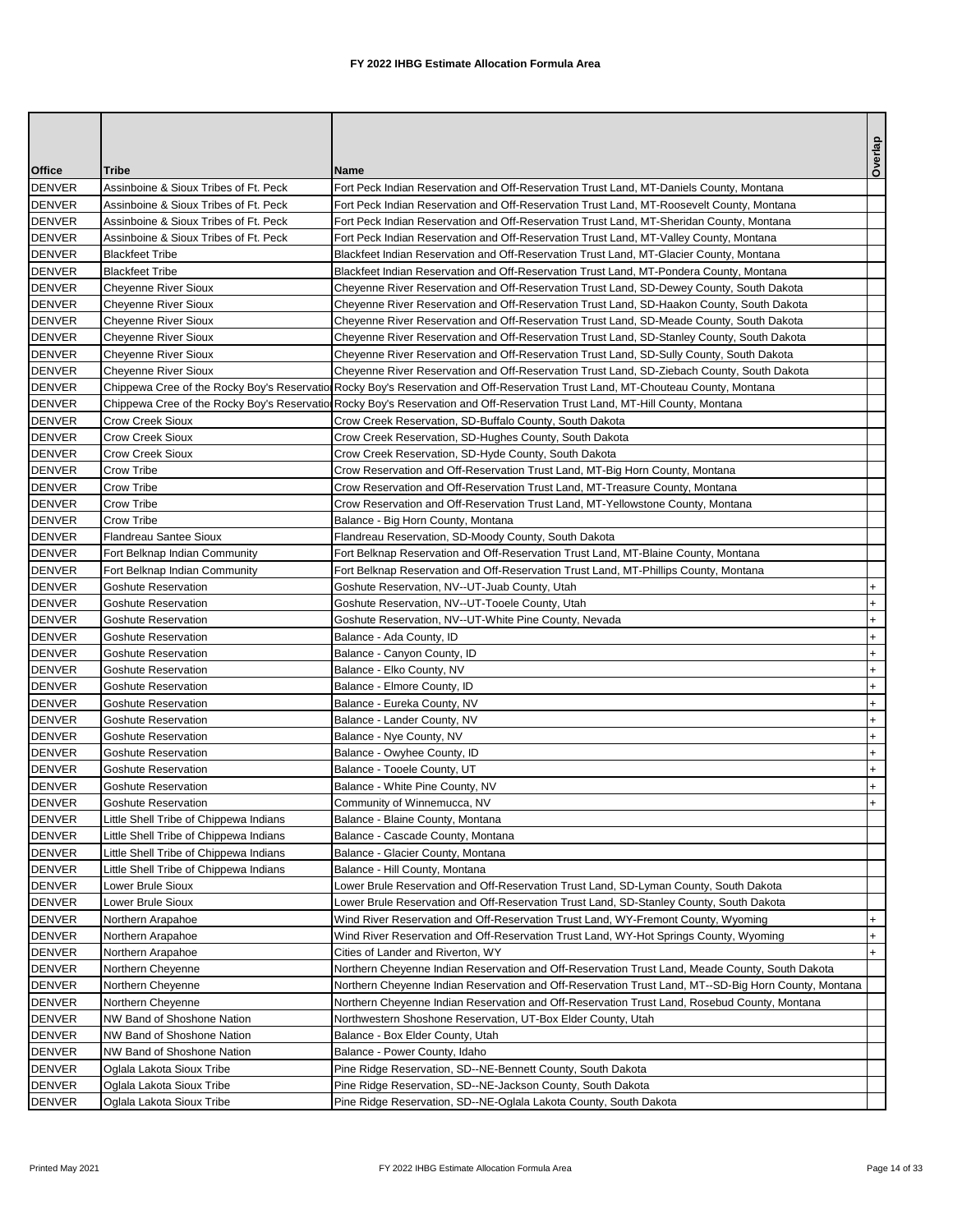# FY 2022 IHBG Estimate Allocation Formula Area

| Office | Tribe | Name | Overlap |
|---|---|---|---|
| DENVER | Assiniboine & Sioux Tribes of Ft. Peck | Fort Peck Indian Reservation and Off-Reservation Trust Land, MT-Daniels County, Montana | |
| DENVER | Assiniboine & Sioux Tribes of Ft. Peck | Fort Peck Indian Reservation and Off-Reservation Trust Land, MT-Roosevelt County, Montana | |
| DENVER | Assiniboine & Sioux Tribes of Ft. Peck | Fort Peck Indian Reservation and Off-Reservation Trust Land, MT-Sheridan County, Montana | |
| DENVER | Assiniboine & Sioux Tribes of Ft. Peck | Fort Peck Indian Reservation and Off-Reservation Trust Land, MT-Valley County, Montana | |
| DENVER | Blackfeet Tribe | Blackfeet Indian Reservation and Off-Reservation Trust Land, MT-Glacier County, Montana | |
| DENVER | Blackfeet Tribe | Blackfeet Indian Reservation and Off-Reservation Trust Land, MT-Pondera County, Montana | |
| DENVER | Cheyenne River Sioux | Cheyenne River Reservation and Off-Reservation Trust Land, SD-Dewey County, South Dakota | |
| DENVER | Cheyenne River Sioux | Cheyenne River Reservation and Off-Reservation Trust Land, SD-Haakon County, South Dakota | |
| DENVER | Cheyenne River Sioux | Cheyenne River Reservation and Off-Reservation Trust Land, SD-Meade County, South Dakota | |
| DENVER | Cheyenne River Sioux | Cheyenne River Reservation and Off-Reservation Trust Land, SD-Stanley County, South Dakota | |
| DENVER | Cheyenne River Sioux | Cheyenne River Reservation and Off-Reservation Trust Land, SD-Sully County, South Dakota | |
| DENVER | Cheyenne River Sioux | Cheyenne River Reservation and Off-Reservation Trust Land, SD-Ziebach County, South Dakota | |
| DENVER | Chippewa Cree of the Rocky Boy's Reservation | Rocky Boy's Reservation and Off-Reservation Trust Land, MT-Chouteau County, Montana | |
| DENVER | Chippewa Cree of the Rocky Boy's Reservation | Rocky Boy's Reservation and Off-Reservation Trust Land, MT-Hill County, Montana | |
| DENVER | Crow Creek Sioux | Crow Creek Reservation, SD-Buffalo County, South Dakota | |
| DENVER | Crow Creek Sioux | Crow Creek Reservation, SD-Hughes County, South Dakota | |
| DENVER | Crow Creek Sioux | Crow Creek Reservation, SD-Hyde County, South Dakota | |
| DENVER | Crow Tribe | Crow Reservation and Off-Reservation Trust Land, MT-Big Horn County, Montana | |
| DENVER | Crow Tribe | Crow Reservation and Off-Reservation Trust Land, MT-Treasure County, Montana | |
| DENVER | Crow Tribe | Crow Reservation and Off-Reservation Trust Land, MT-Yellowstone County, Montana | |
| DENVER | Crow Tribe | Balance - Big Horn County, Montana | |
| DENVER | Flandreau Santee Sioux | Flandreau Reservation, SD-Moody County, South Dakota | |
| DENVER | Fort Belknap Indian Community | Fort Belknap Reservation and Off-Reservation Trust Land, MT-Blaine County, Montana | |
| DENVER | Fort Belknap Indian Community | Fort Belknap Reservation and Off-Reservation Trust Land, MT-Phillips County, Montana | |
| DENVER | Goshute Reservation | Goshute Reservation, NV--UT-Juab County, Utah | + |
| DENVER | Goshute Reservation | Goshute Reservation, NV--UT-Tooele County, Utah | + |
| DENVER | Goshute Reservation | Goshute Reservation, NV--UT-White Pine County, Nevada | + |
| DENVER | Goshute Reservation | Balance - Ada County, ID | + |
| DENVER | Goshute Reservation | Balance - Canyon County, ID | + |
| DENVER | Goshute Reservation | Balance - Elko County, NV | + |
| DENVER | Goshute Reservation | Balance - Elmore County, ID | + |
| DENVER | Goshute Reservation | Balance - Eureka County, NV | + |
| DENVER | Goshute Reservation | Balance - Lander County, NV | + |
| DENVER | Goshute Reservation | Balance - Nye County, NV | + |
| DENVER | Goshute Reservation | Balance - Owyhee County, ID | + |
| DENVER | Goshute Reservation | Balance - Tooele County, UT | + |
| DENVER | Goshute Reservation | Balance - White Pine County, NV | + |
| DENVER | Goshute Reservation | Community of Winnemucca, NV | + |
| DENVER | Little Shell Tribe of Chippewa Indians | Balance - Blaine County, Montana | |
| DENVER | Little Shell Tribe of Chippewa Indians | Balance - Cascade County, Montana | |
| DENVER | Little Shell Tribe of Chippewa Indians | Balance - Glacier County, Montana | |
| DENVER | Little Shell Tribe of Chippewa Indians | Balance - Hill County, Montana | |
| DENVER | Lower Brule Sioux | Lower Brule Reservation and Off-Reservation Trust Land, SD-Lyman County, South Dakota | |
| DENVER | Lower Brule Sioux | Lower Brule Reservation and Off-Reservation Trust Land, SD-Stanley County, South Dakota | |
| DENVER | Northern Arapahoe | Wind River Reservation and Off-Reservation Trust Land, WY-Fremont County, Wyoming | + |
| DENVER | Northern Arapahoe | Wind River Reservation and Off-Reservation Trust Land, WY-Hot Springs County, Wyoming | + |
| DENVER | Northern Arapahoe | Cities of Lander and Riverton, WY | + |
| DENVER | Northern Cheyenne | Northern Cheyenne Indian Reservation and Off-Reservation Trust Land, Meade County, South Dakota | |
| DENVER | Northern Cheyenne | Northern Cheyenne Indian Reservation and Off-Reservation Trust Land, MT--SD-Big Horn County, Montana | |
| DENVER | Northern Cheyenne | Northern Cheyenne Indian Reservation and Off-Reservation Trust Land, Rosebud County, Montana | |
| DENVER | NW Band of Shoshone Nation | Northwestern Shoshone Reservation, UT-Box Elder County, Utah | |
| DENVER | NW Band of Shoshone Nation | Balance - Box Elder County, Utah | |
| DENVER | NW Band of Shoshone Nation | Balance - Power County, Idaho | |
| DENVER | Oglala Lakota Sioux Tribe | Pine Ridge Reservation, SD--NE-Bennett County, South Dakota | |
| DENVER | Oglala Lakota Sioux Tribe | Pine Ridge Reservation, SD--NE-Jackson County, South Dakota | |
| DENVER | Oglala Lakota Sioux Tribe | Pine Ridge Reservation, SD--NE-Oglala Lakota County, South Dakota | |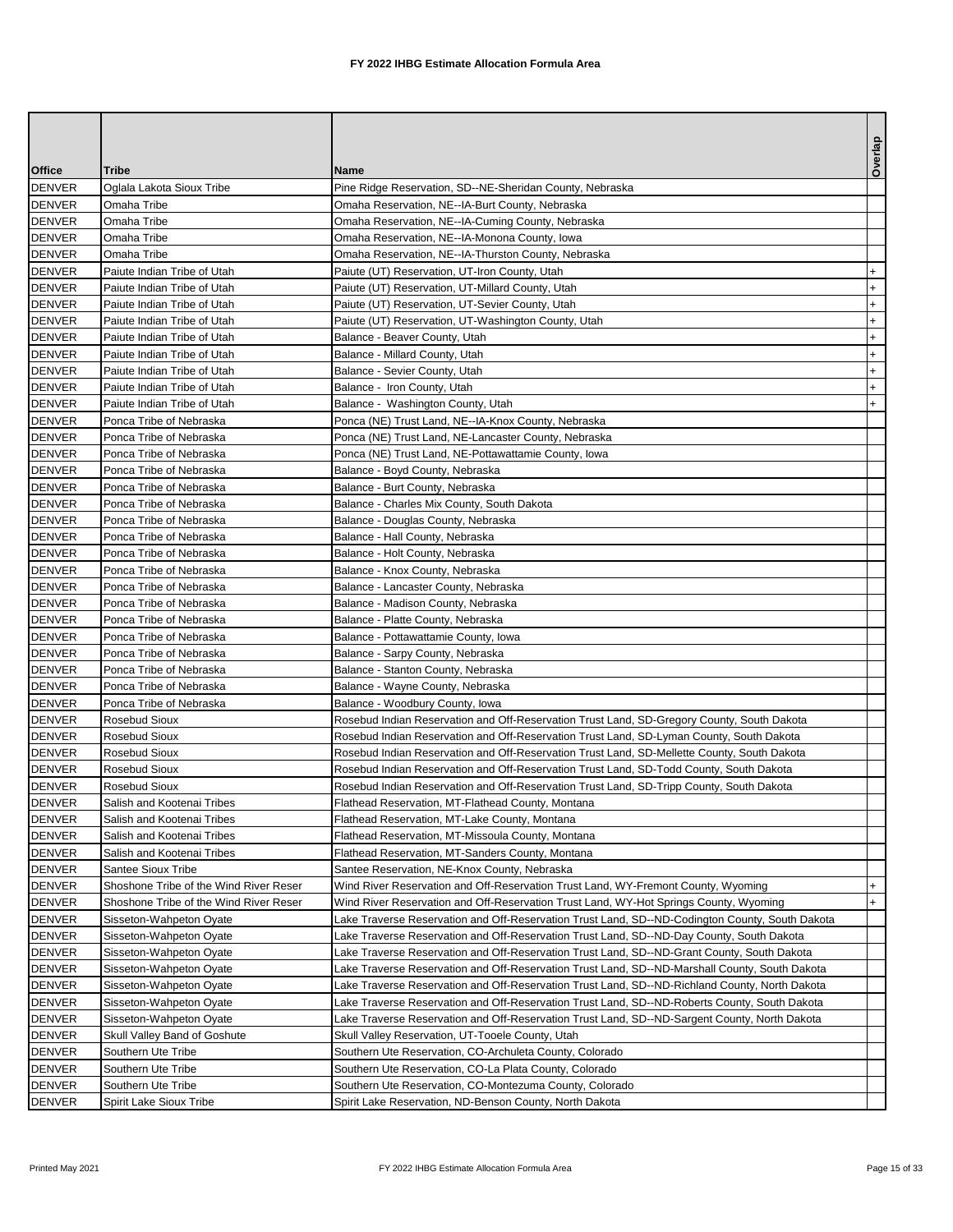# FY 2022 IHBG Estimate Allocation Formula Area

| Office | Tribe | Name | Overlap |
|---|---|---|---|
| DENVER | Oglala Lakota Sioux Tribe | Pine Ridge Reservation, SD--NE-Sheridan County, Nebraska | |
| DENVER | Omaha Tribe | Omaha Reservation, NE--IA-Burt County, Nebraska | |
| DENVER | Omaha Tribe | Omaha Reservation, NE--IA-Cuming County, Nebraska | |
| DENVER | Omaha Tribe | Omaha Reservation, NE--IA-Monona County, Iowa | |
| DENVER | Omaha Tribe | Omaha Reservation, NE--IA-Thurston County, Nebraska | |
| DENVER | Paiute Indian Tribe of Utah | Paiute (UT) Reservation, UT-Iron County, Utah | + |
| DENVER | Paiute Indian Tribe of Utah | Paiute (UT) Reservation, UT-Millard County, Utah | + |
| DENVER | Paiute Indian Tribe of Utah | Paiute (UT) Reservation, UT-Sevier County, Utah | + |
| DENVER | Paiute Indian Tribe of Utah | Paiute (UT) Reservation, UT-Washington County, Utah | + |
| DENVER | Paiute Indian Tribe of Utah | Balance - Beaver County, Utah | + |
| DENVER | Paiute Indian Tribe of Utah | Balance - Millard County, Utah | + |
| DENVER | Paiute Indian Tribe of Utah | Balance - Sevier County, Utah | + |
| DENVER | Paiute Indian Tribe of Utah | Balance - Iron County, Utah | + |
| DENVER | Paiute Indian Tribe of Utah | Balance - Washington County, Utah | + |
| DENVER | Ponca Tribe of Nebraska | Ponca (NE) Trust Land, NE--IA-Knox County, Nebraska | |
| DENVER | Ponca Tribe of Nebraska | Ponca (NE) Trust Land, NE-Lancaster County, Nebraska | |
| DENVER | Ponca Tribe of Nebraska | Ponca (NE) Trust Land, NE-Pottawattamie County, Iowa | |
| DENVER | Ponca Tribe of Nebraska | Balance - Boyd County, Nebraska | |
| DENVER | Ponca Tribe of Nebraska | Balance - Burt County, Nebraska | |
| DENVER | Ponca Tribe of Nebraska | Balance - Charles Mix County, South Dakota | |
| DENVER | Ponca Tribe of Nebraska | Balance - Douglas County, Nebraska | |
| DENVER | Ponca Tribe of Nebraska | Balance - Hall County, Nebraska | |
| DENVER | Ponca Tribe of Nebraska | Balance - Holt County, Nebraska | |
| DENVER | Ponca Tribe of Nebraska | Balance - Knox County, Nebraska | |
| DENVER | Ponca Tribe of Nebraska | Balance - Lancaster County, Nebraska | |
| DENVER | Ponca Tribe of Nebraska | Balance - Madison County, Nebraska | |
| DENVER | Ponca Tribe of Nebraska | Balance - Platte County, Nebraska | |
| DENVER | Ponca Tribe of Nebraska | Balance - Pottawattamie County, Iowa | |
| DENVER | Ponca Tribe of Nebraska | Balance - Sarpy County, Nebraska | |
| DENVER | Ponca Tribe of Nebraska | Balance - Stanton County, Nebraska | |
| DENVER | Ponca Tribe of Nebraska | Balance - Wayne County, Nebraska | |
| DENVER | Ponca Tribe of Nebraska | Balance - Woodbury County, Iowa | |
| DENVER | Rosebud Sioux | Rosebud Indian Reservation and Off-Reservation Trust Land, SD-Gregory County, South Dakota | |
| DENVER | Rosebud Sioux | Rosebud Indian Reservation and Off-Reservation Trust Land, SD-Lyman County, South Dakota | |
| DENVER | Rosebud Sioux | Rosebud Indian Reservation and Off-Reservation Trust Land, SD-Mellette County, South Dakota | |
| DENVER | Rosebud Sioux | Rosebud Indian Reservation and Off-Reservation Trust Land, SD-Todd County, South Dakota | |
| DENVER | Rosebud Sioux | Rosebud Indian Reservation and Off-Reservation Trust Land, SD-Tripp County, South Dakota | |
| DENVER | Salish and Kootenai Tribes | Flathead Reservation, MT-Flathead County, Montana | |
| DENVER | Salish and Kootenai Tribes | Flathead Reservation, MT-Lake County, Montana | |
| DENVER | Salish and Kootenai Tribes | Flathead Reservation, MT-Missoula County, Montana | |
| DENVER | Salish and Kootenai Tribes | Flathead Reservation, MT-Sanders County, Montana | |
| DENVER | Santee Sioux Tribe | Santee Reservation, NE-Knox County, Nebraska | |
| DENVER | Shoshone Tribe of the Wind River Reser | Wind River Reservation and Off-Reservation Trust Land, WY-Fremont County, Wyoming | + |
| DENVER | Shoshone Tribe of the Wind River Reser | Wind River Reservation and Off-Reservation Trust Land, WY-Hot Springs County, Wyoming | + |
| DENVER | Sisseton-Wahpeton Oyate | Lake Traverse Reservation and Off-Reservation Trust Land, SD--ND-Codington County, South Dakota | |
| DENVER | Sisseton-Wahpeton Oyate | Lake Traverse Reservation and Off-Reservation Trust Land, SD--ND-Day County, South Dakota | |
| DENVER | Sisseton-Wahpeton Oyate | Lake Traverse Reservation and Off-Reservation Trust Land, SD--ND-Grant County, South Dakota | |
| DENVER | Sisseton-Wahpeton Oyate | Lake Traverse Reservation and Off-Reservation Trust Land, SD--ND-Marshall County, South Dakota | |
| DENVER | Sisseton-Wahpeton Oyate | Lake Traverse Reservation and Off-Reservation Trust Land, SD--ND-Richland County, North Dakota | |
| DENVER | Sisseton-Wahpeton Oyate | Lake Traverse Reservation and Off-Reservation Trust Land, SD--ND-Roberts County, South Dakota | |
| DENVER | Sisseton-Wahpeton Oyate | Lake Traverse Reservation and Off-Reservation Trust Land, SD--ND-Sargent County, North Dakota | |
| DENVER | Skull Valley Band of Goshute | Skull Valley Reservation, UT-Tooele County, Utah | |
| DENVER | Southern Ute Tribe | Southern Ute Reservation, CO-Archuleta County, Colorado | |
| DENVER | Southern Ute Tribe | Southern Ute Reservation, CO-La Plata County, Colorado | |
| DENVER | Southern Ute Tribe | Southern Ute Reservation, CO-Montezuma County, Colorado | |
| DENVER | Spirit Lake Sioux Tribe | Spirit Lake Reservation, ND-Benson County, North Dakota | |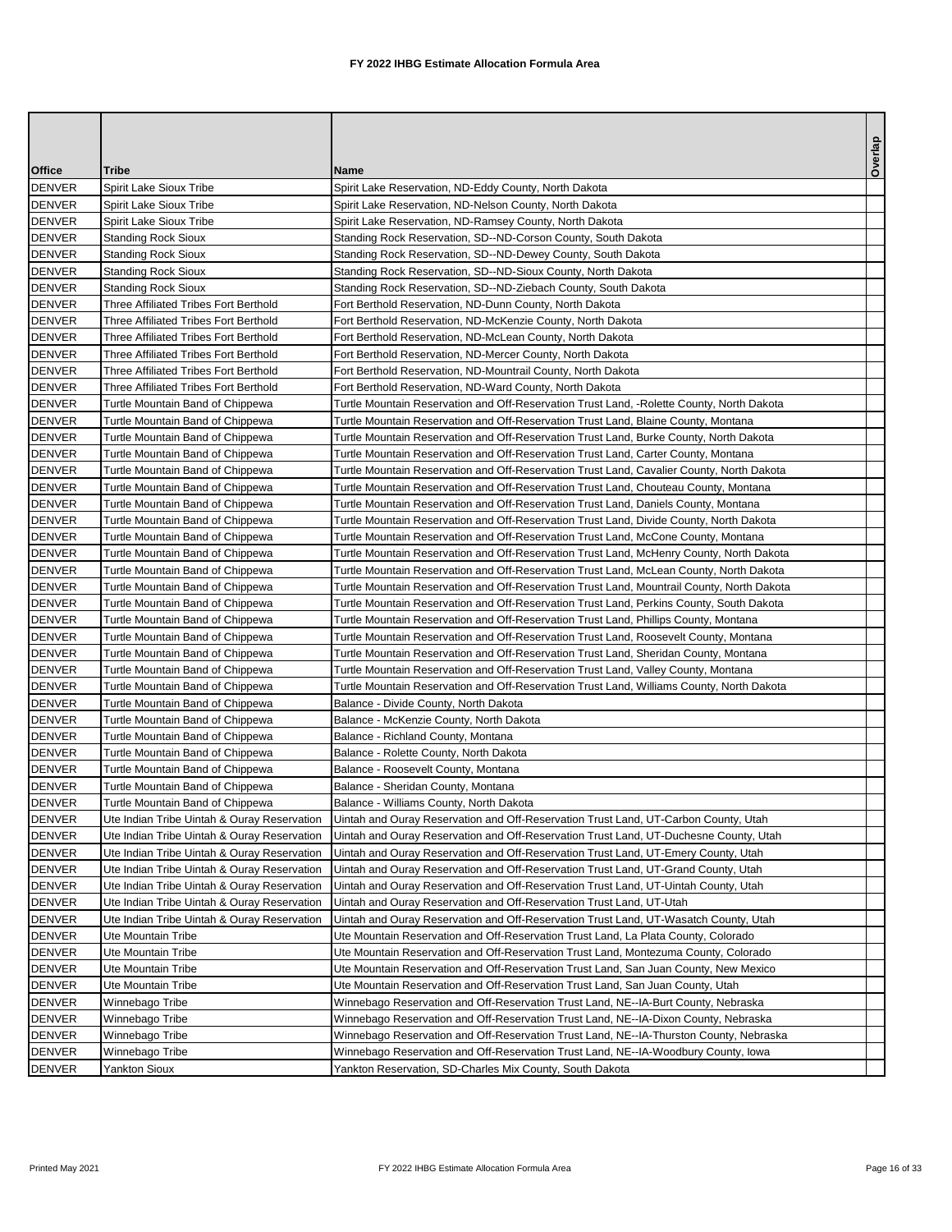# FY 2022 IHBG Estimate Allocation Formula Area

| Office | Tribe | Name | Overlap |
|---|---|---|---|
| DENVER | Spirit Lake Sioux Tribe | Spirit Lake Reservation, ND-Eddy County, North Dakota | |
| DENVER | Spirit Lake Sioux Tribe | Spirit Lake Reservation, ND-Nelson County, North Dakota | |
| DENVER | Spirit Lake Sioux Tribe | Spirit Lake Reservation, ND-Ramsey County, North Dakota | |
| DENVER | Standing Rock Sioux | Standing Rock Reservation, SD--ND-Corson County, South Dakota | |
| DENVER | Standing Rock Sioux | Standing Rock Reservation, SD--ND-Dewey County, South Dakota | |
| DENVER | Standing Rock Sioux | Standing Rock Reservation, SD--ND-Sioux County, North Dakota | |
| DENVER | Standing Rock Sioux | Standing Rock Reservation, SD--ND-Ziebach County, South Dakota | |
| DENVER | Three Affiliated Tribes Fort Berthold | Fort Berthold Reservation, ND-Dunn County, North Dakota | |
| DENVER | Three Affiliated Tribes Fort Berthold | Fort Berthold Reservation, ND-McKenzie County, North Dakota | |
| DENVER | Three Affiliated Tribes Fort Berthold | Fort Berthold Reservation, ND-McLean County, North Dakota | |
| DENVER | Three Affiliated Tribes Fort Berthold | Fort Berthold Reservation, ND-Mercer County, North Dakota | |
| DENVER | Three Affiliated Tribes Fort Berthold | Fort Berthold Reservation, ND-Mountrail County, North Dakota | |
| DENVER | Three Affiliated Tribes Fort Berthold | Fort Berthold Reservation, ND-Ward County, North Dakota | |
| DENVER | Turtle Mountain Band of Chippewa | Turtle Mountain Reservation and Off-Reservation Trust Land, -Rolette County, North Dakota | |
| DENVER | Turtle Mountain Band of Chippewa | Turtle Mountain Reservation and Off-Reservation Trust Land, Blaine County, Montana | |
| DENVER | Turtle Mountain Band of Chippewa | Turtle Mountain Reservation and Off-Reservation Trust Land, Burke County, North Dakota | |
| DENVER | Turtle Mountain Band of Chippewa | Turtle Mountain Reservation and Off-Reservation Trust Land, Carter County, Montana | |
| DENVER | Turtle Mountain Band of Chippewa | Turtle Mountain Reservation and Off-Reservation Trust Land, Cavalier County, North Dakota | |
| DENVER | Turtle Mountain Band of Chippewa | Turtle Mountain Reservation and Off-Reservation Trust Land, Chouteau County, Montana | |
| DENVER | Turtle Mountain Band of Chippewa | Turtle Mountain Reservation and Off-Reservation Trust Land, Daniels County, Montana | |
| DENVER | Turtle Mountain Band of Chippewa | Turtle Mountain Reservation and Off-Reservation Trust Land, Divide County, North Dakota | |
| DENVER | Turtle Mountain Band of Chippewa | Turtle Mountain Reservation and Off-Reservation Trust Land, McCone County, Montana | |
| DENVER | Turtle Mountain Band of Chippewa | Turtle Mountain Reservation and Off-Reservation Trust Land, McHenry County, North Dakota | |
| DENVER | Turtle Mountain Band of Chippewa | Turtle Mountain Reservation and Off-Reservation Trust Land, McLean County, North Dakota | |
| DENVER | Turtle Mountain Band of Chippewa | Turtle Mountain Reservation and Off-Reservation Trust Land, Mountrail County, North Dakota | |
| DENVER | Turtle Mountain Band of Chippewa | Turtle Mountain Reservation and Off-Reservation Trust Land, Perkins County, South Dakota | |
| DENVER | Turtle Mountain Band of Chippewa | Turtle Mountain Reservation and Off-Reservation Trust Land, Phillips County, Montana | |
| DENVER | Turtle Mountain Band of Chippewa | Turtle Mountain Reservation and Off-Reservation Trust Land, Roosevelt County, Montana | |
| DENVER | Turtle Mountain Band of Chippewa | Turtle Mountain Reservation and Off-Reservation Trust Land, Sheridan County, Montana | |
| DENVER | Turtle Mountain Band of Chippewa | Turtle Mountain Reservation and Off-Reservation Trust Land, Valley County, Montana | |
| DENVER | Turtle Mountain Band of Chippewa | Turtle Mountain Reservation and Off-Reservation Trust Land, Williams County, North Dakota | |
| DENVER | Turtle Mountain Band of Chippewa | Balance - Divide County, North Dakota | |
| DENVER | Turtle Mountain Band of Chippewa | Balance - McKenzie County, North Dakota | |
| DENVER | Turtle Mountain Band of Chippewa | Balance - Richland County, Montana | |
| DENVER | Turtle Mountain Band of Chippewa | Balance - Rolette County, North Dakota | |
| DENVER | Turtle Mountain Band of Chippewa | Balance - Roosevelt County, Montana | |
| DENVER | Turtle Mountain Band of Chippewa | Balance - Sheridan County, Montana | |
| DENVER | Turtle Mountain Band of Chippewa | Balance - Williams County, North Dakota | |
| DENVER | Ute Indian Tribe Uintah & Ouray Reservation | Uintah and Ouray Reservation and Off-Reservation Trust Land, UT-Carbon County, Utah | |
| DENVER | Ute Indian Tribe Uintah & Ouray Reservation | Uintah and Ouray Reservation and Off-Reservation Trust Land, UT-Duchesne County, Utah | |
| DENVER | Ute Indian Tribe Uintah & Ouray Reservation | Uintah and Ouray Reservation and Off-Reservation Trust Land, UT-Emery County, Utah | |
| DENVER | Ute Indian Tribe Uintah & Ouray Reservation | Uintah and Ouray Reservation and Off-Reservation Trust Land, UT-Grand County, Utah | |
| DENVER | Ute Indian Tribe Uintah & Ouray Reservation | Uintah and Ouray Reservation and Off-Reservation Trust Land, UT-Uintah County, Utah | |
| DENVER | Ute Indian Tribe Uintah & Ouray Reservation | Uintah and Ouray Reservation and Off-Reservation Trust Land, UT-Utah | |
| DENVER | Ute Indian Tribe Uintah & Ouray Reservation | Uintah and Ouray Reservation and Off-Reservation Trust Land, UT-Wasatch County, Utah | |
| DENVER | Ute Mountain Tribe | Ute Mountain Reservation and Off-Reservation Trust Land, La Plata County, Colorado | |
| DENVER | Ute Mountain Tribe | Ute Mountain Reservation and Off-Reservation Trust Land, Montezuma County, Colorado | |
| DENVER | Ute Mountain Tribe | Ute Mountain Reservation and Off-Reservation Trust Land, San Juan County, New Mexico | |
| DENVER | Ute Mountain Tribe | Ute Mountain Reservation and Off-Reservation Trust Land, San Juan County, Utah | |
| DENVER | Winnebago Tribe | Winnebago Reservation and Off-Reservation Trust Land, NE--IA-Burt County, Nebraska | |
| DENVER | Winnebago Tribe | Winnebago Reservation and Off-Reservation Trust Land, NE--IA-Dixon County, Nebraska | |
| DENVER | Winnebago Tribe | Winnebago Reservation and Off-Reservation Trust Land, NE--IA-Thurston County, Nebraska | |
| DENVER | Winnebago Tribe | Winnebago Reservation and Off-Reservation Trust Land, NE--IA-Woodbury County, Iowa | |
| DENVER | Yankton Sioux | Yankton Reservation, SD-Charles Mix County, South Dakota | |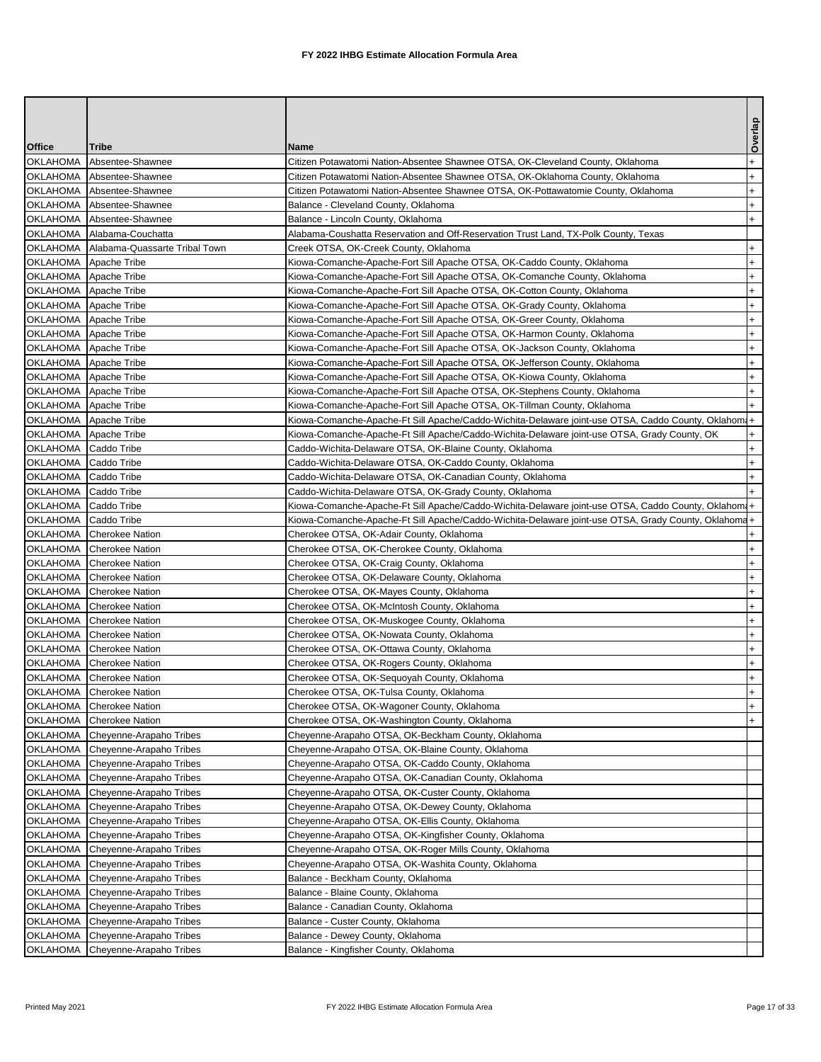# FY 2022 IHBG Estimate Allocation Formula Area

| Office | Tribe | Name | Overlap |
|---|---|---|---|
| OKLAHOMA | Absentee-Shawnee | Citizen Potawatomi Nation-Absentee Shawnee OTSA, OK-Cleveland County, Oklahoma | + |
| OKLAHOMA | Absentee-Shawnee | Citizen Potawatomi Nation-Absentee Shawnee OTSA, OK-Oklahoma County, Oklahoma | + |
| OKLAHOMA | Absentee-Shawnee | Citizen Potawatomi Nation-Absentee Shawnee OTSA, OK-Pottawatomie County, Oklahoma | + |
| OKLAHOMA | Absentee-Shawnee | Balance - Cleveland County, Oklahoma | + |
| OKLAHOMA | Absentee-Shawnee | Balance - Lincoln County, Oklahoma | + |
| OKLAHOMA | Alabama-Couchatta | Alabama-Coushatta Reservation and Off-Reservation Trust Land, TX-Polk County, Texas | |
| OKLAHOMA | Alabama-Quassarte Tribal Town | Creek OTSA, OK-Creek County, Oklahoma | + |
| OKLAHOMA | Apache Tribe | Kiowa-Comanche-Apache-Fort Sill Apache OTSA, OK-Caddo County, Oklahoma | + |
| OKLAHOMA | Apache Tribe | Kiowa-Comanche-Apache-Fort Sill Apache OTSA, OK-Comanche County, Oklahoma | + |
| OKLAHOMA | Apache Tribe | Kiowa-Comanche-Apache-Fort Sill Apache OTSA, OK-Cotton County, Oklahoma | + |
| OKLAHOMA | Apache Tribe | Kiowa-Comanche-Apache-Fort Sill Apache OTSA, OK-Grady County, Oklahoma | + |
| OKLAHOMA | Apache Tribe | Kiowa-Comanche-Apache-Fort Sill Apache OTSA, OK-Greer County, Oklahoma | + |
| OKLAHOMA | Apache Tribe | Kiowa-Comanche-Apache-Fort Sill Apache OTSA, OK-Harmon County, Oklahoma | + |
| OKLAHOMA | Apache Tribe | Kiowa-Comanche-Apache-Fort Sill Apache OTSA, OK-Jackson County, Oklahoma | + |
| OKLAHOMA | Apache Tribe | Kiowa-Comanche-Apache-Fort Sill Apache OTSA, OK-Jefferson County, Oklahoma | + |
| OKLAHOMA | Apache Tribe | Kiowa-Comanche-Apache-Fort Sill Apache OTSA, OK-Kiowa County, Oklahoma | + |
| OKLAHOMA | Apache Tribe | Kiowa-Comanche-Apache-Fort Sill Apache OTSA, OK-Stephens County, Oklahoma | + |
| OKLAHOMA | Apache Tribe | Kiowa-Comanche-Apache-Fort Sill Apache OTSA, OK-Tillman County, Oklahoma | + |
| OKLAHOMA | Apache Tribe | Kiowa-Comanche-Apache-Ft Sill Apache/Caddo-Wichita-Delaware joint-use OTSA, Caddo County, Oklahoma | + |
| OKLAHOMA | Apache Tribe | Kiowa-Comanche-Apache-Ft Sill Apache/Caddo-Wichita-Delaware joint-use OTSA, Grady County, OK | + |
| OKLAHOMA | Caddo Tribe | Caddo-Wichita-Delaware OTSA, OK-Blaine County, Oklahoma | + |
| OKLAHOMA | Caddo Tribe | Caddo-Wichita-Delaware OTSA, OK-Caddo County, Oklahoma | + |
| OKLAHOMA | Caddo Tribe | Caddo-Wichita-Delaware OTSA, OK-Canadian County, Oklahoma | + |
| OKLAHOMA | Caddo Tribe | Caddo-Wichita-Delaware OTSA, OK-Grady County, Oklahoma | + |
| OKLAHOMA | Caddo Tribe | Kiowa-Comanche-Apache-Ft Sill Apache/Caddo-Wichita-Delaware joint-use OTSA, Caddo County, Oklahoma | + |
| OKLAHOMA | Caddo Tribe | Kiowa-Comanche-Apache-Ft Sill Apache/Caddo-Wichita-Delaware joint-use OTSA, Grady County, Oklahoma | + |
| OKLAHOMA | Cherokee Nation | Cherokee OTSA, OK-Adair County, Oklahoma | + |
| OKLAHOMA | Cherokee Nation | Cherokee OTSA, OK-Cherokee County, Oklahoma | + |
| OKLAHOMA | Cherokee Nation | Cherokee OTSA, OK-Craig County, Oklahoma | + |
| OKLAHOMA | Cherokee Nation | Cherokee OTSA, OK-Delaware County, Oklahoma | + |
| OKLAHOMA | Cherokee Nation | Cherokee OTSA, OK-Mayes County, Oklahoma | + |
| OKLAHOMA | Cherokee Nation | Cherokee OTSA, OK-McIntosh County, Oklahoma | + |
| OKLAHOMA | Cherokee Nation | Cherokee OTSA, OK-Muskogee County, Oklahoma | + |
| OKLAHOMA | Cherokee Nation | Cherokee OTSA, OK-Nowata County, Oklahoma | + |
| OKLAHOMA | Cherokee Nation | Cherokee OTSA, OK-Ottawa County, Oklahoma | + |
| OKLAHOMA | Cherokee Nation | Cherokee OTSA, OK-Rogers County, Oklahoma | + |
| OKLAHOMA | Cherokee Nation | Cherokee OTSA, OK-Sequoyah County, Oklahoma | + |
| OKLAHOMA | Cherokee Nation | Cherokee OTSA, OK-Tulsa County, Oklahoma | + |
| OKLAHOMA | Cherokee Nation | Cherokee OTSA, OK-Wagoner County, Oklahoma | + |
| OKLAHOMA | Cherokee Nation | Cherokee OTSA, OK-Washington County, Oklahoma | + |
| OKLAHOMA | Cheyenne-Arapaho Tribes | Cheyenne-Arapaho OTSA, OK-Beckham County, Oklahoma | |
| OKLAHOMA | Cheyenne-Arapaho Tribes | Cheyenne-Arapaho OTSA, OK-Blaine County, Oklahoma | |
| OKLAHOMA | Cheyenne-Arapaho Tribes | Cheyenne-Arapaho OTSA, OK-Caddo County, Oklahoma | |
| OKLAHOMA | Cheyenne-Arapaho Tribes | Cheyenne-Arapaho OTSA, OK-Canadian County, Oklahoma | |
| OKLAHOMA | Cheyenne-Arapaho Tribes | Cheyenne-Arapaho OTSA, OK-Custer County, Oklahoma | |
| OKLAHOMA | Cheyenne-Arapaho Tribes | Cheyenne-Arapaho OTSA, OK-Dewey County, Oklahoma | |
| OKLAHOMA | Cheyenne-Arapaho Tribes | Cheyenne-Arapaho OTSA, OK-Ellis County, Oklahoma | |
| OKLAHOMA | Cheyenne-Arapaho Tribes | Cheyenne-Arapaho OTSA, OK-Kingfisher County, Oklahoma | |
| OKLAHOMA | Cheyenne-Arapaho Tribes | Cheyenne-Arapaho OTSA, OK-Roger Mills County, Oklahoma | |
| OKLAHOMA | Cheyenne-Arapaho Tribes | Cheyenne-Arapaho OTSA, OK-Washita County, Oklahoma | |
| OKLAHOMA | Cheyenne-Arapaho Tribes | Balance - Beckham County, Oklahoma | |
| OKLAHOMA | Cheyenne-Arapaho Tribes | Balance - Blaine County, Oklahoma | |
| OKLAHOMA | Cheyenne-Arapaho Tribes | Balance - Canadian County, Oklahoma | |
| OKLAHOMA | Cheyenne-Arapaho Tribes | Balance - Custer County, Oklahoma | |
| OKLAHOMA | Cheyenne-Arapaho Tribes | Balance - Dewey County, Oklahoma | |
| OKLAHOMA | Cheyenne-Arapaho Tribes | Balance - Kingfisher County, Oklahoma | |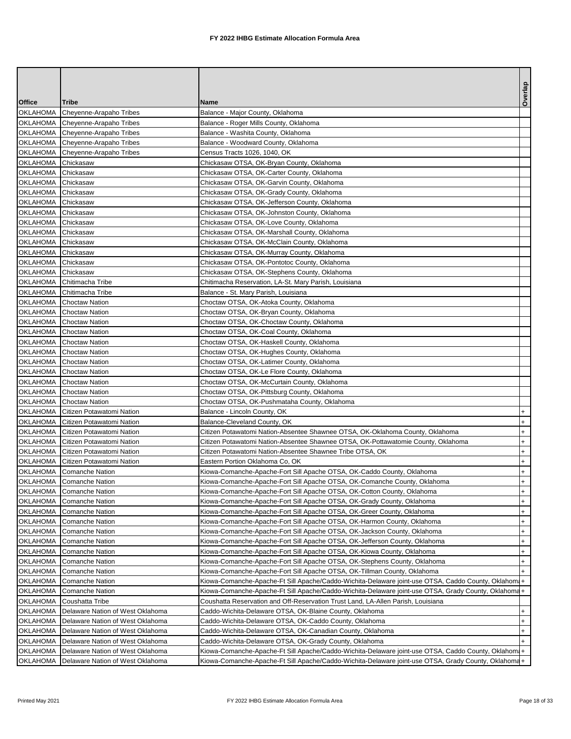# FY 2022 IHBG Estimate Allocation Formula Area

| Office | Tribe | Name | Overlap |
|---|---|---|---|
| OKLAHOMA | Cheyenne-Arapaho Tribes | Balance - Major County, Oklahoma | |
| OKLAHOMA | Cheyenne-Arapaho Tribes | Balance - Roger Mills County, Oklahoma | |
| OKLAHOMA | Cheyenne-Arapaho Tribes | Balance - Washita County, Oklahoma | |
| OKLAHOMA | Cheyenne-Arapaho Tribes | Balance - Woodward County, Oklahoma | |
| OKLAHOMA | Cheyenne-Arapaho Tribes | Census Tracts 1026, 1040, OK | |
| OKLAHOMA | Chickasaw | Chickasaw OTSA, OK-Bryan County, Oklahoma | |
| OKLAHOMA | Chickasaw | Chickasaw OTSA, OK-Carter County, Oklahoma | |
| OKLAHOMA | Chickasaw | Chickasaw OTSA, OK-Garvin County, Oklahoma | |
| OKLAHOMA | Chickasaw | Chickasaw OTSA, OK-Grady County, Oklahoma | |
| OKLAHOMA | Chickasaw | Chickasaw OTSA, OK-Jefferson County, Oklahoma | |
| OKLAHOMA | Chickasaw | Chickasaw OTSA, OK-Johnston County, Oklahoma | |
| OKLAHOMA | Chickasaw | Chickasaw OTSA, OK-Love County, Oklahoma | |
| OKLAHOMA | Chickasaw | Chickasaw OTSA, OK-Marshall County, Oklahoma | |
| OKLAHOMA | Chickasaw | Chickasaw OTSA, OK-McClain County, Oklahoma | |
| OKLAHOMA | Chickasaw | Chickasaw OTSA, OK-Murray County, Oklahoma | |
| OKLAHOMA | Chickasaw | Chickasaw OTSA, OK-Pontotoc County, Oklahoma | |
| OKLAHOMA | Chickasaw | Chickasaw OTSA, OK-Stephens County, Oklahoma | |
| OKLAHOMA | Chitimacha Tribe | Chitimacha Reservation, LA-St. Mary Parish, Louisiana | |
| OKLAHOMA | Chitimacha Tribe | Balance - St. Mary Parish, Louisiana | |
| OKLAHOMA | Choctaw Nation | Choctaw OTSA, OK-Atoka County, Oklahoma | |
| OKLAHOMA | Choctaw Nation | Choctaw OTSA, OK-Bryan County, Oklahoma | |
| OKLAHOMA | Choctaw Nation | Choctaw OTSA, OK-Choctaw County, Oklahoma | |
| OKLAHOMA | Choctaw Nation | Choctaw OTSA, OK-Coal County, Oklahoma | |
| OKLAHOMA | Choctaw Nation | Choctaw OTSA, OK-Haskell County, Oklahoma | |
| OKLAHOMA | Choctaw Nation | Choctaw OTSA, OK-Hughes County, Oklahoma | |
| OKLAHOMA | Choctaw Nation | Choctaw OTSA, OK-Latimer County, Oklahoma | |
| OKLAHOMA | Choctaw Nation | Choctaw OTSA, OK-Le Flore County, Oklahoma | |
| OKLAHOMA | Choctaw Nation | Choctaw OTSA, OK-McCurtain County, Oklahoma | |
| OKLAHOMA | Choctaw Nation | Choctaw OTSA, OK-Pittsburg County, Oklahoma | |
| OKLAHOMA | Choctaw Nation | Choctaw OTSA, OK-Pushmataha County, Oklahoma | |
| OKLAHOMA | Citizen Potawatomi Nation | Balance - Lincoln County, OK | + |
| OKLAHOMA | Citizen Potawatomi Nation | Balance-Cleveland County, OK | + |
| OKLAHOMA | Citizen Potawatomi Nation | Citizen Potawatomi Nation-Absentee Shawnee OTSA, OK-Oklahoma County, Oklahoma | + |
| OKLAHOMA | Citizen Potawatomi Nation | Citizen Potawatomi Nation-Absentee Shawnee OTSA, OK-Pottawatomie County, Oklahoma | + |
| OKLAHOMA | Citizen Potawatomi Nation | Citizen Potawatomi Nation-Absentee Shawnee Tribe OTSA, OK | + |
| OKLAHOMA | Citizen Potawatomi Nation | Eastern Portion Oklahoma Co, OK | + |
| OKLAHOMA | Comanche Nation | Kiowa-Comanche-Apache-Fort Sill Apache OTSA, OK-Caddo County, Oklahoma | + |
| OKLAHOMA | Comanche Nation | Kiowa-Comanche-Apache-Fort Sill Apache OTSA, OK-Comanche County, Oklahoma | + |
| OKLAHOMA | Comanche Nation | Kiowa-Comanche-Apache-Fort Sill Apache OTSA, OK-Cotton County, Oklahoma | + |
| OKLAHOMA | Comanche Nation | Kiowa-Comanche-Apache-Fort Sill Apache OTSA, OK-Grady County, Oklahoma | + |
| OKLAHOMA | Comanche Nation | Kiowa-Comanche-Apache-Fort Sill Apache OTSA, OK-Greer County, Oklahoma | + |
| OKLAHOMA | Comanche Nation | Kiowa-Comanche-Apache-Fort Sill Apache OTSA, OK-Harmon County, Oklahoma | + |
| OKLAHOMA | Comanche Nation | Kiowa-Comanche-Apache-Fort Sill Apache OTSA, OK-Jackson County, Oklahoma | + |
| OKLAHOMA | Comanche Nation | Kiowa-Comanche-Apache-Fort Sill Apache OTSA, OK-Jefferson County, Oklahoma | + |
| OKLAHOMA | Comanche Nation | Kiowa-Comanche-Apache-Fort Sill Apache OTSA, OK-Kiowa County, Oklahoma | + |
| OKLAHOMA | Comanche Nation | Kiowa-Comanche-Apache-Fort Sill Apache OTSA, OK-Stephens County, Oklahoma | + |
| OKLAHOMA | Comanche Nation | Kiowa-Comanche-Apache-Fort Sill Apache OTSA, OK-Tillman County, Oklahoma | + |
| OKLAHOMA | Comanche Nation | Kiowa-Comanche-Apache-Ft Sill Apache/Caddo-Wichita-Delaware joint-use OTSA, Caddo County, Oklahoma | + |
| OKLAHOMA | Comanche Nation | Kiowa-Comanche-Apache-Ft Sill Apache/Caddo-Wichita-Delaware joint-use OTSA, Grady County, Oklahoma | + |
| OKLAHOMA | Coushatta Tribe | Coushatta Reservation and Off-Reservation Trust Land, LA-Allen Parish, Louisiana | |
| OKLAHOMA | Delaware Nation of West Oklahoma | Caddo-Wichita-Delaware OTSA, OK-Blaine County, Oklahoma | + |
| OKLAHOMA | Delaware Nation of West Oklahoma | Caddo-Wichita-Delaware OTSA, OK-Caddo County, Oklahoma | + |
| OKLAHOMA | Delaware Nation of West Oklahoma | Caddo-Wichita-Delaware OTSA, OK-Canadian County, Oklahoma | + |
| OKLAHOMA | Delaware Nation of West Oklahoma | Caddo-Wichita-Delaware OTSA, OK-Grady County, Oklahoma | + |
| OKLAHOMA | Delaware Nation of West Oklahoma | Kiowa-Comanche-Apache-Ft Sill Apache/Caddo-Wichita-Delaware joint-use OTSA, Caddo County, Oklahoma | + |
| OKLAHOMA | Delaware Nation of West Oklahoma | Kiowa-Comanche-Apache-Ft Sill Apache/Caddo-Wichita-Delaware joint-use OTSA, Grady County, Oklahoma | + |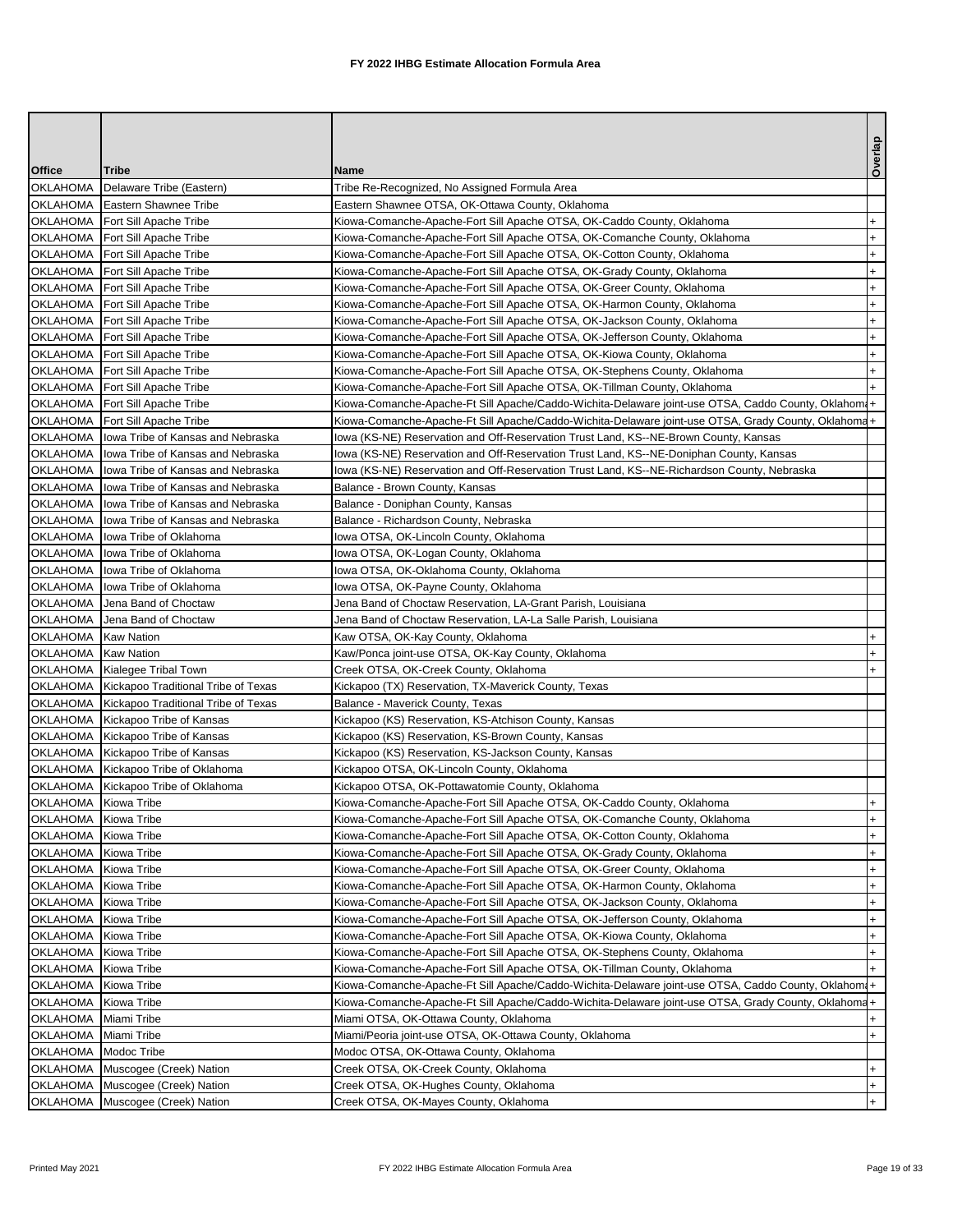# FY 2022 IHBG Estimate Allocation Formula Area

| Office | Tribe | Name | Overlap |
|---|---|---|---|
| OKLAHOMA | Delaware Tribe (Eastern) | Tribe Re-Recognized, No Assigned Formula Area | |
| OKLAHOMA | Eastern Shawnee Tribe | Eastern Shawnee OTSA, OK-Ottawa County, Oklahoma | |
| OKLAHOMA | Fort Sill Apache Tribe | Kiowa-Comanche-Apache-Fort Sill Apache OTSA, OK-Caddo County, Oklahoma | + |
| OKLAHOMA | Fort Sill Apache Tribe | Kiowa-Comanche-Apache-Fort Sill Apache OTSA, OK-Comanche County, Oklahoma | + |
| OKLAHOMA | Fort Sill Apache Tribe | Kiowa-Comanche-Apache-Fort Sill Apache OTSA, OK-Cotton County, Oklahoma | + |
| OKLAHOMA | Fort Sill Apache Tribe | Kiowa-Comanche-Apache-Fort Sill Apache OTSA, OK-Grady County, Oklahoma | + |
| OKLAHOMA | Fort Sill Apache Tribe | Kiowa-Comanche-Apache-Fort Sill Apache OTSA, OK-Greer County, Oklahoma | + |
| OKLAHOMA | Fort Sill Apache Tribe | Kiowa-Comanche-Apache-Fort Sill Apache OTSA, OK-Harmon County, Oklahoma | + |
| OKLAHOMA | Fort Sill Apache Tribe | Kiowa-Comanche-Apache-Fort Sill Apache OTSA, OK-Jackson County, Oklahoma | + |
| OKLAHOMA | Fort Sill Apache Tribe | Kiowa-Comanche-Apache-Fort Sill Apache OTSA, OK-Jefferson County, Oklahoma | + |
| OKLAHOMA | Fort Sill Apache Tribe | Kiowa-Comanche-Apache-Fort Sill Apache OTSA, OK-Kiowa County, Oklahoma | + |
| OKLAHOMA | Fort Sill Apache Tribe | Kiowa-Comanche-Apache-Fort Sill Apache OTSA, OK-Stephens County, Oklahoma | + |
| OKLAHOMA | Fort Sill Apache Tribe | Kiowa-Comanche-Apache-Fort Sill Apache OTSA, OK-Tillman County, Oklahoma | + |
| OKLAHOMA | Fort Sill Apache Tribe | Kiowa-Comanche-Apache-Ft Sill Apache/Caddo-Wichita-Delaware joint-use OTSA, Caddo County, Oklahoma | + |
| OKLAHOMA | Fort Sill Apache Tribe | Kiowa-Comanche-Apache-Ft Sill Apache/Caddo-Wichita-Delaware joint-use OTSA, Grady County, Oklahoma | + |
| OKLAHOMA | Iowa Tribe of Kansas and Nebraska | Iowa (KS-NE) Reservation and Off-Reservation Trust Land, KS--NE-Brown County, Kansas | |
| OKLAHOMA | Iowa Tribe of Kansas and Nebraska | Iowa (KS-NE) Reservation and Off-Reservation Trust Land, KS--NE-Doniphan County, Kansas | |
| OKLAHOMA | Iowa Tribe of Kansas and Nebraska | Iowa (KS-NE) Reservation and Off-Reservation Trust Land, KS--NE-Richardson County, Nebraska | |
| OKLAHOMA | Iowa Tribe of Kansas and Nebraska | Balance - Brown County, Kansas | |
| OKLAHOMA | Iowa Tribe of Kansas and Nebraska | Balance - Doniphan County, Kansas | |
| OKLAHOMA | Iowa Tribe of Kansas and Nebraska | Balance - Richardson County, Nebraska | |
| OKLAHOMA | Iowa Tribe of Oklahoma | Iowa OTSA, OK-Lincoln County, Oklahoma | |
| OKLAHOMA | Iowa Tribe of Oklahoma | Iowa OTSA, OK-Logan County, Oklahoma | |
| OKLAHOMA | Iowa Tribe of Oklahoma | Iowa OTSA, OK-Oklahoma County, Oklahoma | |
| OKLAHOMA | Iowa Tribe of Oklahoma | Iowa OTSA, OK-Payne County, Oklahoma | |
| OKLAHOMA | Jena Band of Choctaw | Jena Band of Choctaw Reservation, LA-Grant Parish, Louisiana | |
| OKLAHOMA | Jena Band of Choctaw | Jena Band of Choctaw Reservation, LA-La Salle Parish, Louisiana | |
| OKLAHOMA | Kaw Nation | Kaw OTSA, OK-Kay County, Oklahoma | + |
| OKLAHOMA | Kaw Nation | Kaw/Ponca joint-use OTSA, OK-Kay County, Oklahoma | + |
| OKLAHOMA | Kialegee Tribal Town | Creek OTSA, OK-Creek County, Oklahoma | + |
| OKLAHOMA | Kickapoo Traditional Tribe of Texas | Kickapoo (TX) Reservation, TX-Maverick County, Texas | |
| OKLAHOMA | Kickapoo Traditional Tribe of Texas | Balance - Maverick County, Texas | |
| OKLAHOMA | Kickapoo Tribe of Kansas | Kickapoo (KS) Reservation, KS-Atchison County, Kansas | |
| OKLAHOMA | Kickapoo Tribe of Kansas | Kickapoo (KS) Reservation, KS-Brown County, Kansas | |
| OKLAHOMA | Kickapoo Tribe of Kansas | Kickapoo (KS) Reservation, KS-Jackson County, Kansas | |
| OKLAHOMA | Kickapoo Tribe of Oklahoma | Kickapoo OTSA, OK-Lincoln County, Oklahoma | |
| OKLAHOMA | Kickapoo Tribe of Oklahoma | Kickapoo OTSA, OK-Pottawatomie County, Oklahoma | |
| OKLAHOMA | Kiowa Tribe | Kiowa-Comanche-Apache-Fort Sill Apache OTSA, OK-Caddo County, Oklahoma | + |
| OKLAHOMA | Kiowa Tribe | Kiowa-Comanche-Apache-Fort Sill Apache OTSA, OK-Comanche County, Oklahoma | + |
| OKLAHOMA | Kiowa Tribe | Kiowa-Comanche-Apache-Fort Sill Apache OTSA, OK-Cotton County, Oklahoma | + |
| OKLAHOMA | Kiowa Tribe | Kiowa-Comanche-Apache-Fort Sill Apache OTSA, OK-Grady County, Oklahoma | + |
| OKLAHOMA | Kiowa Tribe | Kiowa-Comanche-Apache-Fort Sill Apache OTSA, OK-Greer County, Oklahoma | + |
| OKLAHOMA | Kiowa Tribe | Kiowa-Comanche-Apache-Fort Sill Apache OTSA, OK-Harmon County, Oklahoma | + |
| OKLAHOMA | Kiowa Tribe | Kiowa-Comanche-Apache-Fort Sill Apache OTSA, OK-Jackson County, Oklahoma | + |
| OKLAHOMA | Kiowa Tribe | Kiowa-Comanche-Apache-Fort Sill Apache OTSA, OK-Jefferson County, Oklahoma | + |
| OKLAHOMA | Kiowa Tribe | Kiowa-Comanche-Apache-Fort Sill Apache OTSA, OK-Kiowa County, Oklahoma | + |
| OKLAHOMA | Kiowa Tribe | Kiowa-Comanche-Apache-Fort Sill Apache OTSA, OK-Stephens County, Oklahoma | + |
| OKLAHOMA | Kiowa Tribe | Kiowa-Comanche-Apache-Fort Sill Apache OTSA, OK-Tillman County, Oklahoma | + |
| OKLAHOMA | Kiowa Tribe | Kiowa-Comanche-Apache-Ft Sill Apache/Caddo-Wichita-Delaware joint-use OTSA, Caddo County, Oklahoma | + |
| OKLAHOMA | Kiowa Tribe | Kiowa-Comanche-Apache-Ft Sill Apache/Caddo-Wichita-Delaware joint-use OTSA, Grady County, Oklahoma | + |
| OKLAHOMA | Miami Tribe | Miami OTSA, OK-Ottawa County, Oklahoma | + |
| OKLAHOMA | Miami Tribe | Miami/Peoria joint-use OTSA, OK-Ottawa County, Oklahoma | + |
| OKLAHOMA | Modoc Tribe | Modoc OTSA, OK-Ottawa County, Oklahoma | |
| OKLAHOMA | Muscogee (Creek) Nation | Creek OTSA, OK-Creek County, Oklahoma | + |
| OKLAHOMA | Muscogee (Creek) Nation | Creek OTSA, OK-Hughes County, Oklahoma | + |
| OKLAHOMA | Muscogee (Creek) Nation | Creek OTSA, OK-Mayes County, Oklahoma | + |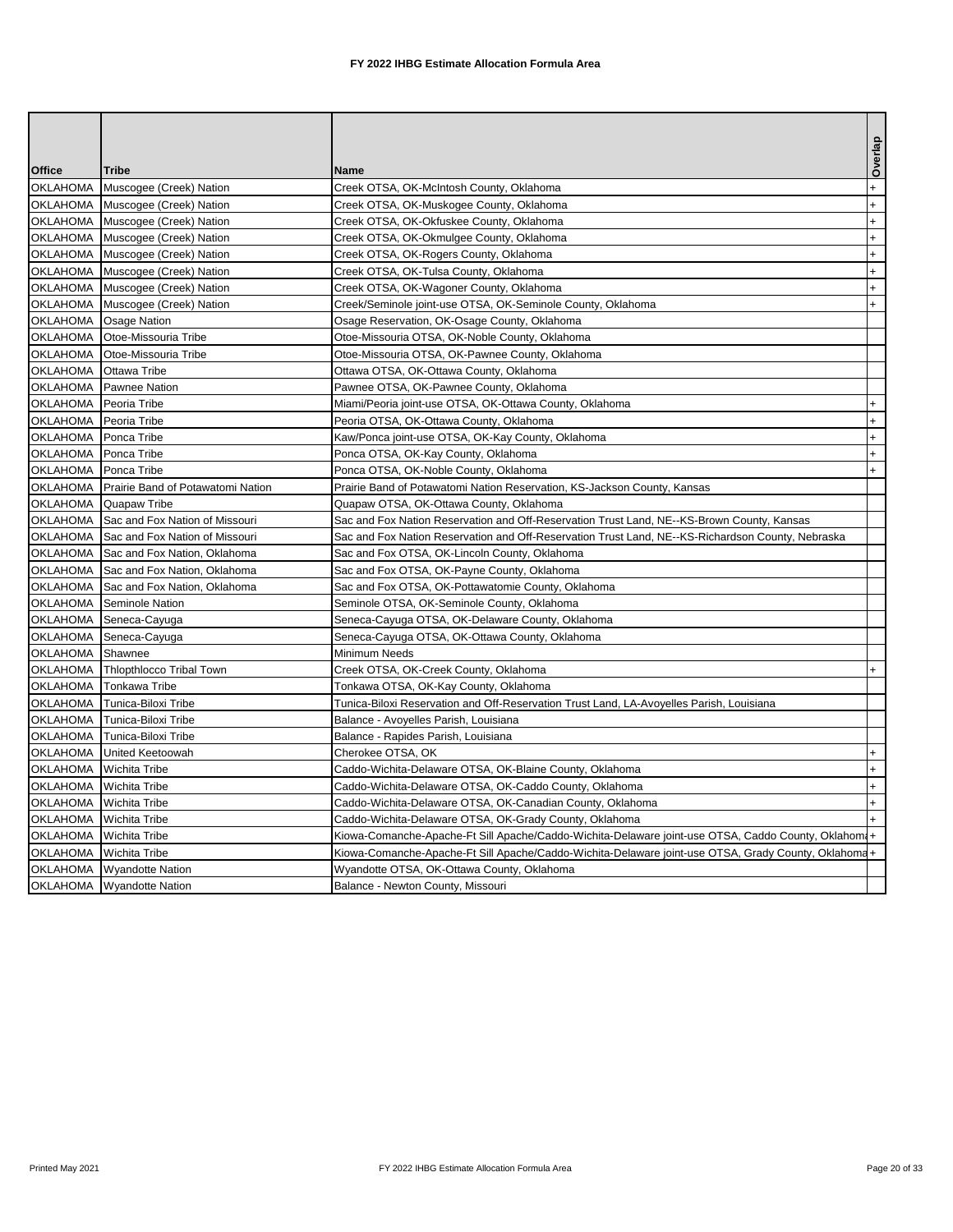**FY 2022 IHBG Estimate Allocation Formula Area**

| Office | Tribe | Name | Overlap |
|---|---|---|---|
| OKLAHOMA | Muscogee (Creek) Nation | Creek OTSA, OK-McIntosh County, Oklahoma | + |
| OKLAHOMA | Muscogee (Creek) Nation | Creek OTSA, OK-Muskogee County, Oklahoma | + |
| OKLAHOMA | Muscogee (Creek) Nation | Creek OTSA, OK-Okfuskee County, Oklahoma | + |
| OKLAHOMA | Muscogee (Creek) Nation | Creek OTSA, OK-Okmulgee County, Oklahoma | + |
| OKLAHOMA | Muscogee (Creek) Nation | Creek OTSA, OK-Rogers County, Oklahoma | + |
| OKLAHOMA | Muscogee (Creek) Nation | Creek OTSA, OK-Tulsa County, Oklahoma | + |
| OKLAHOMA | Muscogee (Creek) Nation | Creek OTSA, OK-Wagoner County, Oklahoma | + |
| OKLAHOMA | Muscogee (Creek) Nation | Creek/Seminole joint-use OTSA, OK-Seminole County, Oklahoma | + |
| OKLAHOMA | Osage Nation | Osage Reservation, OK-Osage County, Oklahoma | |
| OKLAHOMA | Otoe-Missouria Tribe | Otoe-Missouria OTSA, OK-Noble County, Oklahoma | |
| OKLAHOMA | Otoe-Missouria Tribe | Otoe-Missouria OTSA, OK-Pawnee County, Oklahoma | |
| OKLAHOMA | Ottawa Tribe | Ottawa OTSA, OK-Ottawa County, Oklahoma | |
| OKLAHOMA | Pawnee Nation | Pawnee OTSA, OK-Pawnee County, Oklahoma | |
| OKLAHOMA | Peoria Tribe | Miami/Peoria joint-use OTSA, OK-Ottawa County, Oklahoma | + |
| OKLAHOMA | Peoria Tribe | Peoria OTSA, OK-Ottawa County, Oklahoma | + |
| OKLAHOMA | Ponca Tribe | Kaw/Ponca joint-use OTSA, OK-Kay County, Oklahoma | + |
| OKLAHOMA | Ponca Tribe | Ponca OTSA, OK-Kay County, Oklahoma | + |
| OKLAHOMA | Ponca Tribe | Ponca OTSA, OK-Noble County, Oklahoma | + |
| OKLAHOMA | Prairie Band of Potawatomi Nation | Prairie Band of Potawatomi Nation Reservation, KS-Jackson County, Kansas | |
| OKLAHOMA | Quapaw Tribe | Quapaw OTSA, OK-Ottawa County, Oklahoma | |
| OKLAHOMA | Sac and Fox Nation of Missouri | Sac and Fox Nation Reservation and Off-Reservation Trust Land, NE--KS-Brown County, Kansas | |
| OKLAHOMA | Sac and Fox Nation of Missouri | Sac and Fox Nation Reservation and Off-Reservation Trust Land, NE--KS-Richardson County, Nebraska | |
| OKLAHOMA | Sac and Fox Nation, Oklahoma | Sac and Fox OTSA, OK-Lincoln County, Oklahoma | |
| OKLAHOMA | Sac and Fox Nation, Oklahoma | Sac and Fox OTSA, OK-Payne County, Oklahoma | |
| OKLAHOMA | Sac and Fox Nation, Oklahoma | Sac and Fox OTSA, OK-Pottawatomie County, Oklahoma | |
| OKLAHOMA | Seminole Nation | Seminole OTSA, OK-Seminole County, Oklahoma | |
| OKLAHOMA | Seneca-Cayuga | Seneca-Cayuga OTSA, OK-Delaware County, Oklahoma | |
| OKLAHOMA | Seneca-Cayuga | Seneca-Cayuga OTSA, OK-Ottawa County, Oklahoma | |
| OKLAHOMA | Shawnee | Minimum Needs | |
| OKLAHOMA | Thlopthlocco Tribal Town | Creek OTSA, OK-Creek County, Oklahoma | + |
| OKLAHOMA | Tonkawa Tribe | Tonkawa OTSA, OK-Kay County, Oklahoma | |
| OKLAHOMA | Tunica-Biloxi Tribe | Tunica-Biloxi Reservation and Off-Reservation Trust Land, LA-Avoyelles Parish, Louisiana | |
| OKLAHOMA | Tunica-Biloxi Tribe | Balance - Avoyelles Parish, Louisiana | |
| OKLAHOMA | Tunica-Biloxi Tribe | Balance - Rapides Parish, Louisiana | |
| OKLAHOMA | United Keetoowah | Cherokee OTSA, OK | + |
| OKLAHOMA | Wichita Tribe | Caddo-Wichita-Delaware OTSA, OK-Blaine County, Oklahoma | + |
| OKLAHOMA | Wichita Tribe | Caddo-Wichita-Delaware OTSA, OK-Caddo County, Oklahoma | + |
| OKLAHOMA | Wichita Tribe | Caddo-Wichita-Delaware OTSA, OK-Canadian County, Oklahoma | + |
| OKLAHOMA | Wichita Tribe | Caddo-Wichita-Delaware OTSA, OK-Grady County, Oklahoma | + |
| OKLAHOMA | Wichita Tribe | Kiowa-Comanche-Apache-Ft Sill Apache/Caddo-Wichita-Delaware joint-use OTSA, Caddo County, Oklahoma | + |
| OKLAHOMA | Wichita Tribe | Kiowa-Comanche-Apache-Ft Sill Apache/Caddo-Wichita-Delaware joint-use OTSA, Grady County, Oklahoma | + |
| OKLAHOMA | Wyandotte Nation | Wyandotte OTSA, OK-Ottawa County, Oklahoma | |
| OKLAHOMA | Wyandotte Nation | Balance - Newton County, Missouri | |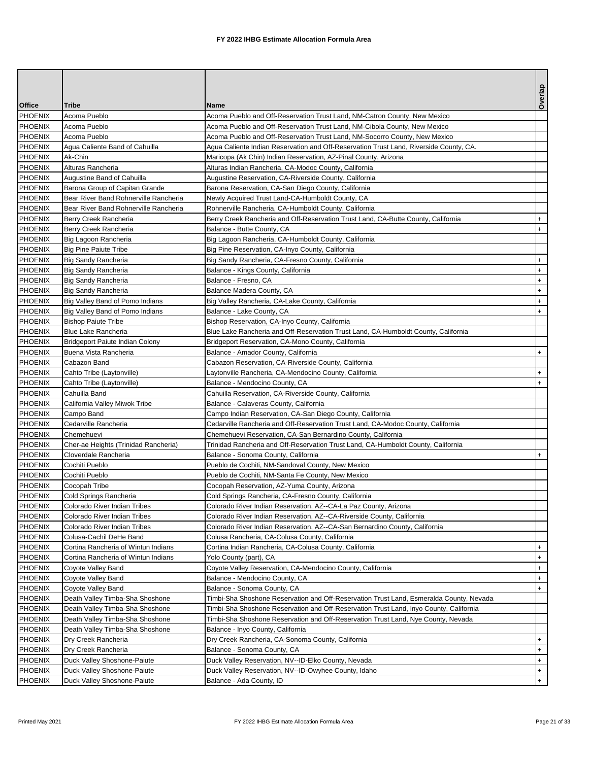# FY 2022 IHBG Estimate Allocation Formula Area

| Office | Tribe | Name | Overlap |
|---|---|---|---|
| PHOENIX | Acoma Pueblo | Acoma Pueblo and Off-Reservation Trust Land, NM-Catron County, New Mexico | |
| PHOENIX | Acoma Pueblo | Acoma Pueblo and Off-Reservation Trust Land, NM-Cibola County, New Mexico | |
| PHOENIX | Acoma Pueblo | Acoma Pueblo and Off-Reservation Trust Land, NM-Socorro County, New Mexico | |
| PHOENIX | Agua Caliente Band of Cahuilla | Agua Caliente Indian Reservation and Off-Reservation Trust Land, Riverside County, CA. | |
| PHOENIX | Ak-Chin | Maricopa (Ak Chin) Indian Reservation, AZ-Pinal County, Arizona | |
| PHOENIX | Alturas Rancheria | Alturas Indian Rancheria, CA-Modoc County, California | |
| PHOENIX | Augustine Band of Cahuilla | Augustine Reservation, CA-Riverside County, California | |
| PHOENIX | Barona Group of Capitan Grande | Barona Reservation, CA-San Diego County, California | |
| PHOENIX | Bear River Band Rohnerville Rancheria | Newly Acquired Trust Land-CA-Humboldt County, CA | |
| PHOENIX | Bear River Band Rohnerville Rancheria | Rohnerville Rancheria, CA-Humboldt County, California | |
| PHOENIX | Berry Creek Rancheria | Berry Creek Rancheria and Off-Reservation Trust Land, CA-Butte County, California | + |
| PHOENIX | Berry Creek Rancheria | Balance - Butte County, CA | + |
| PHOENIX | Big Lagoon Rancheria | Big Lagoon Rancheria, CA-Humboldt County, California | |
| PHOENIX | Big Pine Paiute Tribe | Big Pine Reservation, CA-Inyo County, California | |
| PHOENIX | Big Sandy Rancheria | Big Sandy Rancheria, CA-Fresno County, California | + |
| PHOENIX | Big Sandy Rancheria | Balance - Kings County, California | + |
| PHOENIX | Big Sandy Rancheria | Balance - Fresno, CA | + |
| PHOENIX | Big Sandy Rancheria | Balance Madera County, CA | + |
| PHOENIX | Big Valley Band of Pomo Indians | Big Valley Rancheria, CA-Lake County, California | + |
| PHOENIX | Big Valley Band of Pomo Indians | Balance - Lake County, CA | + |
| PHOENIX | Bishop Paiute Tribe | Bishop Reservation, CA-Inyo County, California | |
| PHOENIX | Blue Lake Rancheria | Blue Lake Rancheria and Off-Reservation Trust Land, CA-Humboldt County, California | |
| PHOENIX | Bridgeport Paiute Indian Colony | Bridgeport Reservation, CA-Mono County, California | |
| PHOENIX | Buena Vista Rancheria | Balance - Amador County, California | + |
| PHOENIX | Cabazon Band | Cabazon Reservation, CA-Riverside County, California | |
| PHOENIX | Cahto Tribe (Laytonville) | Laytonville Rancheria, CA-Mendocino County, California | + |
| PHOENIX | Cahto Tribe (Laytonville) | Balance - Mendocino County, CA | + |
| PHOENIX | Cahuilla Band | Cahuilla Reservation, CA-Riverside County, California | |
| PHOENIX | California Valley Miwok Tribe | Balance - Calaveras County, California | |
| PHOENIX | Campo Band | Campo Indian Reservation, CA-San Diego County, California | |
| PHOENIX | Cedarville Rancheria | Cedarville Rancheria and Off-Reservation Trust Land, CA-Modoc County, California | |
| PHOENIX | Chemehuevi | Chemehuevi Reservation, CA-San Bernardino County, California | |
| PHOENIX | Cher-ae Heights (Trinidad Rancheria) | Trinidad Rancheria and Off-Reservation Trust Land, CA-Humboldt County, California | |
| PHOENIX | Cloverdale Rancheria | Balance - Sonoma County, California | + |
| PHOENIX | Cochiti Pueblo | Pueblo de Cochiti, NM-Sandoval County, New Mexico | |
| PHOENIX | Cochiti Pueblo | Pueblo de Cochiti, NM-Santa Fe County, New Mexico | |
| PHOENIX | Cocopah Tribe | Cocopah Reservation, AZ-Yuma County, Arizona | |
| PHOENIX | Cold Springs Rancheria | Cold Springs Rancheria, CA-Fresno County, California | |
| PHOENIX | Colorado River Indian Tribes | Colorado River Indian Reservation, AZ--CA-La Paz County, Arizona | |
| PHOENIX | Colorado River Indian Tribes | Colorado River Indian Reservation, AZ--CA-Riverside County, California | |
| PHOENIX | Colorado River Indian Tribes | Colorado River Indian Reservation, AZ--CA-San Bernardino County, California | |
| PHOENIX | Colusa-Cachil DeHe Band | Colusa Rancheria, CA-Colusa County, California | |
| PHOENIX | Cortina Rancheria of Wintun Indians | Cortina Indian Rancheria, CA-Colusa County, California | + |
| PHOENIX | Cortina Rancheria of Wintun Indians | Yolo County (part), CA | + |
| PHOENIX | Coyote Valley Band | Coyote Valley Reservation, CA-Mendocino County, California | + |
| PHOENIX | Coyote Valley Band | Balance - Mendocino County, CA | + |
| PHOENIX | Coyote Valley Band | Balance - Sonoma County, CA | + |
| PHOENIX | Death Valley Timba-Sha Shoshone | Timbi-Sha Shoshone Reservation and Off-Reservation Trust Land, Esmeralda County, Nevada | |
| PHOENIX | Death Valley Timba-Sha Shoshone | Timbi-Sha Shoshone Reservation and Off-Reservation Trust Land, Inyo County, California | |
| PHOENIX | Death Valley Timba-Sha Shoshone | Timbi-Sha Shoshone Reservation and Off-Reservation Trust Land, Nye County, Nevada | |
| PHOENIX | Death Valley Timba-Sha Shoshone | Balance - Inyo County, California | |
| PHOENIX | Dry Creek Rancheria | Dry Creek Rancheria, CA-Sonoma County, California | + |
| PHOENIX | Dry Creek Rancheria | Balance - Sonoma County, CA | + |
| PHOENIX | Duck Valley Shoshone-Paiute | Duck Valley Reservation, NV--ID-Elko County, Nevada | + |
| PHOENIX | Duck Valley Shoshone-Paiute | Duck Valley Reservation, NV--ID-Owyhee County, Idaho | + |
| PHOENIX | Duck Valley Shoshone-Paiute | Balance - Ada County, ID | + |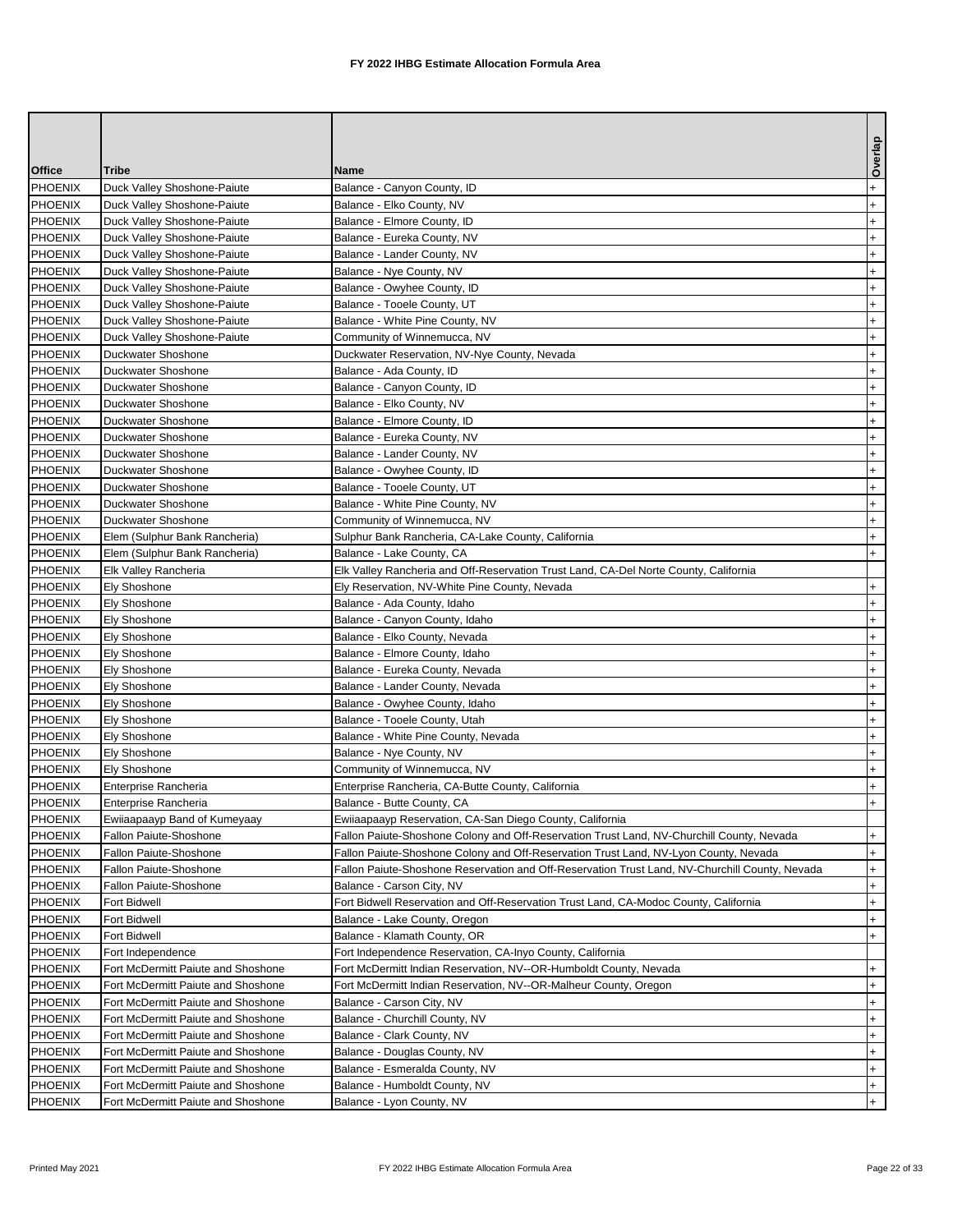# FY 2022 IHBG Estimate Allocation Formula Area

| Office | Tribe | Name | Overlap |
|---|---|---|---|
| PHOENIX | Duck Valley Shoshone-Paiute | Balance - Canyon County, ID | + |
| PHOENIX | Duck Valley Shoshone-Paiute | Balance - Elko County, NV | + |
| PHOENIX | Duck Valley Shoshone-Paiute | Balance - Elmore County, ID | + |
| PHOENIX | Duck Valley Shoshone-Paiute | Balance - Eureka County, NV | + |
| PHOENIX | Duck Valley Shoshone-Paiute | Balance - Lander County, NV | + |
| PHOENIX | Duck Valley Shoshone-Paiute | Balance - Nye County, NV | + |
| PHOENIX | Duck Valley Shoshone-Paiute | Balance - Owyhee County, ID | + |
| PHOENIX | Duck Valley Shoshone-Paiute | Balance - Tooele County, UT | + |
| PHOENIX | Duck Valley Shoshone-Paiute | Balance - White Pine County, NV | + |
| PHOENIX | Duck Valley Shoshone-Paiute | Community of Winnemucca, NV | + |
| PHOENIX | Duckwater Shoshone | Duckwater Reservation, NV-Nye County, Nevada | + |
| PHOENIX | Duckwater Shoshone | Balance - Ada County, ID | + |
| PHOENIX | Duckwater Shoshone | Balance - Canyon County, ID | + |
| PHOENIX | Duckwater Shoshone | Balance - Elko County, NV | + |
| PHOENIX | Duckwater Shoshone | Balance - Elmore County, ID | + |
| PHOENIX | Duckwater Shoshone | Balance - Eureka County, NV | + |
| PHOENIX | Duckwater Shoshone | Balance - Lander County, NV | + |
| PHOENIX | Duckwater Shoshone | Balance - Owyhee County, ID | + |
| PHOENIX | Duckwater Shoshone | Balance - Tooele County, UT | + |
| PHOENIX | Duckwater Shoshone | Balance - White Pine County, NV | + |
| PHOENIX | Duckwater Shoshone | Community of Winnemucca, NV | + |
| PHOENIX | Elem (Sulphur Bank Rancheria) | Sulphur Bank Rancheria, CA-Lake County, California | + |
| PHOENIX | Elem (Sulphur Bank Rancheria) | Balance - Lake County, CA | + |
| PHOENIX | Elk Valley Rancheria | Elk Valley Rancheria and Off-Reservation Trust Land, CA-Del Norte County, California | |
| PHOENIX | Ely Shoshone | Ely Reservation, NV-White Pine County, Nevada | + |
| PHOENIX | Ely Shoshone | Balance - Ada County, Idaho | + |
| PHOENIX | Ely Shoshone | Balance - Canyon County, Idaho | + |
| PHOENIX | Ely Shoshone | Balance - Elko County, Nevada | + |
| PHOENIX | Ely Shoshone | Balance - Elmore County, Idaho | + |
| PHOENIX | Ely Shoshone | Balance - Eureka County, Nevada | + |
| PHOENIX | Ely Shoshone | Balance - Lander County, Nevada | + |
| PHOENIX | Ely Shoshone | Balance - Owyhee County, Idaho | + |
| PHOENIX | Ely Shoshone | Balance - Tooele County, Utah | + |
| PHOENIX | Ely Shoshone | Balance - White Pine County, Nevada | + |
| PHOENIX | Ely Shoshone | Balance - Nye County, NV | + |
| PHOENIX | Ely Shoshone | Community of Winnemucca, NV | + |
| PHOENIX | Enterprise Rancheria | Enterprise Rancheria, CA-Butte County, California | + |
| PHOENIX | Enterprise Rancheria | Balance - Butte County, CA | + |
| PHOENIX | Ewiiaapaayp Band of Kumeyaay | Ewiiaapaayp Reservation, CA-San Diego County, California | |
| PHOENIX | Fallon Paiute-Shoshone | Fallon Paiute-Shoshone Colony and Off-Reservation Trust Land, NV-Churchill County, Nevada | + |
| PHOENIX | Fallon Paiute-Shoshone | Fallon Paiute-Shoshone Colony and Off-Reservation Trust Land, NV-Lyon County, Nevada | + |
| PHOENIX | Fallon Paiute-Shoshone | Fallon Paiute-Shoshone Reservation and Off-Reservation Trust Land, NV-Churchill County, Nevada | + |
| PHOENIX | Fallon Paiute-Shoshone | Balance - Carson City, NV | + |
| PHOENIX | Fort Bidwell | Fort Bidwell Reservation and Off-Reservation Trust Land, CA-Modoc County, California | + |
| PHOENIX | Fort Bidwell | Balance - Lake County, Oregon | + |
| PHOENIX | Fort Bidwell | Balance - Klamath County, OR | + |
| PHOENIX | Fort Independence | Fort Independence Reservation, CA-Inyo County, California | |
| PHOENIX | Fort McDermitt Paiute and Shoshone | Fort McDermitt Indian Reservation, NV--OR-Humboldt County, Nevada | + |
| PHOENIX | Fort McDermitt Paiute and Shoshone | Fort McDermitt Indian Reservation, NV--OR-Malheur County, Oregon | + |
| PHOENIX | Fort McDermitt Paiute and Shoshone | Balance - Carson City, NV | + |
| PHOENIX | Fort McDermitt Paiute and Shoshone | Balance - Churchill County, NV | + |
| PHOENIX | Fort McDermitt Paiute and Shoshone | Balance - Clark County, NV | + |
| PHOENIX | Fort McDermitt Paiute and Shoshone | Balance - Douglas County, NV | + |
| PHOENIX | Fort McDermitt Paiute and Shoshone | Balance - Esmeralda County, NV | + |
| PHOENIX | Fort McDermitt Paiute and Shoshone | Balance - Humboldt County, NV | + |
| PHOENIX | Fort McDermitt Paiute and Shoshone | Balance - Lyon County, NV | + |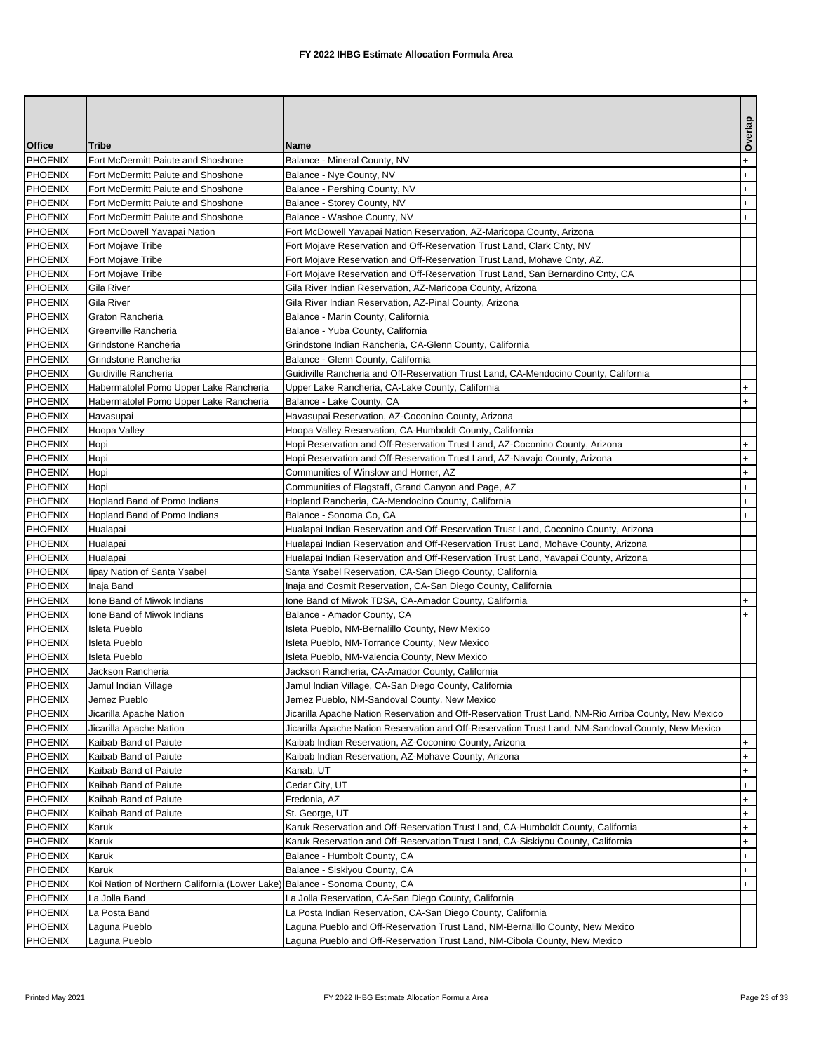# FY 2022 IHBG Estimate Allocation Formula Area

| Office | Tribe | Name | Overlap |
|---|---|---|---|
| PHOENIX | Fort McDermitt Paiute and Shoshone | Balance - Mineral County, NV | + |
| PHOENIX | Fort McDermitt Paiute and Shoshone | Balance - Nye County, NV | + |
| PHOENIX | Fort McDermitt Paiute and Shoshone | Balance - Pershing County, NV | + |
| PHOENIX | Fort McDermitt Paiute and Shoshone | Balance - Storey County, NV | + |
| PHOENIX | Fort McDermitt Paiute and Shoshone | Balance - Washoe County, NV | + |
| PHOENIX | Fort McDowell Yavapai Nation | Fort McDowell Yavapai Nation Reservation, AZ-Maricopa County, Arizona | |
| PHOENIX | Fort Mojave Tribe | Fort Mojave Reservation and Off-Reservation Trust Land, Clark Cnty, NV | |
| PHOENIX | Fort Mojave Tribe | Fort Mojave Reservation and Off-Reservation Trust Land, Mohave Cnty, AZ. | |
| PHOENIX | Fort Mojave Tribe | Fort Mojave Reservation and Off-Reservation Trust Land, San Bernardino Cnty, CA | |
| PHOENIX | Gila River | Gila River Indian Reservation, AZ-Maricopa County, Arizona | |
| PHOENIX | Gila River | Gila River Indian Reservation, AZ-Pinal County, Arizona | |
| PHOENIX | Graton Rancheria | Balance - Marin County, California | |
| PHOENIX | Greenville Rancheria | Balance - Yuba County, California | |
| PHOENIX | Grindstone Rancheria | Grindstone Indian Rancheria, CA-Glenn County, California | |
| PHOENIX | Grindstone Rancheria | Balance - Glenn County, California | |
| PHOENIX | Guidiville Rancheria | Guidiville Rancheria and Off-Reservation Trust Land, CA-Mendocino County, California | |
| PHOENIX | Habermatolel Pomo Upper Lake Rancheria | Upper Lake Rancheria, CA-Lake County, California | + |
| PHOENIX | Habermatolel Pomo Upper Lake Rancheria | Balance - Lake County, CA | + |
| PHOENIX | Havasupai | Havasupai Reservation, AZ-Coconino County, Arizona | |
| PHOENIX | Hoopa Valley | Hoopa Valley Reservation, CA-Humboldt County, California | |
| PHOENIX | Hopi | Hopi Reservation and Off-Reservation Trust Land, AZ-Coconino County, Arizona | + |
| PHOENIX | Hopi | Hopi Reservation and Off-Reservation Trust Land, AZ-Navajo County, Arizona | + |
| PHOENIX | Hopi | Communities of Winslow and Homer, AZ | + |
| PHOENIX | Hopi | Communities of Flagstaff, Grand Canyon and Page, AZ | + |
| PHOENIX | Hopland Band of Pomo Indians | Hopland Rancheria, CA-Mendocino County, California | + |
| PHOENIX | Hopland Band of Pomo Indians | Balance - Sonoma Co, CA | + |
| PHOENIX | Hualapai | Hualapai Indian Reservation and Off-Reservation Trust Land, Coconino County, Arizona | |
| PHOENIX | Hualapai | Hualapai Indian Reservation and Off-Reservation Trust Land, Mohave County, Arizona | |
| PHOENIX | Hualapai | Hualapai Indian Reservation and Off-Reservation Trust Land, Yavapai County, Arizona | |
| PHOENIX | Iipay Nation of Santa Ysabel | Santa Ysabel Reservation, CA-San Diego County, California | |
| PHOENIX | Inaja Band | Inaja and Cosmit Reservation, CA-San Diego County, California | |
| PHOENIX | Ione Band of Miwok Indians | Ione Band of Miwok TDSA, CA-Amador County, California | + |
| PHOENIX | Ione Band of Miwok Indians | Balance - Amador County, CA | + |
| PHOENIX | Isleta Pueblo | Isleta Pueblo, NM-Bernalillo County, New Mexico | |
| PHOENIX | Isleta Pueblo | Isleta Pueblo, NM-Torrance County, New Mexico | |
| PHOENIX | Isleta Pueblo | Isleta Pueblo, NM-Valencia County, New Mexico | |
| PHOENIX | Jackson Rancheria | Jackson Rancheria, CA-Amador County, California | |
| PHOENIX | Jamul Indian Village | Jamul Indian Village, CA-San Diego County, California | |
| PHOENIX | Jemez Pueblo | Jemez Pueblo, NM-Sandoval County, New Mexico | |
| PHOENIX | Jicarilla Apache Nation | Jicarilla Apache Nation Reservation and Off-Reservation Trust Land, NM-Rio Arriba County, New Mexico | |
| PHOENIX | Jicarilla Apache Nation | Jicarilla Apache Nation Reservation and Off-Reservation Trust Land, NM-Sandoval County, New Mexico | |
| PHOENIX | Kaibab Band of Paiute | Kaibab Indian Reservation, AZ-Coconino County, Arizona | + |
| PHOENIX | Kaibab Band of Paiute | Kaibab Indian Reservation, AZ-Mohave County, Arizona | + |
| PHOENIX | Kaibab Band of Paiute | Kanab, UT | + |
| PHOENIX | Kaibab Band of Paiute | Cedar City, UT | + |
| PHOENIX | Kaibab Band of Paiute | Fredonia, AZ | + |
| PHOENIX | Kaibab Band of Paiute | St. George, UT | + |
| PHOENIX | Karuk | Karuk Reservation and Off-Reservation Trust Land, CA-Humboldt County, California | + |
| PHOENIX | Karuk | Karuk Reservation and Off-Reservation Trust Land, CA-Siskiyou County, California | + |
| PHOENIX | Karuk | Balance - Humbolt County, CA | + |
| PHOENIX | Karuk | Balance - Siskiyou County, CA | + |
| PHOENIX | Koi Nation of Northern California (Lower Lake) | Balance - Sonoma County, CA | + |
| PHOENIX | La Jolla Band | La Jolla Reservation, CA-San Diego County, California | |
| PHOENIX | La Posta Band | La Posta Indian Reservation, CA-San Diego County, California | |
| PHOENIX | Laguna Pueblo | Laguna Pueblo and Off-Reservation Trust Land, NM-Bernalillo County, New Mexico | |
| PHOENIX | Laguna Pueblo | Laguna Pueblo and Off-Reservation Trust Land, NM-Cibola County, New Mexico | |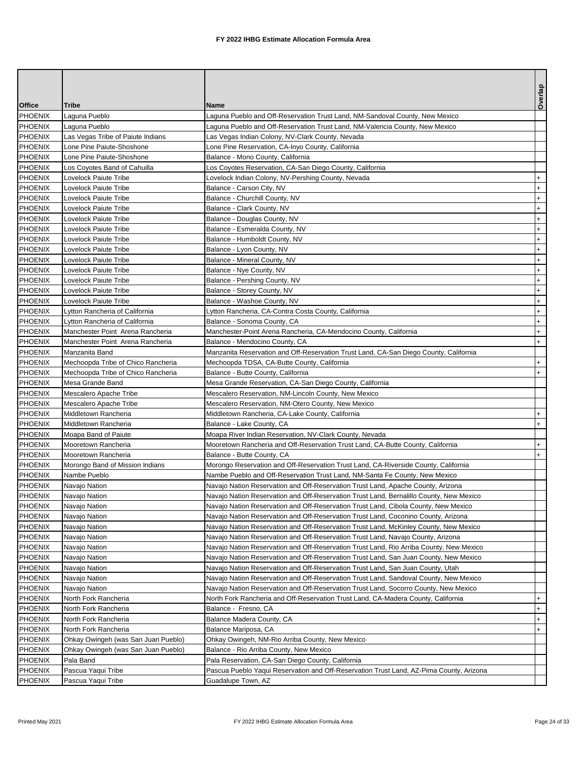# FY 2022 IHBG Estimate Allocation Formula Area

| Office | Tribe | Name | Overlap |
|---|---|---|---|
| PHOENIX | Laguna Pueblo | Laguna Pueblo and Off-Reservation Trust Land, NM-Sandoval County, New Mexico | |
| PHOENIX | Laguna Pueblo | Laguna Pueblo and Off-Reservation Trust Land, NM-Valencia County, New Mexico | |
| PHOENIX | Las Vegas Tribe of Paiute Indians | Las Vegas Indian Colony, NV-Clark County, Nevada | |
| PHOENIX | Lone Pine Paiute-Shoshone | Lone Pine Reservation, CA-Inyo County, California | |
| PHOENIX | Lone Pine Paiute-Shoshone | Balance - Mono County, California | |
| PHOENIX | Los Coyotes Band of Cahuilla | Los Coyotes Reservation, CA-San Diego County, California | |
| PHOENIX | Lovelock Paiute Tribe | Lovelock Indian Colony, NV-Pershing County, Nevada | + |
| PHOENIX | Lovelock Paiute Tribe | Balance - Carson City, NV | + |
| PHOENIX | Lovelock Paiute Tribe | Balance - Churchill County, NV | + |
| PHOENIX | Lovelock Paiute Tribe | Balance - Clark County, NV | + |
| PHOENIX | Lovelock Paiute Tribe | Balance - Douglas County, NV | + |
| PHOENIX | Lovelock Paiute Tribe | Balance - Esmeralda County, NV | + |
| PHOENIX | Lovelock Paiute Tribe | Balance - Humboldt County, NV | + |
| PHOENIX | Lovelock Paiute Tribe | Balance - Lyon County, NV | + |
| PHOENIX | Lovelock Paiute Tribe | Balance - Mineral County, NV | + |
| PHOENIX | Lovelock Paiute Tribe | Balance - Nye County, NV | + |
| PHOENIX | Lovelock Paiute Tribe | Balance - Pershing County, NV | + |
| PHOENIX | Lovelock Paiute Tribe | Balance - Storey County, NV | + |
| PHOENIX | Lovelock Paiute Tribe | Balance - Washoe County, NV | + |
| PHOENIX | Lytton Rancheria of California | Lytton Rancheria, CA-Contra Costa County, California | + |
| PHOENIX | Lytton Rancheria of California | Balance - Sonoma County, CA | + |
| PHOENIX | Manchester Point Arena Rancheria | Manchester-Point Arena Rancheria, CA-Mendocino County, California | + |
| PHOENIX | Manchester Point Arena Rancheria | Balance - Mendocino County, CA | + |
| PHOENIX | Manzanita Band | Manzanita Reservation and Off-Reservation Trust Land, CA-San Diego County, California | |
| PHOENIX | Mechoopda Tribe of Chico Rancheria | Mechoopda TDSA, CA-Butte County, California | + |
| PHOENIX | Mechoopda Tribe of Chico Rancheria | Balance - Butte County, California | + |
| PHOENIX | Mesa Grande Band | Mesa Grande Reservation, CA-San Diego County, California | |
| PHOENIX | Mescalero Apache Tribe | Mescalero Reservation, NM-Lincoln County, New Mexico | |
| PHOENIX | Mescalero Apache Tribe | Mescalero Reservation, NM-Otero County, New Mexico | |
| PHOENIX | Middletown Rancheria | Middletown Rancheria, CA-Lake County, California | + |
| PHOENIX | Middletown Rancheria | Balance - Lake County, CA | + |
| PHOENIX | Moapa Band of Paiute | Moapa River Indian Reservation, NV-Clark County, Nevada | |
| PHOENIX | Mooretown Rancheria | Mooretown Rancheria and Off-Reservation Trust Land, CA-Butte County, California | + |
| PHOENIX | Mooretown Rancheria | Balance - Butte County, CA | + |
| PHOENIX | Morongo Band of Mission Indians | Morongo Reservation and Off-Reservation Trust Land, CA-Riverside County, California | |
| PHOENIX | Nambe Pueblo | Nambe Pueblo and Off-Reservation Trust Land, NM-Santa Fe County, New Mexico | |
| PHOENIX | Navajo Nation | Navajo Nation Reservation and Off-Reservation Trust Land, Apache County, Arizona | |
| PHOENIX | Navajo Nation | Navajo Nation Reservation and Off-Reservation Trust Land, Bernalillo County, New Mexico | |
| PHOENIX | Navajo Nation | Navajo Nation Reservation and Off-Reservation Trust Land, Cibola County, New Mexico | |
| PHOENIX | Navajo Nation | Navajo Nation Reservation and Off-Reservation Trust Land, Coconino County, Arizona | |
| PHOENIX | Navajo Nation | Navajo Nation Reservation and Off-Reservation Trust Land, McKinley County, New Mexico | |
| PHOENIX | Navajo Nation | Navajo Nation Reservation and Off-Reservation Trust Land, Navajo County, Arizona | |
| PHOENIX | Navajo Nation | Navajo Nation Reservation and Off-Reservation Trust Land, Rio Arriba County, New Mexico | |
| PHOENIX | Navajo Nation | Navajo Nation Reservation and Off-Reservation Trust Land, San Juan County, New Mexico | |
| PHOENIX | Navajo Nation | Navajo Nation Reservation and Off-Reservation Trust Land, San Juan County, Utah | |
| PHOENIX | Navajo Nation | Navajo Nation Reservation and Off-Reservation Trust Land, Sandoval County, New Mexico | |
| PHOENIX | Navajo Nation | Navajo Nation Reservation and Off-Reservation Trust Land, Socorro County, New Mexico | |
| PHOENIX | North Fork Rancheria | North Fork Rancheria and Off-Reservation Trust Land, CA-Madera County, California | + |
| PHOENIX | North Fork Rancheria | Balance - Fresno, CA | + |
| PHOENIX | North Fork Rancheria | Balance Madera County, CA | + |
| PHOENIX | North Fork Rancheria | Balance Mariposa, CA | + |
| PHOENIX | Ohkay Owingeh (was San Juan Pueblo) | Ohkay Owingeh, NM-Rio Arriba County, New Mexico | |
| PHOENIX | Ohkay Owingeh (was San Juan Pueblo) | Balance - Rio Arriba County, New Mexico | |
| PHOENIX | Pala Band | Pala Reservation, CA-San Diego County, California | |
| PHOENIX | Pascua Yaqui Tribe | Pascua Pueblo Yaqui Reservation and Off-Reservation Trust Land, AZ-Pima County, Arizona | |
| PHOENIX | Pascua Yaqui Tribe | Guadalupe Town, AZ | |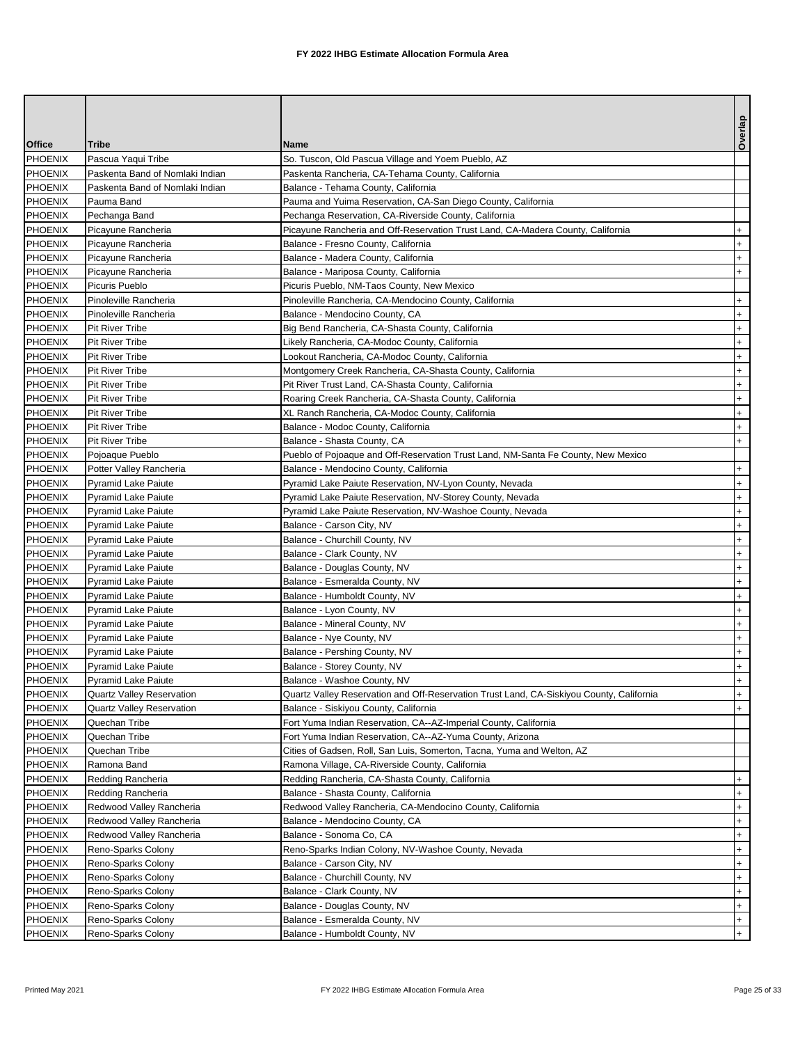# FY 2022 IHBG Estimate Allocation Formula Area

| Office | Tribe | Name | Overlap |
|---|---|---|---|
| PHOENIX | Pascua Yaqui Tribe | So. Tuscon, Old Pascua Village and Yoem Pueblo, AZ | |
| PHOENIX | Paskenta Band of Nomlaki Indian | Paskenta Rancheria, CA-Tehama County, California | |
| PHOENIX | Paskenta Band of Nomlaki Indian | Balance - Tehama County, California | |
| PHOENIX | Pauma Band | Pauma and Yuima Reservation, CA-San Diego County, California | |
| PHOENIX | Pechanga Band | Pechanga Reservation, CA-Riverside County, California | |
| PHOENIX | Picayune Rancheria | Picayune Rancheria and Off-Reservation Trust Land, CA-Madera County, California | + |
| PHOENIX | Picayune Rancheria | Balance - Fresno County, California | + |
| PHOENIX | Picayune Rancheria | Balance - Madera County, California | + |
| PHOENIX | Picayune Rancheria | Balance - Mariposa County, California | + |
| PHOENIX | Picuris Pueblo | Picuris Pueblo, NM-Taos County, New Mexico | |
| PHOENIX | Pinoleville Rancheria | Pinoleville Rancheria, CA-Mendocino County, California | + |
| PHOENIX | Pinoleville Rancheria | Balance - Mendocino County, CA | + |
| PHOENIX | Pit River Tribe | Big Bend Rancheria, CA-Shasta County, California | + |
| PHOENIX | Pit River Tribe | Likely Rancheria, CA-Modoc County, California | + |
| PHOENIX | Pit River Tribe | Lookout Rancheria, CA-Modoc County, California | + |
| PHOENIX | Pit River Tribe | Montgomery Creek Rancheria, CA-Shasta County, California | + |
| PHOENIX | Pit River Tribe | Pit River Trust Land, CA-Shasta County, California | + |
| PHOENIX | Pit River Tribe | Roaring Creek Rancheria, CA-Shasta County, California | + |
| PHOENIX | Pit River Tribe | XL Ranch Rancheria, CA-Modoc County, California | + |
| PHOENIX | Pit River Tribe | Balance - Modoc County, California | + |
| PHOENIX | Pit River Tribe | Balance - Shasta County, CA | + |
| PHOENIX | Pojoaque Pueblo | Pueblo of Pojoaque and Off-Reservation Trust Land, NM-Santa Fe County, New Mexico | |
| PHOENIX | Potter Valley Rancheria | Balance - Mendocino County, California | + |
| PHOENIX | Pyramid Lake Paiute | Pyramid Lake Paiute Reservation, NV-Lyon County, Nevada | + |
| PHOENIX | Pyramid Lake Paiute | Pyramid Lake Paiute Reservation, NV-Storey County, Nevada | + |
| PHOENIX | Pyramid Lake Paiute | Pyramid Lake Paiute Reservation, NV-Washoe County, Nevada | + |
| PHOENIX | Pyramid Lake Paiute | Balance - Carson City, NV | + |
| PHOENIX | Pyramid Lake Paiute | Balance - Churchill County, NV | + |
| PHOENIX | Pyramid Lake Paiute | Balance - Clark County, NV | + |
| PHOENIX | Pyramid Lake Paiute | Balance - Douglas County, NV | + |
| PHOENIX | Pyramid Lake Paiute | Balance - Esmeralda County, NV | + |
| PHOENIX | Pyramid Lake Paiute | Balance - Humboldt County, NV | + |
| PHOENIX | Pyramid Lake Paiute | Balance - Lyon County, NV | + |
| PHOENIX | Pyramid Lake Paiute | Balance - Mineral County, NV | + |
| PHOENIX | Pyramid Lake Paiute | Balance - Nye County, NV | + |
| PHOENIX | Pyramid Lake Paiute | Balance - Pershing County, NV | + |
| PHOENIX | Pyramid Lake Paiute | Balance - Storey County, NV | + |
| PHOENIX | Pyramid Lake Paiute | Balance - Washoe County, NV | + |
| PHOENIX | Quartz Valley Reservation | Quartz Valley Reservation and Off-Reservation Trust Land, CA-Siskiyou County, California | + |
| PHOENIX | Quartz Valley Reservation | Balance - Siskiyou County, California | + |
| PHOENIX | Quechan Tribe | Fort Yuma Indian Reservation, CA--AZ-Imperial County, California | |
| PHOENIX | Quechan Tribe | Fort Yuma Indian Reservation, CA--AZ-Yuma County, Arizona | |
| PHOENIX | Quechan Tribe | Cities of Gadsen, Roll, San Luis, Somerton, Tacna, Yuma and Welton, AZ | |
| PHOENIX | Ramona Band | Ramona Village, CA-Riverside County, California | |
| PHOENIX | Redding Rancheria | Redding Rancheria, CA-Shasta County, California | + |
| PHOENIX | Redding Rancheria | Balance - Shasta County, California | + |
| PHOENIX | Redwood Valley Rancheria | Redwood Valley Rancheria, CA-Mendocino County, California | + |
| PHOENIX | Redwood Valley Rancheria | Balance - Mendocino County, CA | + |
| PHOENIX | Redwood Valley Rancheria | Balance - Sonoma Co, CA | + |
| PHOENIX | Reno-Sparks Colony | Reno-Sparks Indian Colony, NV-Washoe County, Nevada | + |
| PHOENIX | Reno-Sparks Colony | Balance - Carson City, NV | + |
| PHOENIX | Reno-Sparks Colony | Balance - Churchill County, NV | + |
| PHOENIX | Reno-Sparks Colony | Balance - Clark County, NV | + |
| PHOENIX | Reno-Sparks Colony | Balance - Douglas County, NV | + |
| PHOENIX | Reno-Sparks Colony | Balance - Esmeralda County, NV | + |
| PHOENIX | Reno-Sparks Colony | Balance - Humboldt County, NV | + |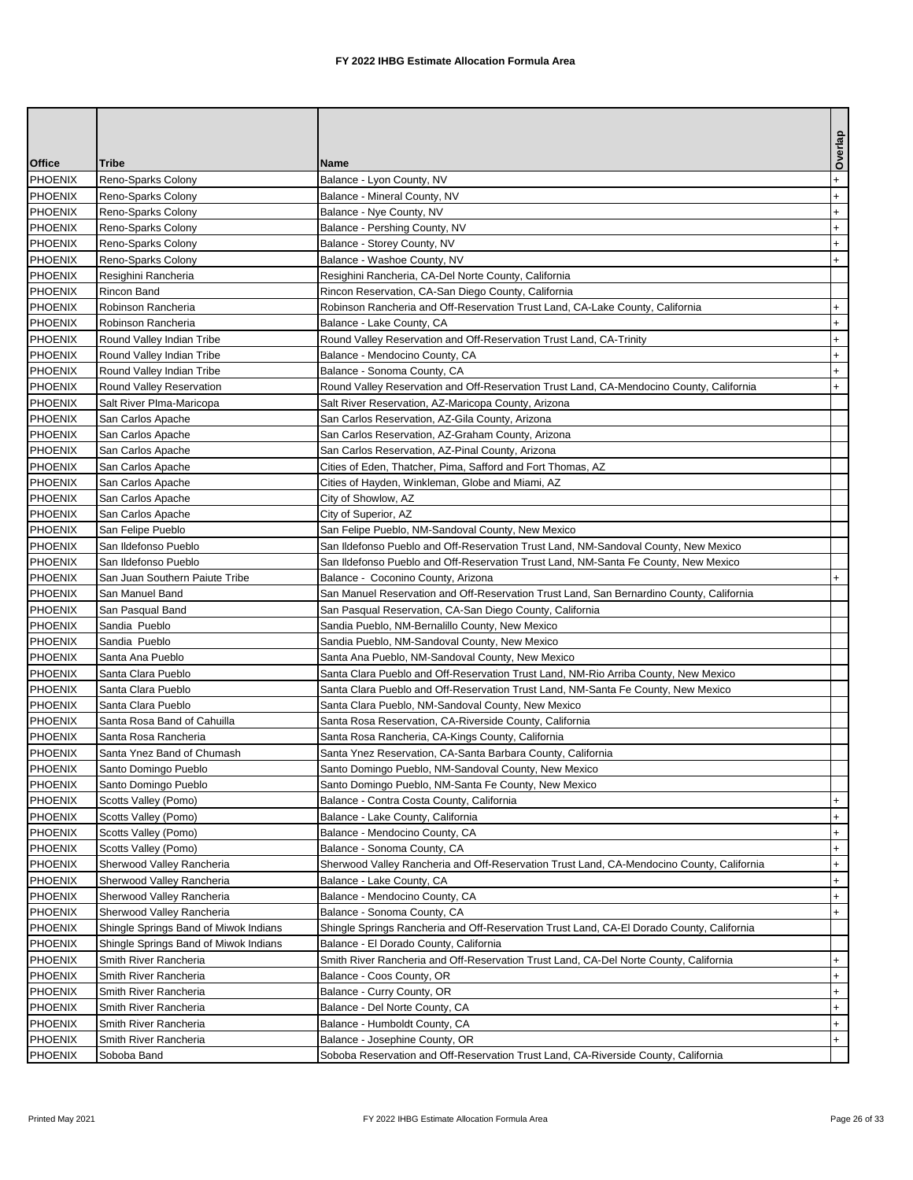# FY 2022 IHBG Estimate Allocation Formula Area

| Office | Tribe | Name | Overlap |
|---|---|---|---|
| PHOENIX | Reno-Sparks Colony | Balance - Lyon County, NV | + |
| PHOENIX | Reno-Sparks Colony | Balance - Mineral County, NV | + |
| PHOENIX | Reno-Sparks Colony | Balance - Nye County, NV | + |
| PHOENIX | Reno-Sparks Colony | Balance - Pershing County, NV | + |
| PHOENIX | Reno-Sparks Colony | Balance - Storey County, NV | + |
| PHOENIX | Reno-Sparks Colony | Balance - Washoe County, NV | + |
| PHOENIX | Resighini Rancheria | Resighini Rancheria, CA-Del Norte County, California | |
| PHOENIX | Rincon Band | Rincon Reservation, CA-San Diego County, California | |
| PHOENIX | Robinson Rancheria | Robinson Rancheria and Off-Reservation Trust Land, CA-Lake County, California | + |
| PHOENIX | Robinson Rancheria | Balance - Lake County, CA | + |
| PHOENIX | Round Valley Indian Tribe | Round Valley Reservation and Off-Reservation Trust Land, CA-Trinity | + |
| PHOENIX | Round Valley Indian Tribe | Balance - Mendocino County, CA | + |
| PHOENIX | Round Valley Indian Tribe | Balance - Sonoma County, CA | + |
| PHOENIX | Round Valley Reservation | Round Valley Reservation and Off-Reservation Trust Land, CA-Mendocino County, California | + |
| PHOENIX | Salt River PIma-Maricopa | Salt River Reservation, AZ-Maricopa County, Arizona | |
| PHOENIX | San Carlos Apache | San Carlos Reservation, AZ-Gila County, Arizona | |
| PHOENIX | San Carlos Apache | San Carlos Reservation, AZ-Graham County, Arizona | |
| PHOENIX | San Carlos Apache | San Carlos Reservation, AZ-Pinal County, Arizona | |
| PHOENIX | San Carlos Apache | Cities of Eden, Thatcher, Pima, Safford and Fort Thomas, AZ | |
| PHOENIX | San Carlos Apache | Cities of Hayden, Winkleman, Globe and Miami, AZ | |
| PHOENIX | San Carlos Apache | City of Showlow, AZ | |
| PHOENIX | San Carlos Apache | City of Superior, AZ | |
| PHOENIX | San Felipe Pueblo | San Felipe Pueblo, NM-Sandoval County, New Mexico | |
| PHOENIX | San Ildefonso Pueblo | San Ildefonso Pueblo and Off-Reservation Trust Land, NM-Sandoval County, New Mexico | |
| PHOENIX | San Ildefonso Pueblo | San Ildefonso Pueblo and Off-Reservation Trust Land, NM-Santa Fe County, New Mexico | |
| PHOENIX | San Juan Southern Paiute Tribe | Balance - Coconino County, Arizona | + |
| PHOENIX | San Manuel Band | San Manuel Reservation and Off-Reservation Trust Land, San Bernardino County, California | |
| PHOENIX | San Pasqual Band | San Pasqual Reservation, CA-San Diego County, California | |
| PHOENIX | Sandia Pueblo | Sandia Pueblo, NM-Bernalillo County, New Mexico | |
| PHOENIX | Sandia Pueblo | Sandia Pueblo, NM-Sandoval County, New Mexico | |
| PHOENIX | Santa Ana Pueblo | Santa Ana Pueblo, NM-Sandoval County, New Mexico | |
| PHOENIX | Santa Clara Pueblo | Santa Clara Pueblo and Off-Reservation Trust Land, NM-Rio Arriba County, New Mexico | |
| PHOENIX | Santa Clara Pueblo | Santa Clara Pueblo and Off-Reservation Trust Land, NM-Santa Fe County, New Mexico | |
| PHOENIX | Santa Clara Pueblo | Santa Clara Pueblo, NM-Sandoval County, New Mexico | |
| PHOENIX | Santa Rosa Band of Cahuilla | Santa Rosa Reservation, CA-Riverside County, California | |
| PHOENIX | Santa Rosa Rancheria | Santa Rosa Rancheria, CA-Kings County, California | |
| PHOENIX | Santa Ynez Band of Chumash | Santa Ynez Reservation, CA-Santa Barbara County, California | |
| PHOENIX | Santo Domingo Pueblo | Santo Domingo Pueblo, NM-Sandoval County, New Mexico | |
| PHOENIX | Santo Domingo Pueblo | Santo Domingo Pueblo, NM-Santa Fe County, New Mexico | |
| PHOENIX | Scotts Valley (Pomo) | Balance - Contra Costa County, California | + |
| PHOENIX | Scotts Valley (Pomo) | Balance - Lake County, California | + |
| PHOENIX | Scotts Valley (Pomo) | Balance - Mendocino County, CA | + |
| PHOENIX | Scotts Valley (Pomo) | Balance - Sonoma County, CA | + |
| PHOENIX | Sherwood Valley Rancheria | Sherwood Valley Rancheria and Off-Reservation Trust Land, CA-Mendocino County, California | + |
| PHOENIX | Sherwood Valley Rancheria | Balance - Lake County, CA | + |
| PHOENIX | Sherwood Valley Rancheria | Balance - Mendocino County, CA | + |
| PHOENIX | Sherwood Valley Rancheria | Balance - Sonoma County, CA | + |
| PHOENIX | Shingle Springs Band of Miwok Indians | Shingle Springs Rancheria and Off-Reservation Trust Land, CA-El Dorado County, California | |
| PHOENIX | Shingle Springs Band of Miwok Indians | Balance - El Dorado County, California | |
| PHOENIX | Smith River Rancheria | Smith River Rancheria and Off-Reservation Trust Land, CA-Del Norte County, California | + |
| PHOENIX | Smith River Rancheria | Balance - Coos County, OR | + |
| PHOENIX | Smith River Rancheria | Balance - Curry County, OR | + |
| PHOENIX | Smith River Rancheria | Balance - Del Norte County, CA | + |
| PHOENIX | Smith River Rancheria | Balance - Humboldt County, CA | + |
| PHOENIX | Smith River Rancheria | Balance - Josephine County, OR | + |
| PHOENIX | Soboba Band | Soboba Reservation and Off-Reservation Trust Land, CA-Riverside County, California | |

Printed May 2021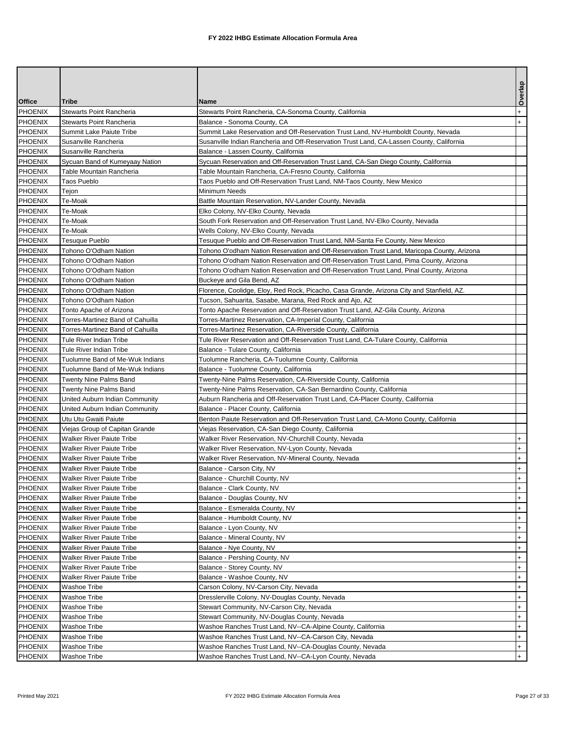# FY 2022 IHBG Estimate Allocation Formula Area

| Office | Tribe | Name | Overlap |
|---|---|---|---|
| PHOENIX | Stewarts Point Rancheria | Stewarts Point Rancheria, CA-Sonoma County, California | + |
| PHOENIX | Stewarts Point Rancheria | Balance - Sonoma County, CA | + |
| PHOENIX | Summit Lake Paiute Tribe | Summit Lake Reservation and Off-Reservation Trust Land, NV-Humboldt County, Nevada | |
| PHOENIX | Susanville Rancheria | Susanville Indian Rancheria and Off-Reservation Trust Land, CA-Lassen County, California | |
| PHOENIX | Susanville Rancheria | Balance - Lassen County, California | |
| PHOENIX | Sycuan Band of Kumeyaay Nation | Sycuan Reservation and Off-Reservation Trust Land, CA-San Diego County, California | |
| PHOENIX | Table Mountain Rancheria | Table Mountain Rancheria, CA-Fresno County, California | |
| PHOENIX | Taos Pueblo | Taos Pueblo and Off-Reservation Trust Land, NM-Taos County, New Mexico | |
| PHOENIX | Tejon | Minimum Needs | |
| PHOENIX | Te-Moak | Battle Mountain Reservation, NV-Lander County, Nevada | |
| PHOENIX | Te-Moak | Elko Colony, NV-Elko County, Nevada | |
| PHOENIX | Te-Moak | South Fork Reservation and Off-Reservation Trust Land, NV-Elko County, Nevada | |
| PHOENIX | Te-Moak | Wells Colony, NV-Elko County, Nevada | |
| PHOENIX | Tesuque Pueblo | Tesuque Pueblo and Off-Reservation Trust Land, NM-Santa Fe County, New Mexico | |
| PHOENIX | Tohono O'Odham Nation | Tohono O'odham Nation Reservation and Off-Reservation Trust Land, Maricopa County, Arizona | |
| PHOENIX | Tohono O'Odham Nation | Tohono O'odham Nation Reservation and Off-Reservation Trust Land, Pima County, Arizona | |
| PHOENIX | Tohono O'Odham Nation | Tohono O'odham Nation Reservation and Off-Reservation Trust Land, Pinal County, Arizona | |
| PHOENIX | Tohono O'Odham Nation | Buckeye and Gila Bend, AZ | |
| PHOENIX | Tohono O'Odham Nation | Florence, Coolidge, Eloy, Red Rock, Picacho, Casa Grande, Arizona City and Stanfield, AZ. | |
| PHOENIX | Tohono O'Odham Nation | Tucson, Sahuarita, Sasabe, Marana, Red Rock and Ajo, AZ | |
| PHOENIX | Tonto Apache of Arizona | Tonto Apache Reservation and Off-Reservation Trust Land, AZ-Gila County, Arizona | |
| PHOENIX | Torres-Martinez Band of Cahuilla | Torres-Martinez Reservation, CA-Imperial County, California | |
| PHOENIX | Torres-Martinez Band of Cahuilla | Torres-Martinez Reservation, CA-Riverside County, California | |
| PHOENIX | Tule River Indian Tribe | Tule River Reservation and Off-Reservation Trust Land, CA-Tulare County, California | |
| PHOENIX | Tule River Indian Tribe | Balance - Tulare County, California | |
| PHOENIX | Tuolumne Band of Me-Wuk Indians | Tuolumne Rancheria, CA-Tuolumne County, California | |
| PHOENIX | Tuolumne Band of Me-Wuk Indians | Balance - Tuolumne County, California | |
| PHOENIX | Twenty Nine Palms Band | Twenty-Nine Palms Reservation, CA-Riverside County, California | |
| PHOENIX | Twenty Nine Palms Band | Twenty-Nine Palms Reservation, CA-San Bernardino County, California | |
| PHOENIX | United Auburn Indian Community | Auburn Rancheria and Off-Reservation Trust Land, CA-Placer County, California | |
| PHOENIX | United Auburn Indian Community | Balance - Placer County, California | |
| PHOENIX | Utu Utu Gwaiti Paiute | Benton Paiute Reservation and Off-Reservation Trust Land, CA-Mono County, California | |
| PHOENIX | Viejas Group of Capitan Grande | Viejas Reservation, CA-San Diego County, California | |
| PHOENIX | Walker River Paiute Tribe | Walker River Reservation, NV-Churchill County, Nevada | + |
| PHOENIX | Walker River Paiute Tribe | Walker River Reservation, NV-Lyon County, Nevada | + |
| PHOENIX | Walker River Paiute Tribe | Walker River Reservation, NV-Mineral County, Nevada | + |
| PHOENIX | Walker River Paiute Tribe | Balance - Carson City, NV | + |
| PHOENIX | Walker River Paiute Tribe | Balance - Churchill County, NV | + |
| PHOENIX | Walker River Paiute Tribe | Balance - Clark County, NV | + |
| PHOENIX | Walker River Paiute Tribe | Balance - Douglas County, NV | + |
| PHOENIX | Walker River Paiute Tribe | Balance - Esmeralda County, NV | + |
| PHOENIX | Walker River Paiute Tribe | Balance - Humboldt County, NV | + |
| PHOENIX | Walker River Paiute Tribe | Balance - Lyon County, NV | + |
| PHOENIX | Walker River Paiute Tribe | Balance - Mineral County, NV | + |
| PHOENIX | Walker River Paiute Tribe | Balance - Nye County, NV | + |
| PHOENIX | Walker River Paiute Tribe | Balance - Pershing County, NV | + |
| PHOENIX | Walker River Paiute Tribe | Balance - Storey County, NV | + |
| PHOENIX | Walker River Paiute Tribe | Balance - Washoe County, NV | + |
| PHOENIX | Washoe Tribe | Carson Colony, NV-Carson City, Nevada | + |
| PHOENIX | Washoe Tribe | Dresslerville Colony, NV-Douglas County, Nevada | + |
| PHOENIX | Washoe Tribe | Stewart Community, NV-Carson City, Nevada | + |
| PHOENIX | Washoe Tribe | Stewart Community, NV-Douglas County, Nevada | + |
| PHOENIX | Washoe Tribe | Washoe Ranches Trust Land, NV--CA-Alpine County, California | + |
| PHOENIX | Washoe Tribe | Washoe Ranches Trust Land, NV--CA-Carson City, Nevada | + |
| PHOENIX | Washoe Tribe | Washoe Ranches Trust Land, NV--CA-Douglas County, Nevada | + |
| PHOENIX | Washoe Tribe | Washoe Ranches Trust Land, NV--CA-Lyon County, Nevada | + |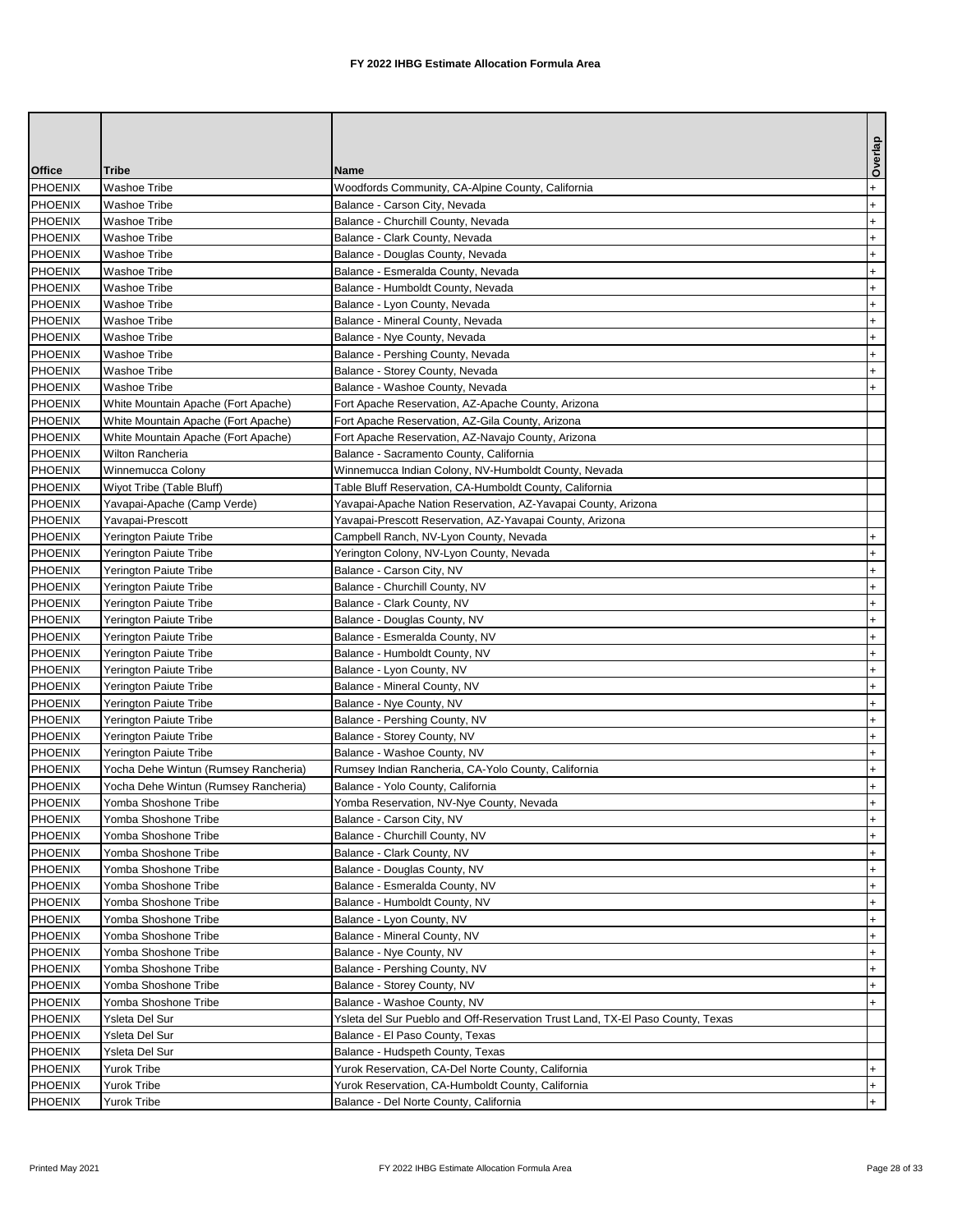# FY 2022 IHBG Estimate Allocation Formula Area

| Office | Tribe | Name | Overlap |
|---|---|---|---|
| PHOENIX | Washoe Tribe | Woodfords Community, CA-Alpine County, California | + |
| PHOENIX | Washoe Tribe | Balance - Carson City, Nevada | + |
| PHOENIX | Washoe Tribe | Balance - Churchill County, Nevada | + |
| PHOENIX | Washoe Tribe | Balance - Clark County, Nevada | + |
| PHOENIX | Washoe Tribe | Balance - Douglas County, Nevada | + |
| PHOENIX | Washoe Tribe | Balance - Esmeralda County, Nevada | + |
| PHOENIX | Washoe Tribe | Balance - Humboldt County, Nevada | + |
| PHOENIX | Washoe Tribe | Balance - Lyon County, Nevada | + |
| PHOENIX | Washoe Tribe | Balance - Mineral County, Nevada | + |
| PHOENIX | Washoe Tribe | Balance - Nye County, Nevada | + |
| PHOENIX | Washoe Tribe | Balance - Pershing County, Nevada | + |
| PHOENIX | Washoe Tribe | Balance - Storey County, Nevada | + |
| PHOENIX | Washoe Tribe | Balance - Washoe County, Nevada | + |
| PHOENIX | White Mountain Apache (Fort Apache) | Fort Apache Reservation, AZ-Apache County, Arizona | |
| PHOENIX | White Mountain Apache (Fort Apache) | Fort Apache Reservation, AZ-Gila County, Arizona | |
| PHOENIX | White Mountain Apache (Fort Apache) | Fort Apache Reservation, AZ-Navajo County, Arizona | |
| PHOENIX | Wilton Rancheria | Balance - Sacramento County, California | |
| PHOENIX | Winnemucca Colony | Winnemucca Indian Colony, NV-Humboldt County, Nevada | |
| PHOENIX | Wiyot Tribe (Table Bluff) | Table Bluff Reservation, CA-Humboldt County, California | |
| PHOENIX | Yavapai-Apache (Camp Verde) | Yavapai-Apache Nation Reservation, AZ-Yavapai County, Arizona | |
| PHOENIX | Yavapai-Prescott | Yavapai-Prescott Reservation, AZ-Yavapai County, Arizona | |
| PHOENIX | Yerington Paiute Tribe | Campbell Ranch, NV-Lyon County, Nevada | + |
| PHOENIX | Yerington Paiute Tribe | Yerington Colony, NV-Lyon County, Nevada | + |
| PHOENIX | Yerington Paiute Tribe | Balance - Carson City, NV | + |
| PHOENIX | Yerington Paiute Tribe | Balance - Churchill County, NV | + |
| PHOENIX | Yerington Paiute Tribe | Balance - Clark County, NV | + |
| PHOENIX | Yerington Paiute Tribe | Balance - Douglas County, NV | + |
| PHOENIX | Yerington Paiute Tribe | Balance - Esmeralda County, NV | + |
| PHOENIX | Yerington Paiute Tribe | Balance - Humboldt County, NV | + |
| PHOENIX | Yerington Paiute Tribe | Balance - Lyon County, NV | + |
| PHOENIX | Yerington Paiute Tribe | Balance - Mineral County, NV | + |
| PHOENIX | Yerington Paiute Tribe | Balance - Nye County, NV | + |
| PHOENIX | Yerington Paiute Tribe | Balance - Pershing County, NV | + |
| PHOENIX | Yerington Paiute Tribe | Balance - Storey County, NV | + |
| PHOENIX | Yerington Paiute Tribe | Balance - Washoe County, NV | + |
| PHOENIX | Yocha Dehe Wintun (Rumsey Rancheria) | Rumsey Indian Rancheria, CA-Yolo County, California | + |
| PHOENIX | Yocha Dehe Wintun (Rumsey Rancheria) | Balance - Yolo County, California | + |
| PHOENIX | Yomba Shoshone Tribe | Yomba Reservation, NV-Nye County, Nevada | + |
| PHOENIX | Yomba Shoshone Tribe | Balance - Carson City, NV | + |
| PHOENIX | Yomba Shoshone Tribe | Balance - Churchill County, NV | + |
| PHOENIX | Yomba Shoshone Tribe | Balance - Clark County, NV | + |
| PHOENIX | Yomba Shoshone Tribe | Balance - Douglas County, NV | + |
| PHOENIX | Yomba Shoshone Tribe | Balance - Esmeralda County, NV | + |
| PHOENIX | Yomba Shoshone Tribe | Balance - Humboldt County, NV | + |
| PHOENIX | Yomba Shoshone Tribe | Balance - Lyon County, NV | + |
| PHOENIX | Yomba Shoshone Tribe | Balance - Mineral County, NV | + |
| PHOENIX | Yomba Shoshone Tribe | Balance - Nye County, NV | + |
| PHOENIX | Yomba Shoshone Tribe | Balance - Pershing County, NV | + |
| PHOENIX | Yomba Shoshone Tribe | Balance - Storey County, NV | + |
| PHOENIX | Yomba Shoshone Tribe | Balance - Washoe County, NV | + |
| PHOENIX | Ysleta Del Sur | Ysleta del Sur Pueblo and Off-Reservation Trust Land, TX-El Paso County, Texas | |
| PHOENIX | Ysleta Del Sur | Balance - El Paso County, Texas | |
| PHOENIX | Ysleta Del Sur | Balance - Hudspeth County, Texas | |
| PHOENIX | Yurok Tribe | Yurok Reservation, CA-Del Norte County, California | + |
| PHOENIX | Yurok Tribe | Yurok Reservation, CA-Humboldt County, California | + |
| PHOENIX | Yurok Tribe | Balance - Del Norte County, California | + |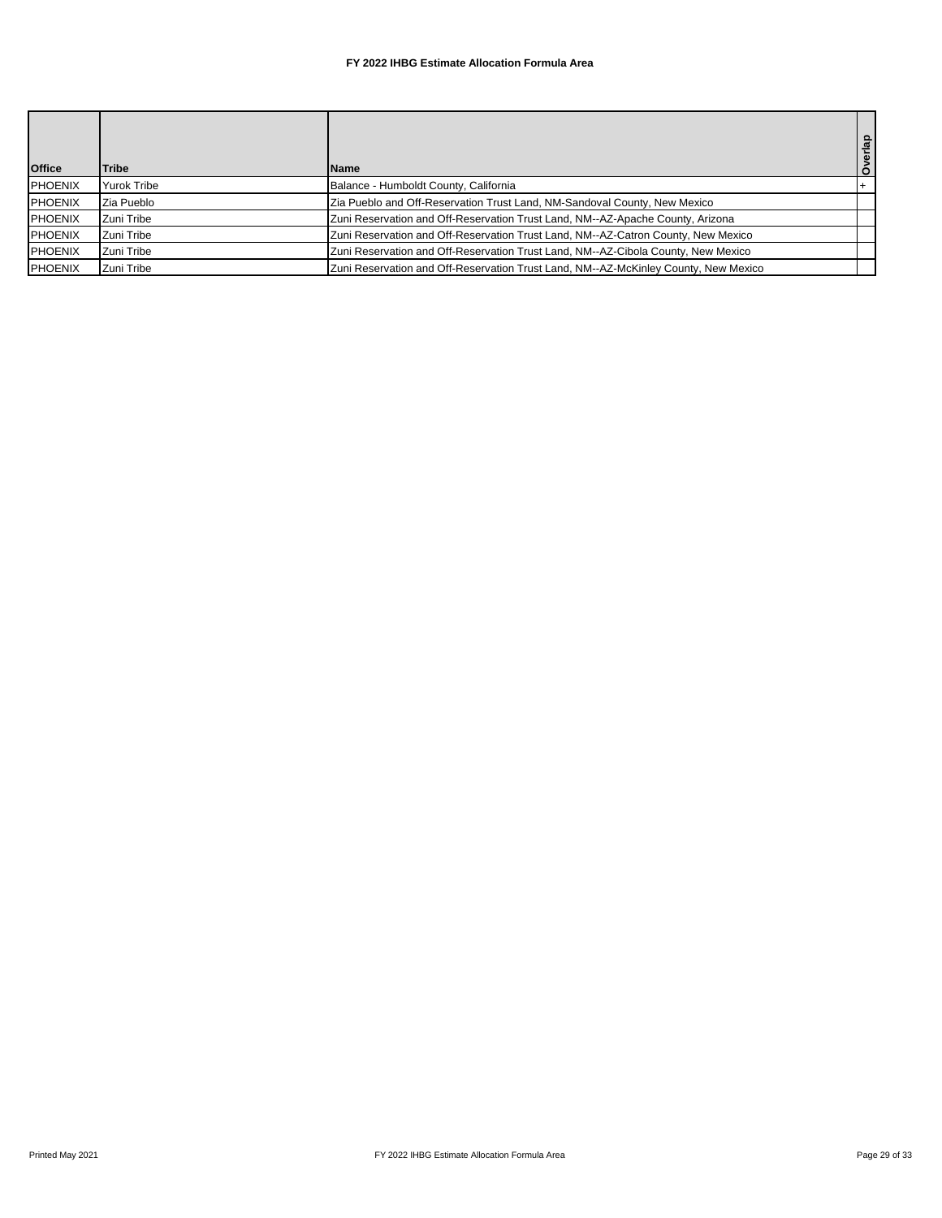# FY 2022 IHBG Estimate Allocation Formula Area

| Office | Tribe | Name | Overlap |
|---|---|---|---|
| PHOENIX | Yurok Tribe | Balance - Humboldt County, California | + |
| PHOENIX | Zia Pueblo | Zia Pueblo and Off-Reservation Trust Land, NM-Sandoval County, New Mexico | |
| PHOENIX | Zuni Tribe | Zuni Reservation and Off-Reservation Trust Land, NM--AZ-Apache County, Arizona | |
| PHOENIX | Zuni Tribe | Zuni Reservation and Off-Reservation Trust Land, NM--AZ-Catron County, New Mexico | |
| PHOENIX | Zuni Tribe | Zuni Reservation and Off-Reservation Trust Land, NM--AZ-Cibola County, New Mexico | |
| PHOENIX | Zuni Tribe | Zuni Reservation and Off-Reservation Trust Land, NM--AZ-McKinley County, New Mexico | |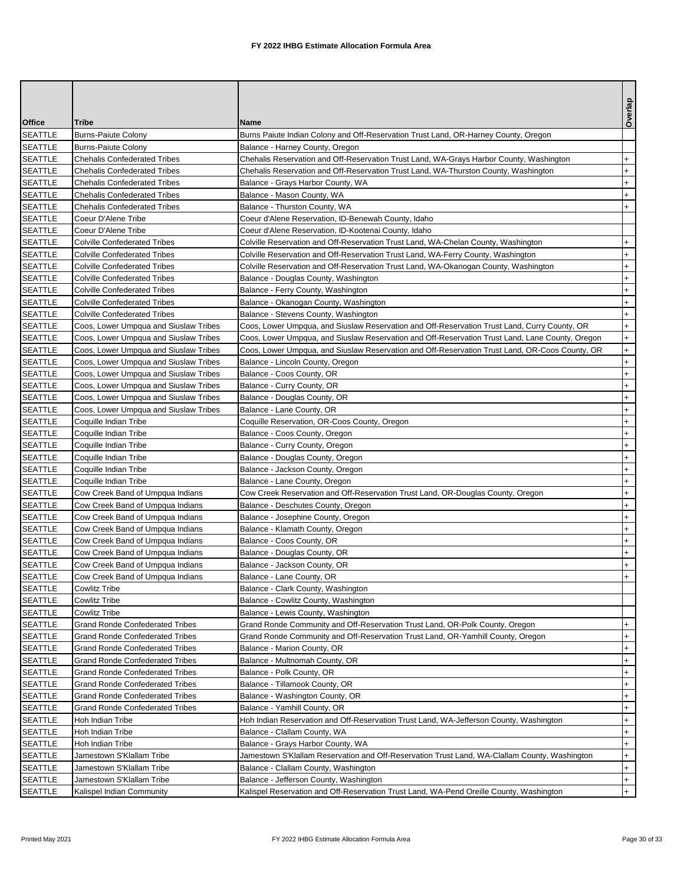# FY 2022 IHBG Estimate Allocation Formula Area

| Office | Tribe | Name | Overlap |
|---|---|---|---|
| SEATTLE | Burns-Paiute Colony | Burns Paiute Indian Colony and Off-Reservation Trust Land, OR-Harney County, Oregon | |
| SEATTLE | Burns-Paiute Colony | Balance - Harney County, Oregon | |
| SEATTLE | Chehalis Confederated Tribes | Chehalis Reservation and Off-Reservation Trust Land, WA-Grays Harbor County, Washington | + |
| SEATTLE | Chehalis Confederated Tribes | Chehalis Reservation and Off-Reservation Trust Land, WA-Thurston County, Washington | + |
| SEATTLE | Chehalis Confederated Tribes | Balance - Grays Harbor County, WA | + |
| SEATTLE | Chehalis Confederated Tribes | Balance - Mason County, WA | + |
| SEATTLE | Chehalis Confederated Tribes | Balance - Thurston County, WA | + |
| SEATTLE | Coeur D'Alene Tribe | Coeur d'Alene Reservation, ID-Benewah County, Idaho | |
| SEATTLE | Coeur D'Alene Tribe | Coeur d'Alene Reservation, ID-Kootenai County, Idaho | |
| SEATTLE | Colville Confederated Tribes | Colville Reservation and Off-Reservation Trust Land, WA-Chelan County, Washington | + |
| SEATTLE | Colville Confederated Tribes | Colville Reservation and Off-Reservation Trust Land, WA-Ferry County, Washington | + |
| SEATTLE | Colville Confederated Tribes | Colville Reservation and Off-Reservation Trust Land, WA-Okanogan County, Washington | + |
| SEATTLE | Colville Confederated Tribes | Balance - Douglas County, Washington | + |
| SEATTLE | Colville Confederated Tribes | Balance - Ferry County, Washington | + |
| SEATTLE | Colville Confederated Tribes | Balance - Okanogan County, Washington | + |
| SEATTLE | Colville Confederated Tribes | Balance - Stevens County, Washington | + |
| SEATTLE | Coos, Lower Umpqua and Siuslaw Tribes | Coos, Lower Umpqua, and Siuslaw Reservation and Off-Reservation Trust Land, Curry County, OR | + |
| SEATTLE | Coos, Lower Umpqua and Siuslaw Tribes | Coos, Lower Umpqua, and Siuslaw Reservation and Off-Reservation Trust Land, Lane County, Oregon | + |
| SEATTLE | Coos, Lower Umpqua and Siuslaw Tribes | Coos, Lower Umpqua, and Siuslaw Reservation and Off-Reservation Trust Land, OR-Coos County, OR | + |
| SEATTLE | Coos, Lower Umpqua and Siuslaw Tribes | Balance - Lincoln County, Oregon | + |
| SEATTLE | Coos, Lower Umpqua and Siuslaw Tribes | Balance - Coos County, OR | + |
| SEATTLE | Coos, Lower Umpqua and Siuslaw Tribes | Balance - Curry County, OR | + |
| SEATTLE | Coos, Lower Umpqua and Siuslaw Tribes | Balance - Douglas County, OR | + |
| SEATTLE | Coos, Lower Umpqua and Siuslaw Tribes | Balance - Lane County, OR | + |
| SEATTLE | Coquille Indian Tribe | Coquille Reservation, OR-Coos County, Oregon | + |
| SEATTLE | Coquille Indian Tribe | Balance - Coos County, Oregon | + |
| SEATTLE | Coquille Indian Tribe | Balance - Curry County, Oregon | + |
| SEATTLE | Coquille Indian Tribe | Balance - Douglas County, Oregon | + |
| SEATTLE | Coquille Indian Tribe | Balance - Jackson County, Oregon | + |
| SEATTLE | Coquille Indian Tribe | Balance - Lane County, Oregon | + |
| SEATTLE | Cow Creek Band of Umpqua Indians | Cow Creek Reservation and Off-Reservation Trust Land, OR-Douglas County, Oregon | + |
| SEATTLE | Cow Creek Band of Umpqua Indians | Balance - Deschutes County, Oregon | + |
| SEATTLE | Cow Creek Band of Umpqua Indians | Balance - Josephine County, Oregon | + |
| SEATTLE | Cow Creek Band of Umpqua Indians | Balance - Klamath County, Oregon | + |
| SEATTLE | Cow Creek Band of Umpqua Indians | Balance - Coos County, OR | + |
| SEATTLE | Cow Creek Band of Umpqua Indians | Balance - Douglas County, OR | + |
| SEATTLE | Cow Creek Band of Umpqua Indians | Balance - Jackson County, OR | + |
| SEATTLE | Cow Creek Band of Umpqua Indians | Balance - Lane County, OR | + |
| SEATTLE | Cowlitz Tribe | Balance - Clark County, Washington | |
| SEATTLE | Cowlitz Tribe | Balance - Cowlitz County, Washington | |
| SEATTLE | Cowlitz Tribe | Balance - Lewis County, Washington | |
| SEATTLE | Grand Ronde Confederated Tribes | Grand Ronde Community and Off-Reservation Trust Land, OR-Polk County, Oregon | + |
| SEATTLE | Grand Ronde Confederated Tribes | Grand Ronde Community and Off-Reservation Trust Land, OR-Yamhill County, Oregon | + |
| SEATTLE | Grand Ronde Confederated Tribes | Balance - Marion County, OR | + |
| SEATTLE | Grand Ronde Confederated Tribes | Balance - Multnomah County, OR | + |
| SEATTLE | Grand Ronde Confederated Tribes | Balance - Polk County, OR | + |
| SEATTLE | Grand Ronde Confederated Tribes | Balance - Tillamook County, OR | + |
| SEATTLE | Grand Ronde Confederated Tribes | Balance - Washington County, OR | + |
| SEATTLE | Grand Ronde Confederated Tribes | Balance - Yamhill County, OR | + |
| SEATTLE | Hoh Indian Tribe | Hoh Indian Reservation and Off-Reservation Trust Land, WA-Jefferson County, Washington | + |
| SEATTLE | Hoh Indian Tribe | Balance - Clallam County, WA | + |
| SEATTLE | Hoh Indian Tribe | Balance - Grays Harbor County, WA | + |
| SEATTLE | Jamestown S'Klallam Tribe | Jamestown S'Klallam Reservation and Off-Reservation Trust Land, WA-Clallam County, Washington | + |
| SEATTLE | Jamestown S'Klallam Tribe | Balance - Clallam County, Washington | + |
| SEATTLE | Jamestown S'Klallam Tribe | Balance - Jefferson County, Washington | + |
| SEATTLE | Kalispel Indian Community | Kalispel Reservation and Off-Reservation Trust Land, WA-Pend Oreille County, Washington | + |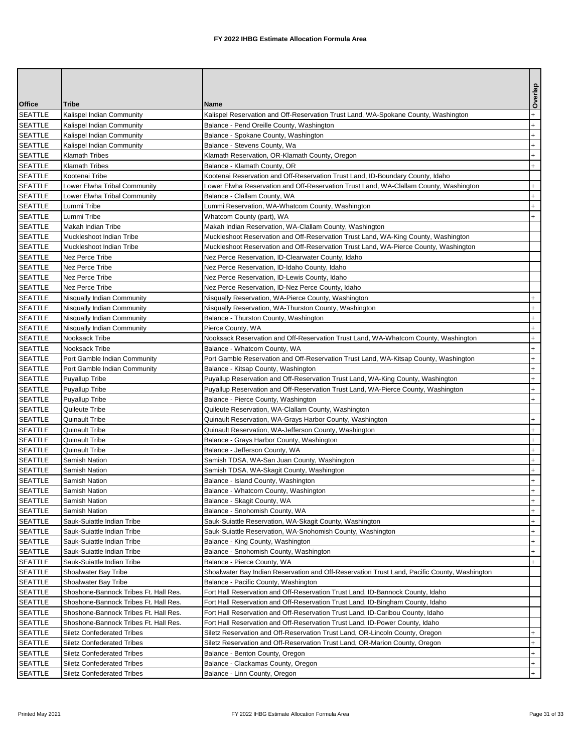# FY 2022 IHBG Estimate Allocation Formula Area

| Office | Tribe | Name | Overlap |
|---|---|---|---|
| SEATTLE | Kalispel Indian Community | Kalispel Reservation and Off-Reservation Trust Land, WA-Spokane County, Washington | + |
| SEATTLE | Kalispel Indian Community | Balance - Pend Oreille County, Washington | + |
| SEATTLE | Kalispel Indian Community | Balance - Spokane County, Washington | + |
| SEATTLE | Kalispel Indian Community | Balance - Stevens County, Wa | + |
| SEATTLE | Klamath Tribes | Klamath Reservation, OR-Klamath County, Oregon | + |
| SEATTLE | Klamath Tribes | Balance - Klamath County, OR | + |
| SEATTLE | Kootenai Tribe | Kootenai Reservation and Off-Reservation Trust Land, ID-Boundary County, Idaho | |
| SEATTLE | Lower Elwha Tribal Community | Lower Elwha Reservation and Off-Reservation Trust Land, WA-Clallam County, Washington | + |
| SEATTLE | Lower Elwha Tribal Community | Balance - Clallam County, WA | + |
| SEATTLE | Lummi Tribe | Lummi Reservation, WA-Whatcom County, Washington | + |
| SEATTLE | Lummi Tribe | Whatcom County (part), WA | + |
| SEATTLE | Makah Indian Tribe | Makah Indian Reservation, WA-Clallam County, Washington | |
| SEATTLE | Muckleshoot Indian Tribe | Muckleshoot Reservation and Off-Reservation Trust Land, WA-King County, Washington | |
| SEATTLE | Muckleshoot Indian Tribe | Muckleshoot Reservation and Off-Reservation Trust Land, WA-Pierce County, Washington | |
| SEATTLE | Nez Perce Tribe | Nez Perce Reservation, ID-Clearwater County, Idaho | |
| SEATTLE | Nez Perce Tribe | Nez Perce Reservation, ID-Idaho County, Idaho | |
| SEATTLE | Nez Perce Tribe | Nez Perce Reservation, ID-Lewis County, Idaho | |
| SEATTLE | Nez Perce Tribe | Nez Perce Reservation, ID-Nez Perce County, Idaho | |
| SEATTLE | Nisqually Indian Community | Nisqually Reservation, WA-Pierce County, Washington | + |
| SEATTLE | Nisqually Indian Community | Nisqually Reservation, WA-Thurston County, Washington | + |
| SEATTLE | Nisqually Indian Community | Balance - Thurston County, Washington | + |
| SEATTLE | Nisqually Indian Community | Pierce County, WA | + |
| SEATTLE | Nooksack Tribe | Nooksack Reservation and Off-Reservation Trust Land, WA-Whatcom County, Washington | + |
| SEATTLE | Nooksack Tribe | Balance - Whatcom County, WA | + |
| SEATTLE | Port Gamble Indian Community | Port Gamble Reservation and Off-Reservation Trust Land, WA-Kitsap County, Washington | + |
| SEATTLE | Port Gamble Indian Community | Balance - Kitsap County, Washington | + |
| SEATTLE | Puyallup Tribe | Puyallup Reservation and Off-Reservation Trust Land, WA-King County, Washington | + |
| SEATTLE | Puyallup Tribe | Puyallup Reservation and Off-Reservation Trust Land, WA-Pierce County, Washington | + |
| SEATTLE | Puyallup Tribe | Balance - Pierce County, Washington | + |
| SEATTLE | Quileute Tribe | Quileute Reservation, WA-Clallam County, Washington | |
| SEATTLE | Quinault Tribe | Quinault Reservation, WA-Grays Harbor County, Washington | + |
| SEATTLE | Quinault Tribe | Quinault Reservation, WA-Jefferson County, Washington | + |
| SEATTLE | Quinault Tribe | Balance - Grays Harbor County, Washington | + |
| SEATTLE | Quinault Tribe | Balance - Jefferson County, WA | + |
| SEATTLE | Samish Nation | Samish TDSA, WA-San Juan County, Washington | + |
| SEATTLE | Samish Nation | Samish TDSA, WA-Skagit County, Washington | + |
| SEATTLE | Samish Nation | Balance - Island County, Washington | + |
| SEATTLE | Samish Nation | Balance - Whatcom County, Washington | + |
| SEATTLE | Samish Nation | Balance - Skagit County, WA | + |
| SEATTLE | Samish Nation | Balance - Snohomish County, WA | + |
| SEATTLE | Sauk-Suiattle Indian Tribe | Sauk-Suiattle Reservation, WA-Skagit County, Washington | + |
| SEATTLE | Sauk-Suiattle Indian Tribe | Sauk-Suiattle Reservation, WA-Snohomish County, Washington | + |
| SEATTLE | Sauk-Suiattle Indian Tribe | Balance - King County, Washington | + |
| SEATTLE | Sauk-Suiattle Indian Tribe | Balance - Snohomish County, Washington | + |
| SEATTLE | Sauk-Suiattle Indian Tribe | Balance - Pierce County, WA | + |
| SEATTLE | Shoalwater Bay Tribe | Shoalwater Bay Indian Reservation and Off-Reservation Trust Land, Pacific County, Washington | |
| SEATTLE | Shoalwater Bay Tribe | Balance - Pacific County, Washington | |
| SEATTLE | Shoshone-Bannock Tribes Ft. Hall Res. | Fort Hall Reservation and Off-Reservation Trust Land, ID-Bannock County, Idaho | |
| SEATTLE | Shoshone-Bannock Tribes Ft. Hall Res. | Fort Hall Reservation and Off-Reservation Trust Land, ID-Bingham County, Idaho | |
| SEATTLE | Shoshone-Bannock Tribes Ft. Hall Res. | Fort Hall Reservation and Off-Reservation Trust Land, ID-Caribou County, Idaho | |
| SEATTLE | Shoshone-Bannock Tribes Ft. Hall Res. | Fort Hall Reservation and Off-Reservation Trust Land, ID-Power County, Idaho | |
| SEATTLE | Siletz Confederated Tribes | Siletz Reservation and Off-Reservation Trust Land, OR-Lincoln County, Oregon | + |
| SEATTLE | Siletz Confederated Tribes | Siletz Reservation and Off-Reservation Trust Land, OR-Marion County, Oregon | + |
| SEATTLE | Siletz Confederated Tribes | Balance - Benton County, Oregon | + |
| SEATTLE | Siletz Confederated Tribes | Balance - Clackamas County, Oregon | + |
| SEATTLE | Siletz Confederated Tribes | Balance - Linn County, Oregon | + |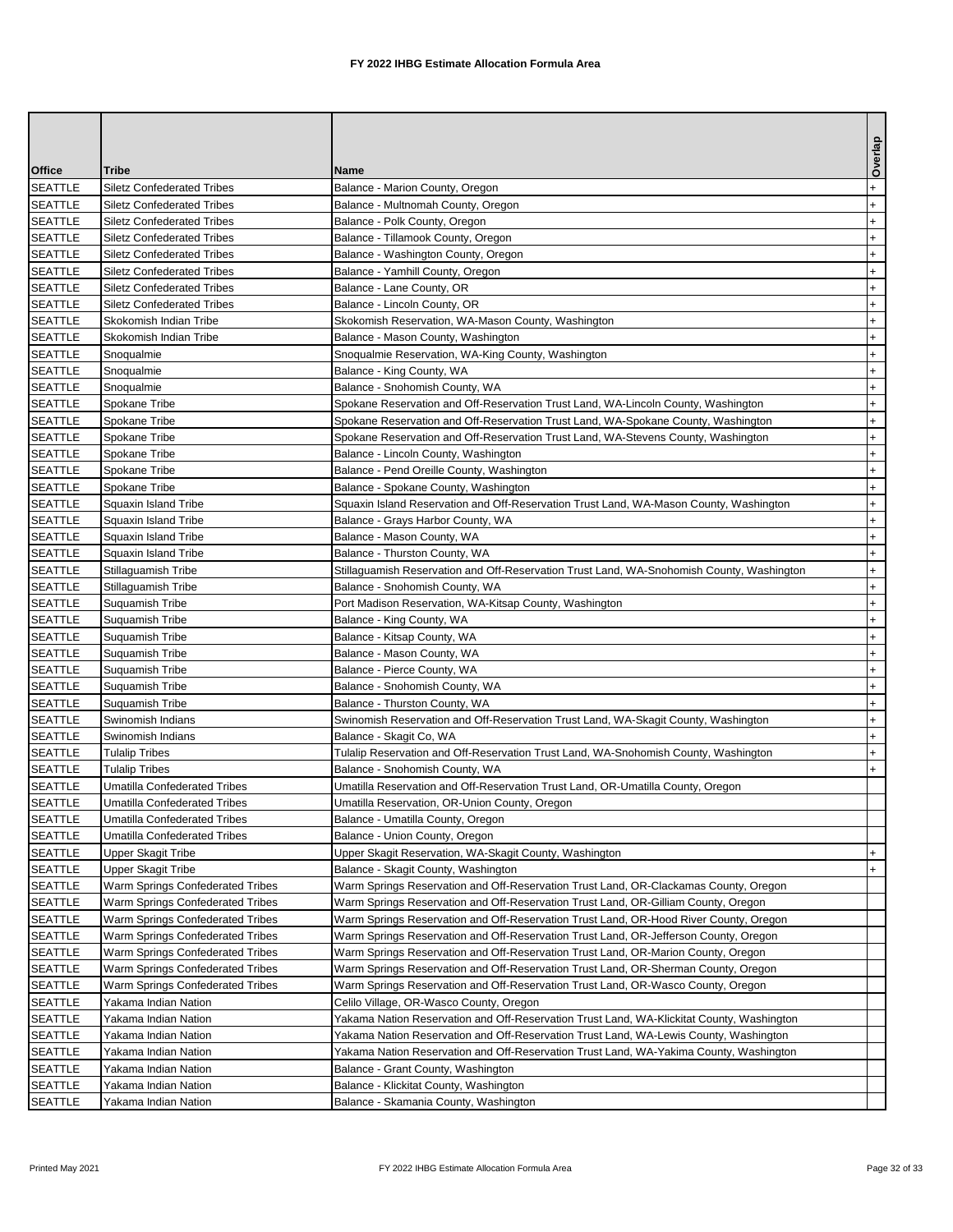# FY 2022 IHBG Estimate Allocation Formula Area

| Office | Tribe | Name | Overlap |
|---|---|---|---|
| SEATTLE | Siletz Confederated Tribes | Balance - Marion County, Oregon | + |
| SEATTLE | Siletz Confederated Tribes | Balance - Multnomah County, Oregon | + |
| SEATTLE | Siletz Confederated Tribes | Balance - Polk County, Oregon | + |
| SEATTLE | Siletz Confederated Tribes | Balance - Tillamook County, Oregon | + |
| SEATTLE | Siletz Confederated Tribes | Balance - Washington County, Oregon | + |
| SEATTLE | Siletz Confederated Tribes | Balance - Yamhill County, Oregon | + |
| SEATTLE | Siletz Confederated Tribes | Balance - Lane County, OR | + |
| SEATTLE | Siletz Confederated Tribes | Balance - Lincoln County, OR | + |
| SEATTLE | Skokomish Indian Tribe | Skokomish Reservation, WA-Mason County, Washington | + |
| SEATTLE | Skokomish Indian Tribe | Balance - Mason County, Washington | + |
| SEATTLE | Snoqualmie | Snoqualmie Reservation, WA-King County, Washington | + |
| SEATTLE | Snoqualmie | Balance - King County, WA | + |
| SEATTLE | Snoqualmie | Balance - Snohomish County, WA | + |
| SEATTLE | Spokane Tribe | Spokane Reservation and Off-Reservation Trust Land, WA-Lincoln County, Washington | + |
| SEATTLE | Spokane Tribe | Spokane Reservation and Off-Reservation Trust Land, WA-Spokane County, Washington | + |
| SEATTLE | Spokane Tribe | Spokane Reservation and Off-Reservation Trust Land, WA-Stevens County, Washington | + |
| SEATTLE | Spokane Tribe | Balance - Lincoln County, Washington | + |
| SEATTLE | Spokane Tribe | Balance - Pend Oreille County, Washington | + |
| SEATTLE | Spokane Tribe | Balance - Spokane County, Washington | + |
| SEATTLE | Squaxin Island Tribe | Squaxin Island Reservation and Off-Reservation Trust Land, WA-Mason County, Washington | + |
| SEATTLE | Squaxin Island Tribe | Balance - Grays Harbor County, WA | + |
| SEATTLE | Squaxin Island Tribe | Balance - Mason County, WA | + |
| SEATTLE | Squaxin Island Tribe | Balance - Thurston County, WA | + |
| SEATTLE | Stillaguamish Tribe | Stillaguamish Reservation and Off-Reservation Trust Land, WA-Snohomish County, Washington | + |
| SEATTLE | Stillaguamish Tribe | Balance - Snohomish County, WA | + |
| SEATTLE | Suquamish Tribe | Port Madison Reservation, WA-Kitsap County, Washington | + |
| SEATTLE | Suquamish Tribe | Balance - King County, WA | + |
| SEATTLE | Suquamish Tribe | Balance - Kitsap County, WA | + |
| SEATTLE | Suquamish Tribe | Balance - Mason County, WA | + |
| SEATTLE | Suquamish Tribe | Balance - Pierce County, WA | + |
| SEATTLE | Suquamish Tribe | Balance - Snohomish County, WA | + |
| SEATTLE | Suquamish Tribe | Balance - Thurston County, WA | + |
| SEATTLE | Swinomish Indians | Swinomish Reservation and Off-Reservation Trust Land, WA-Skagit County, Washington | + |
| SEATTLE | Swinomish Indians | Balance - Skagit Co, WA | + |
| SEATTLE | Tulalip Tribes | Tulalip Reservation and Off-Reservation Trust Land, WA-Snohomish County, Washington | + |
| SEATTLE | Tulalip Tribes | Balance - Snohomish County, WA | + |
| SEATTLE | Umatilla Confederated Tribes | Umatilla Reservation and Off-Reservation Trust Land, OR-Umatilla County, Oregon | |
| SEATTLE | Umatilla Confederated Tribes | Umatilla Reservation, OR-Union County, Oregon | |
| SEATTLE | Umatilla Confederated Tribes | Balance - Umatilla County, Oregon | |
| SEATTLE | Umatilla Confederated Tribes | Balance - Union County, Oregon | |
| SEATTLE | Upper Skagit Tribe | Upper Skagit Reservation, WA-Skagit County, Washington | + |
| SEATTLE | Upper Skagit Tribe | Balance - Skagit County, Washington | + |
| SEATTLE | Warm Springs Confederated Tribes | Warm Springs Reservation and Off-Reservation Trust Land, OR-Clackamas County, Oregon | |
| SEATTLE | Warm Springs Confederated Tribes | Warm Springs Reservation and Off-Reservation Trust Land, OR-Gilliam County, Oregon | |
| SEATTLE | Warm Springs Confederated Tribes | Warm Springs Reservation and Off-Reservation Trust Land, OR-Hood River County, Oregon | |
| SEATTLE | Warm Springs Confederated Tribes | Warm Springs Reservation and Off-Reservation Trust Land, OR-Jefferson County, Oregon | |
| SEATTLE | Warm Springs Confederated Tribes | Warm Springs Reservation and Off-Reservation Trust Land, OR-Marion County, Oregon | |
| SEATTLE | Warm Springs Confederated Tribes | Warm Springs Reservation and Off-Reservation Trust Land, OR-Sherman County, Oregon | |
| SEATTLE | Warm Springs Confederated Tribes | Warm Springs Reservation and Off-Reservation Trust Land, OR-Wasco County, Oregon | |
| SEATTLE | Yakama Indian Nation | Celilo Village, OR-Wasco County, Oregon | |
| SEATTLE | Yakama Indian Nation | Yakama Nation Reservation and Off-Reservation Trust Land, WA-Klickitat County, Washington | |
| SEATTLE | Yakama Indian Nation | Yakama Nation Reservation and Off-Reservation Trust Land, WA-Lewis County, Washington | |
| SEATTLE | Yakama Indian Nation | Yakama Nation Reservation and Off-Reservation Trust Land, WA-Yakima County, Washington | |
| SEATTLE | Yakama Indian Nation | Balance - Grant County, Washington | |
| SEATTLE | Yakama Indian Nation | Balance - Klickitat County, Washington | |
| SEATTLE | Yakama Indian Nation | Balance - Skamania County, Washington | |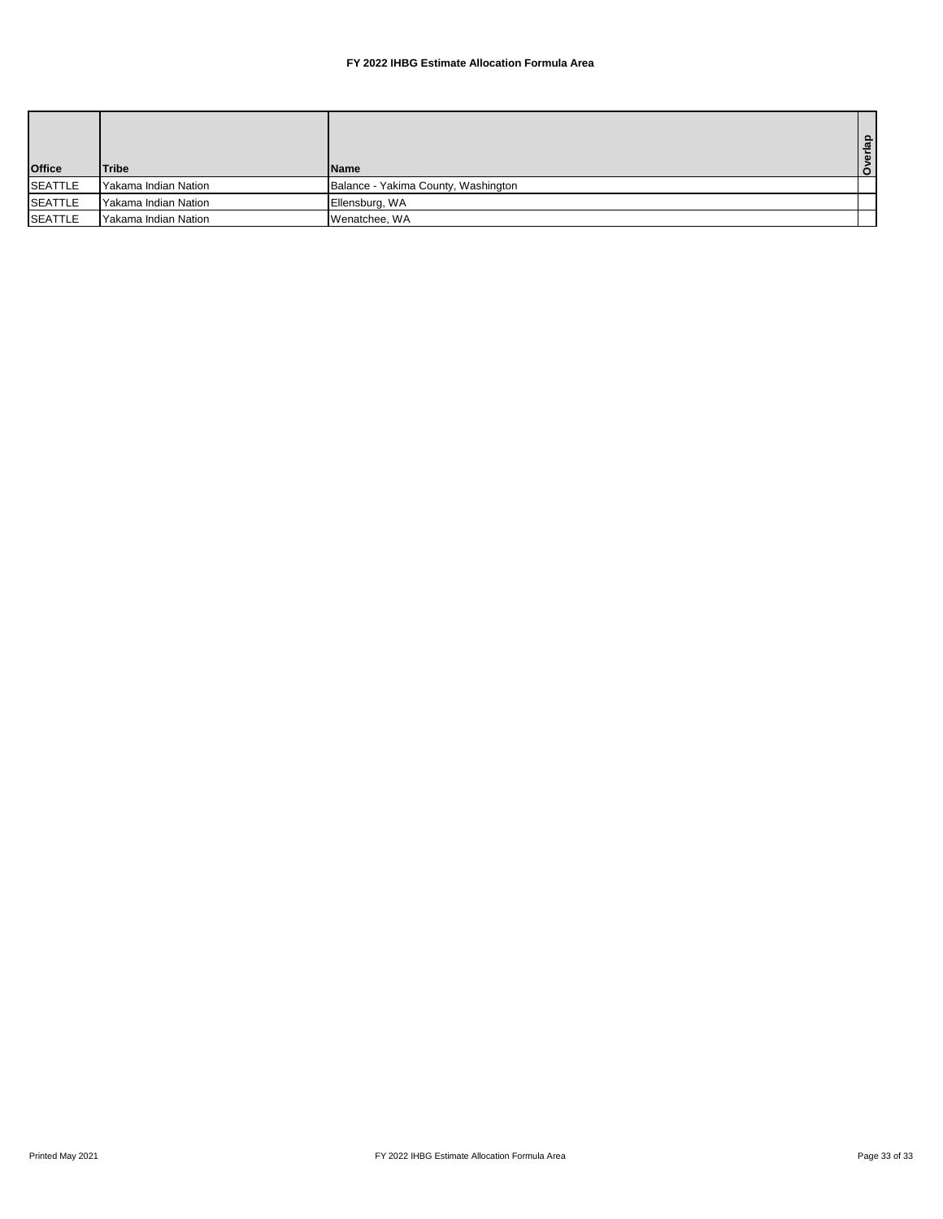| Office | Tribe | Name | Overlap |
|---|---|---|---|
| SEATTLE | Yakama Indian Nation | Balance - Yakima County, Washington | |
| SEATTLE | Yakama Indian Nation | Ellensburg, WA | |
| SEATTLE | Yakama Indian Nation | Wenatchee, WA | |